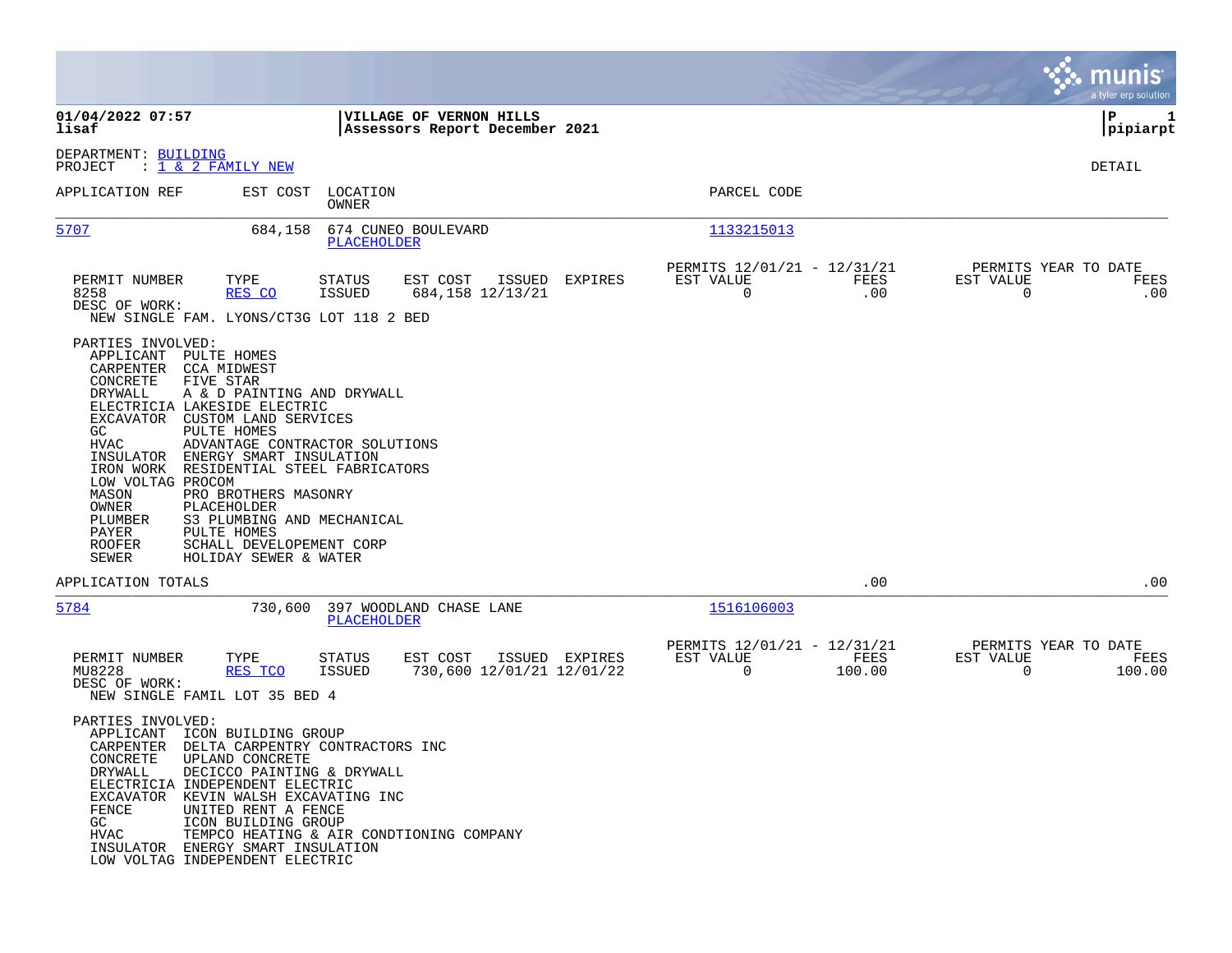**01/04/2022 07:57** | **VILLAGE OF VERNON HILLS** | **P 1**
**lisaf** | **Assessors Report December 2021** | **pipiarpt**

DEPARTMENT: BUILDING
PROJECT : 1 & 2 FAMILY NEW

DETAIL

| APPLICATION REF | EST COST | LOCATION / OWNER | PARCEL CODE |
|---|---|---|---|
| 5707 | 684,158 | 674 CUNEO BOULEVARD / PLACEHOLDER | 1133215013 |

| PERMIT NUMBER | TYPE | STATUS | EST COST | ISSUED | EXPIRES | PERMITS 12/01/21 - 12/31/21 EST VALUE | FEES | PERMITS YEAR TO DATE EST VALUE | FEES |
|---|---|---|---|---|---|---|---|---|---|
| 8258 | RES CO | ISSUED | 684,158 | 12/13/21 | | 0 | .00 | 0 | .00 |

DESC OF WORK:
NEW SINGLE FAM. LYONS/CT3G LOT 118 2 BED

PARTIES INVOLVED:

| Role | Party |
|---|---|
| APPLICANT | PULTE HOMES |
| CARPENTER | CCA MIDWEST |
| CONCRETE | FIVE STAR |
| DRYWALL | A & D PAINTING AND DRYWALL |
| ELECTRICIA | LAKESIDE ELECTRIC |
| EXCAVATOR | CUSTOM LAND SERVICES |
| GC | PULTE HOMES |
| HVAC | ADVANTAGE CONTRACTOR SOLUTIONS |
| INSULATOR | ENERGY SMART INSULATION |
| IRON WORK | RESIDENTIAL STEEL FABRICATORS |
| LOW VOLTAG | PROCOM |
| MASON | PRO BROTHERS MASONRY |
| OWNER | PLACEHOLDER |
| PLUMBER | S3 PLUMBING AND MECHANICAL |
| PAYER | PULTE HOMES |
| ROOFER | SCHALL DEVELOPEMENT CORP |
| SEWER | HOLIDAY SEWER & WATER |

APPLICATION TOTALS .00 .00

| APPLICATION REF | EST COST | LOCATION / OWNER | PARCEL CODE |
|---|---|---|---|
| 5784 | 730,600 | 397 WOODLAND CHASE LANE / PLACEHOLDER | 1516106003 |

| PERMIT NUMBER | TYPE | STATUS | EST COST | ISSUED | EXPIRES | PERMITS 12/01/21 - 12/31/21 EST VALUE | FEES | PERMITS YEAR TO DATE EST VALUE | FEES |
|---|---|---|---|---|---|---|---|---|---|
| MU8228 | RES TCO | ISSUED | 730,600 | 12/01/21 | 12/01/22 | 0 | 100.00 | 0 | 100.00 |

DESC OF WORK:
NEW SINGLE FAMIL LOT 35 BED 4

PARTIES INVOLVED:

| Role | Party |
|---|---|
| APPLICANT | ICON BUILDING GROUP |
| CARPENTER | DELTA CARPENTRY CONTRACTORS INC |
| CONCRETE | UPLAND CONCRETE |
| DRYWALL | DECICCO PAINTING & DRYWALL |
| ELECTRICIA | INDEPENDENT ELECTRIC |
| EXCAVATOR | KEVIN WALSH EXCAVATING INC |
| FENCE | UNITED RENT A FENCE |
| GC | ICON BUILDING GROUP |
| HVAC | TEMPCO HEATING & AIR CONDTIONING COMPANY |
| INSULATOR | ENERGY SMART INSULATION |
| LOW VOLTAG | INDEPENDENT ELECTRIC |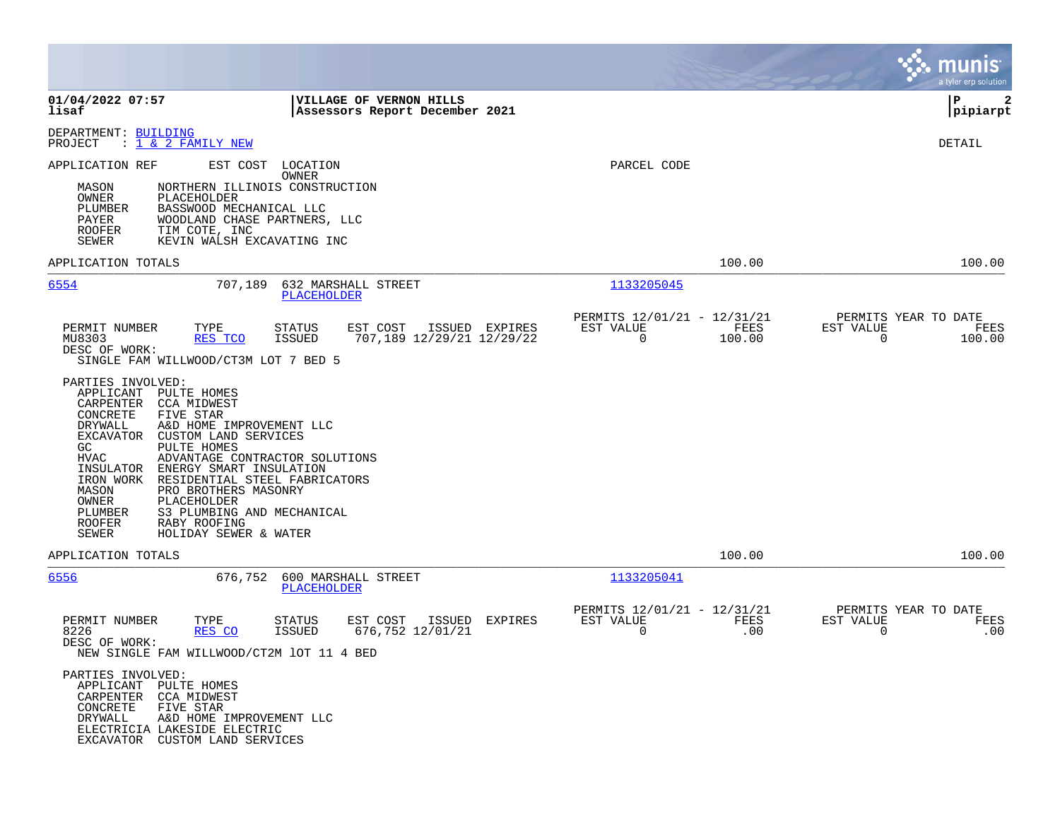**01/04/2022 07:57** — **lisaf**

**VILLAGE OF VERNON HILLS**
**Assessors Report December 2021**

**P 2** — **pipiarpt**

DEPARTMENT: BUILDING
PROJECT : 1 & 2 FAMILY NEW

DETAIL

APPLICATION REF — EST COST — LOCATION / OWNER — PARCEL CODE

| Role | Party |
|---|---|
| MASON | NORTHERN ILLINOIS CONSTRUCTION |
| OWNER | PLACEHOLDER |
| PLUMBER | BASSWOOD MECHANICAL LLC |
| PAYER | WOODLAND CHASE PARTNERS, LLC |
| ROOFER | TIM COTE, INC |
| SEWER | KEVIN WALSH EXCAVATING INC |

APPLICATION TOTALS — 100.00 — 100.00

---

**6554** — 707,189 — 632 MARSHALL STREET — PLACEHOLDER — 1133205045

| PERMIT NUMBER | TYPE | STATUS | EST COST | ISSUED | EXPIRES | PERMITS 12/01/21 - 12/31/21 EST VALUE | FEES | PERMITS YEAR TO DATE EST VALUE | FEES |
|---|---|---|---|---|---|---|---|---|---|
| MU8303 | RES TCO | ISSUED | 707,189 | 12/29/21 | 12/29/22 | 0 | 100.00 | 0 | 100.00 |

DESC OF WORK:
SINGLE FAM WILLWOOD/CT3M LOT 7 BED 5

PARTIES INVOLVED:

| Role | Party |
|---|---|
| APPLICANT | PULTE HOMES |
| CARPENTER | CCA MIDWEST |
| CONCRETE | FIVE STAR |
| DRYWALL | A&D HOME IMPROVEMENT LLC |
| EXCAVATOR | CUSTOM LAND SERVICES |
| GC | PULTE HOMES |
| HVAC | ADVANTAGE CONTRACTOR SOLUTIONS |
| INSULATOR | ENERGY SMART INSULATION |
| IRON WORK | RESIDENTIAL STEEL FABRICATORS |
| MASON | PRO BROTHERS MASONRY |
| OWNER | PLACEHOLDER |
| PLUMBER | S3 PLUMBING AND MECHANICAL |
| ROOFER | RABY ROOFING |
| SEWER | HOLIDAY SEWER & WATER |

APPLICATION TOTALS — 100.00 — 100.00

---

**6556** — 676,752 — 600 MARSHALL STREET — PLACEHOLDER — 1133205041

| PERMIT NUMBER | TYPE | STATUS | EST COST | ISSUED | EXPIRES | PERMITS 12/01/21 - 12/31/21 EST VALUE | FEES | PERMITS YEAR TO DATE EST VALUE | FEES |
|---|---|---|---|---|---|---|---|---|---|
| 8226 | RES CO | ISSUED | 676,752 | 12/01/21 | | 0 | .00 | 0 | .00 |

DESC OF WORK:
NEW SINGLE FAM WILLWOOD/CT2M lOT 11 4 BED

PARTIES INVOLVED:

| Role | Party |
|---|---|
| APPLICANT | PULTE HOMES |
| CARPENTER | CCA MIDWEST |
| CONCRETE | FIVE STAR |
| DRYWALL | A&D HOME IMPROVEMENT LLC |
| ELECTRICIA | LAKESIDE ELECTRIC |
| EXCAVATOR | CUSTOM LAND SERVICES |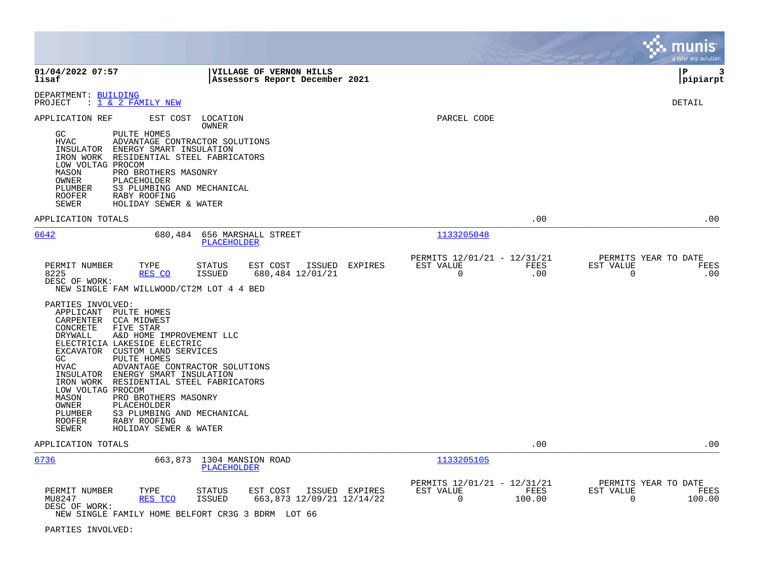**VILLAGE OF VERNON HILLS**
**Assessors Report December 2021**

DEPARTMENT: BUILDING
PROJECT : 1 & 2 FAMILY NEW

DETAIL

APPLICATION REF | EST COST | LOCATION / OWNER | PARCEL CODE

- GC PULTE HOMES
- HVAC ADVANTAGE CONTRACTOR SOLUTIONS
- INSULATOR ENERGY SMART INSULATION
- IRON WORK RESIDENTIAL STEEL FABRICATORS
- LOW VOLTAG PROCOM
- MASON PRO BROTHERS MASONRY
- OWNER PLACEHOLDER
- PLUMBER S3 PLUMBING AND MECHANICAL
- ROOFER RABY ROOFING
- SEWER HOLIDAY SEWER & WATER

APPLICATION TOTALS .00 .00

---

**6642** 680,484 656 MARSHALL STREET — PLACEHOLDER — 1133205048

| PERMIT NUMBER | TYPE | STATUS | EST COST | ISSUED | EXPIRES | PERMITS 12/01/21 - 12/31/21 EST VALUE | FEES | PERMITS YEAR TO DATE EST VALUE | FEES |
|---|---|---|---|---|---|---|---|---|---|
| 8225 | RES CO | ISSUED | 680,484 | 12/01/21 | | 0 | .00 | 0 | .00 |

DESC OF WORK:
NEW SINGLE FAM WILLWOOD/CT2M LOT 4 4 BED

PARTIES INVOLVED:
- APPLICANT PULTE HOMES
- CARPENTER CCA MIDWEST
- CONCRETE FIVE STAR
- DRYWALL A&D HOME IMPROVEMENT LLC
- ELECTRICIA LAKESIDE ELECTRIC
- EXCAVATOR CUSTOM LAND SERVICES
- GC PULTE HOMES
- HVAC ADVANTAGE CONTRACTOR SOLUTIONS
- INSULATOR ENERGY SMART INSULATION
- IRON WORK RESIDENTIAL STEEL FABRICATORS
- LOW VOLTAG PROCOM
- MASON PRO BROTHERS MASONRY
- OWNER PLACEHOLDER
- PLUMBER S3 PLUMBING AND MECHANICAL
- ROOFER RABY ROOFING
- SEWER HOLIDAY SEWER & WATER

APPLICATION TOTALS .00 .00

---

**6736** 663,873 1304 MANSION ROAD — PLACEHOLDER — 1133205105

| PERMIT NUMBER | TYPE | STATUS | EST COST | ISSUED | EXPIRES | PERMITS 12/01/21 - 12/31/21 EST VALUE | FEES | PERMITS YEAR TO DATE EST VALUE | FEES |
|---|---|---|---|---|---|---|---|---|---|
| MU8247 | RES TCO | ISSUED | 663,873 | 12/09/21 | 12/14/22 | 0 | 100.00 | 0 | 100.00 |

DESC OF WORK:
NEW SINGLE FAMILY HOME BELFORT CR3G 3 BDRM LOT 66

PARTIES INVOLVED: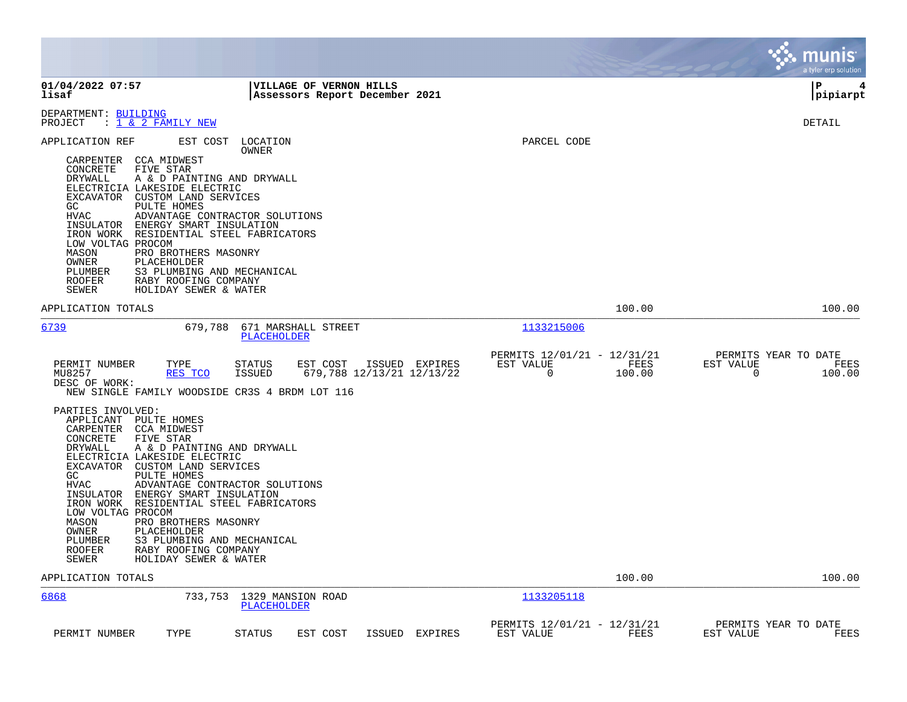**01/04/2022 07:57**
**lisaf**

**VILLAGE OF VERNON HILLS**
**Assessors Report December 2021**

**pipiarpt**

DEPARTMENT: BUILDING
PROJECT : 1 & 2 FAMILY NEW

DETAIL

APPLICATION REF | EST COST | LOCATION / OWNER | PARCEL CODE

- CARPENTER CCA MIDWEST
- CONCRETE FIVE STAR
- DRYWALL A & D PAINTING AND DRYWALL
- ELECTRICIA LAKESIDE ELECTRIC
- EXCAVATOR CUSTOM LAND SERVICES
- GC PULTE HOMES
- HVAC ADVANTAGE CONTRACTOR SOLUTIONS
- INSULATOR ENERGY SMART INSULATION
- IRON WORK RESIDENTIAL STEEL FABRICATORS
- LOW VOLTAG PROCOM
- MASON PRO BROTHERS MASONRY
- OWNER PLACEHOLDER
- PLUMBER S3 PLUMBING AND MECHANICAL
- ROOFER RABY ROOFING COMPANY
- SEWER HOLIDAY SEWER & WATER

APPLICATION TOTALS 100.00 100.00

---

**6739** | 679,788 | 671 MARSHALL STREET / PLACEHOLDER | 1133215006

| PERMIT NUMBER | TYPE | STATUS | EST COST | ISSUED | EXPIRES | PERMITS 12/01/21 - 12/31/21 EST VALUE | FEES | PERMITS YEAR TO DATE EST VALUE | FEES |
|---|---|---|---|---|---|---|---|---|---|
| MU8257 | RES TCO | ISSUED | 679,788 | 12/13/21 | 12/13/22 | 0 | 100.00 | 0 | 100.00 |

DESC OF WORK:
NEW SINGLE FAMILY WOODSIDE CR3S 4 BRDM LOT 116

PARTIES INVOLVED:
- APPLICANT PULTE HOMES
- CARPENTER CCA MIDWEST
- CONCRETE FIVE STAR
- DRYWALL A & D PAINTING AND DRYWALL
- ELECTRICIA LAKESIDE ELECTRIC
- EXCAVATOR CUSTOM LAND SERVICES
- GC PULTE HOMES
- HVAC ADVANTAGE CONTRACTOR SOLUTIONS
- INSULATOR ENERGY SMART INSULATION
- IRON WORK RESIDENTIAL STEEL FABRICATORS
- LOW VOLTAG PROCOM
- MASON PRO BROTHERS MASONRY
- OWNER PLACEHOLDER
- PLUMBER S3 PLUMBING AND MECHANICAL
- ROOFER RABY ROOFING COMPANY
- SEWER HOLIDAY SEWER & WATER

APPLICATION TOTALS 100.00 100.00

---

**6868** | 733,753 | 1329 MANSION ROAD / PLACEHOLDER | 1133205118

| PERMIT NUMBER | TYPE | STATUS | EST COST | ISSUED | EXPIRES | PERMITS 12/01/21 - 12/31/21 EST VALUE | FEES | PERMITS YEAR TO DATE EST VALUE | FEES |
|---|---|---|---|---|---|---|---|---|---|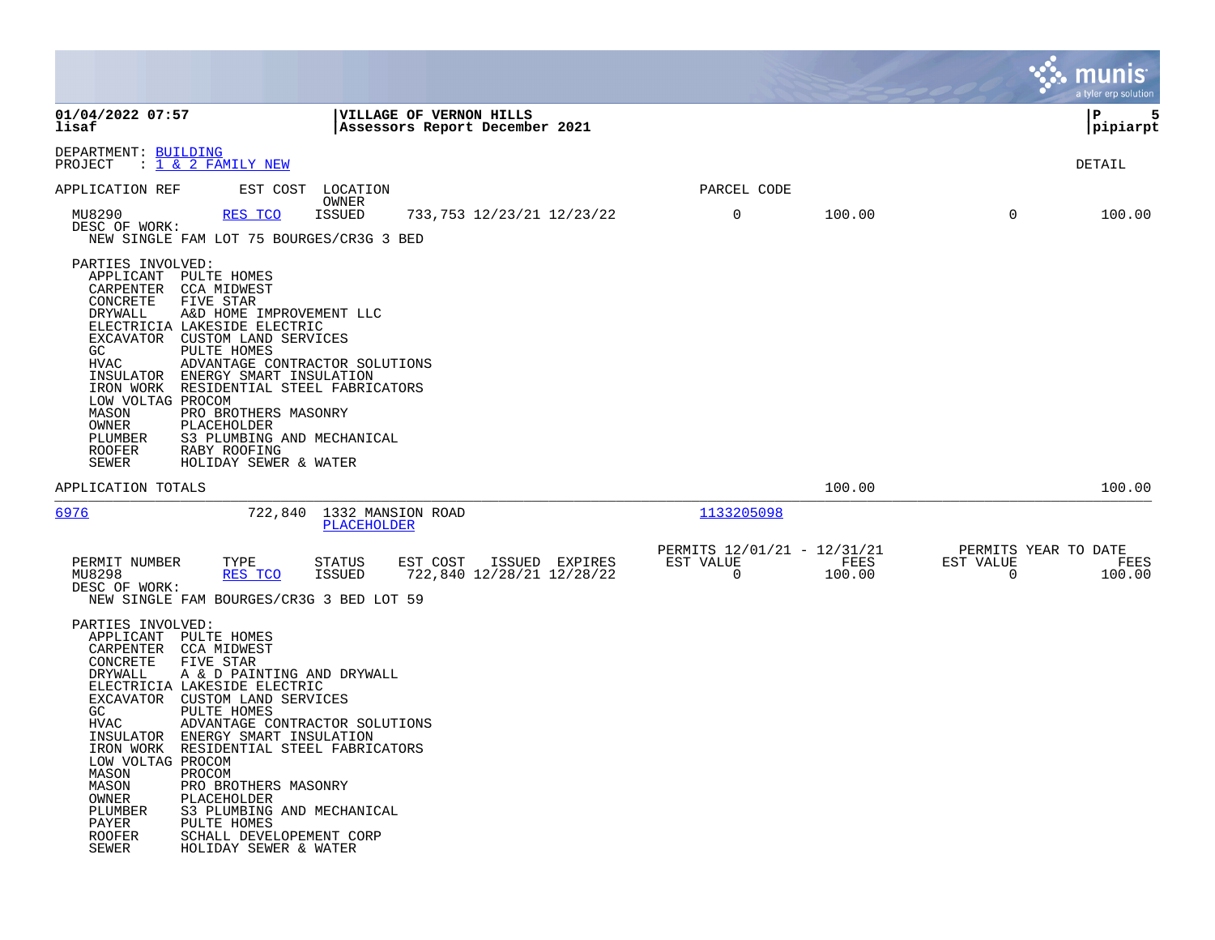DEPARTMENT: BUILDING
PROJECT : 1 & 2 FAMILY NEW

DETAIL

| APPLICATION REF | EST COST | LOCATION / OWNER | | | | PARCEL CODE | | | |
|---|---|---|---|---|---|---|---|---|---|
| MU8290 | RES TCO | ISSUED | 733,753 | 12/23/21 | 12/23/22 | 0 | 100.00 | 0 | 100.00 |

DESC OF WORK:
NEW SINGLE FAM LOT 75 BOURGES/CR3G 3 BED

PARTIES INVOLVED:

| Role | Name |
|---|---|
| APPLICANT | PULTE HOMES |
| CARPENTER | CCA MIDWEST |
| CONCRETE | FIVE STAR |
| DRYWALL | A&D HOME IMPROVEMENT LLC |
| ELECTRICIA | LAKESIDE ELECTRIC |
| EXCAVATOR | CUSTOM LAND SERVICES |
| GC | PULTE HOMES |
| HVAC | ADVANTAGE CONTRACTOR SOLUTIONS |
| INSULATOR | ENERGY SMART INSULATION |
| IRON WORK | RESIDENTIAL STEEL FABRICATORS |
| LOW VOLTAG | PROCOM |
| MASON | PRO BROTHERS MASONRY |
| OWNER | PLACEHOLDER |
| PLUMBER | S3 PLUMBING AND MECHANICAL |
| ROOFER | RABY ROOFING |
| SEWER | HOLIDAY SEWER & WATER |

APPLICATION TOTALS — 100.00 — 100.00

---

| APPLICATION REF | EST COST | LOCATION | OWNER | PARCEL CODE |
|---|---|---|---|---|
| 6976 | 722,840 | 1332 MANSION ROAD | PLACEHOLDER | 1133205098 |

| PERMIT NUMBER | TYPE | STATUS | EST COST | ISSUED | EXPIRES | PERMITS 12/01/21 - 12/31/21 EST VALUE | FEES | PERMITS YEAR TO DATE EST VALUE | FEES |
|---|---|---|---|---|---|---|---|---|---|
| MU8298 | RES TCO | ISSUED | 722,840 | 12/28/21 | 12/28/22 | 0 | 100.00 | 0 | 100.00 |

DESC OF WORK:
NEW SINGLE FAM BOURGES/CR3G 3 BED LOT 59

PARTIES INVOLVED:

| Role | Name |
|---|---|
| APPLICANT | PULTE HOMES |
| CARPENTER | CCA MIDWEST |
| CONCRETE | FIVE STAR |
| DRYWALL | A & D PAINTING AND DRYWALL |
| ELECTRICIA | LAKESIDE ELECTRIC |
| EXCAVATOR | CUSTOM LAND SERVICES |
| GC | PULTE HOMES |
| HVAC | ADVANTAGE CONTRACTOR SOLUTIONS |
| INSULATOR | ENERGY SMART INSULATION |
| IRON WORK | RESIDENTIAL STEEL FABRICATORS |
| LOW VOLTAG | PROCOM |
| MASON | PROCOM |
| MASON | PRO BROTHERS MASONRY |
| OWNER | PLACEHOLDER |
| PLUMBER | S3 PLUMBING AND MECHANICAL |
| PAYER | PULTE HOMES |
| ROOFER | SCHALL DEVELOPEMENT CORP |
| SEWER | HOLIDAY SEWER & WATER |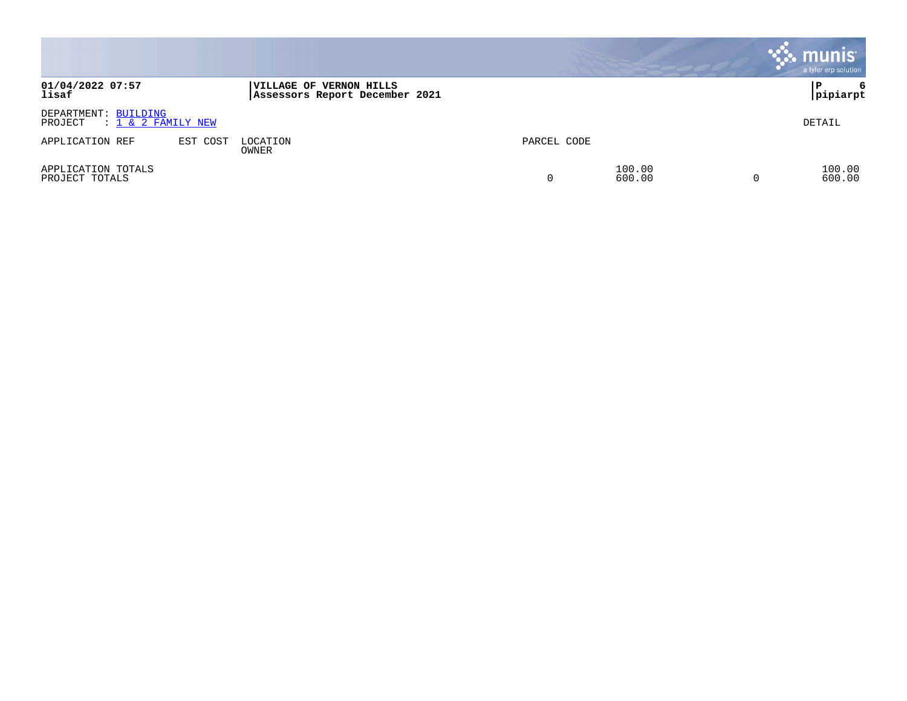**01/04/2022 07:57**
**lisaf**

**VILLAGE OF VERNON HILLS**
**Assessors Report December 2021**

**P 6**
**pipiarpt**

DEPARTMENT: BUILDING
PROJECT : 1 & 2 FAMILY NEW

DETAIL

| APPLICATION REF | EST COST | LOCATION / OWNER | PARCEL CODE | | | |
|---|---|---|---|---|---|---|
| APPLICATION TOTALS | | | | 100.00 | | 100.00 |
| PROJECT TOTALS | | | 0 | 600.00 | 0 | 600.00 |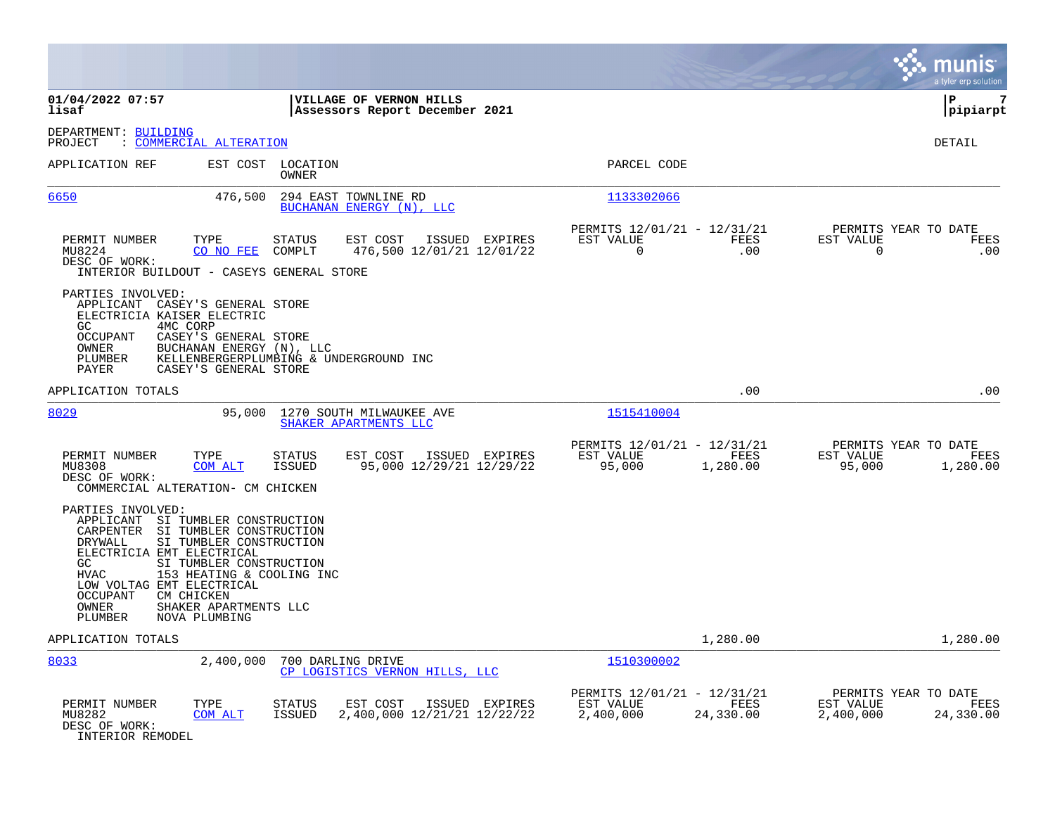**01/04/2022 07:57** | **VILLAGE OF VERNON HILLS** | **P 7**
**lisaf** | **Assessors Report December 2021** | **pipiarpt**

DEPARTMENT: BUILDING
PROJECT : COMMERCIAL ALTERATION

DETAIL

| APPLICATION REF | EST COST | LOCATION / OWNER | PARCEL CODE |
|---|---|---|---|
| 6650 | 476,500 | 294 EAST TOWNLINE RD / BUCHANAN ENERGY (N), LLC | 1133302066 |

| PERMIT NUMBER | TYPE | STATUS | EST COST | ISSUED | EXPIRES | PERMITS 12/01/21 - 12/31/21 EST VALUE | FEES | PERMITS YEAR TO DATE EST VALUE | FEES |
|---|---|---|---|---|---|---|---|---|---|
| MU8224 | CO NO FEE | COMPLT | 476,500 | 12/01/21 | 12/01/22 | 0 | .00 | 0 | .00 |

DESC OF WORK:
INTERIOR BUILDOUT - CASEYS GENERAL STORE

PARTIES INVOLVED:
- APPLICANT CASEY'S GENERAL STORE
- ELECTRICIA KAISER ELECTRIC
- GC 4MC CORP
- OCCUPANT CASEY'S GENERAL STORE
- OWNER BUCHANAN ENERGY (N), LLC
- PLUMBER KELLENBERGERPLUMBING & UNDERGROUND INC
- PAYER CASEY'S GENERAL STORE

APPLICATION TOTALS .00 .00

| APPLICATION REF | EST COST | LOCATION / OWNER | PARCEL CODE |
|---|---|---|---|
| 8029 | 95,000 | 1270 SOUTH MILWAUKEE AVE / SHAKER APARTMENTS LLC | 1515410004 |

| PERMIT NUMBER | TYPE | STATUS | EST COST | ISSUED | EXPIRES | PERMITS 12/01/21 - 12/31/21 EST VALUE | FEES | PERMITS YEAR TO DATE EST VALUE | FEES |
|---|---|---|---|---|---|---|---|---|---|
| MU8308 | COM ALT | ISSUED | 95,000 | 12/29/21 | 12/29/22 | 95,000 | 1,280.00 | 95,000 | 1,280.00 |

DESC OF WORK:
COMMERCIAL ALTERATION- CM CHICKEN

PARTIES INVOLVED:
- APPLICANT SI TUMBLER CONSTRUCTION
- CARPENTER SI TUMBLER CONSTRUCTION
- DRYWALL SI TUMBLER CONSTRUCTION
- ELECTRICIA EMT ELECTRICAL
- GC SI TUMBLER CONSTRUCTION
- HVAC 153 HEATING & COOLING INC
- LOW VOLTAG EMT ELECTRICAL
- OCCUPANT CM CHICKEN
- OWNER SHAKER APARTMENTS LLC
- PLUMBER NOVA PLUMBING

APPLICATION TOTALS 1,280.00 1,280.00

| APPLICATION REF | EST COST | LOCATION / OWNER | PARCEL CODE |
|---|---|---|---|
| 8033 | 2,400,000 | 700 DARLING DRIVE / CP LOGISTICS VERNON HILLS, LLC | 1510300002 |

| PERMIT NUMBER | TYPE | STATUS | EST COST | ISSUED | EXPIRES | PERMITS 12/01/21 - 12/31/21 EST VALUE | FEES | PERMITS YEAR TO DATE EST VALUE | FEES |
|---|---|---|---|---|---|---|---|---|---|
| MU8282 | COM ALT | ISSUED | 2,400,000 | 12/21/21 | 12/22/22 | 2,400,000 | 24,330.00 | 2,400,000 | 24,330.00 |

DESC OF WORK:
INTERIOR REMODEL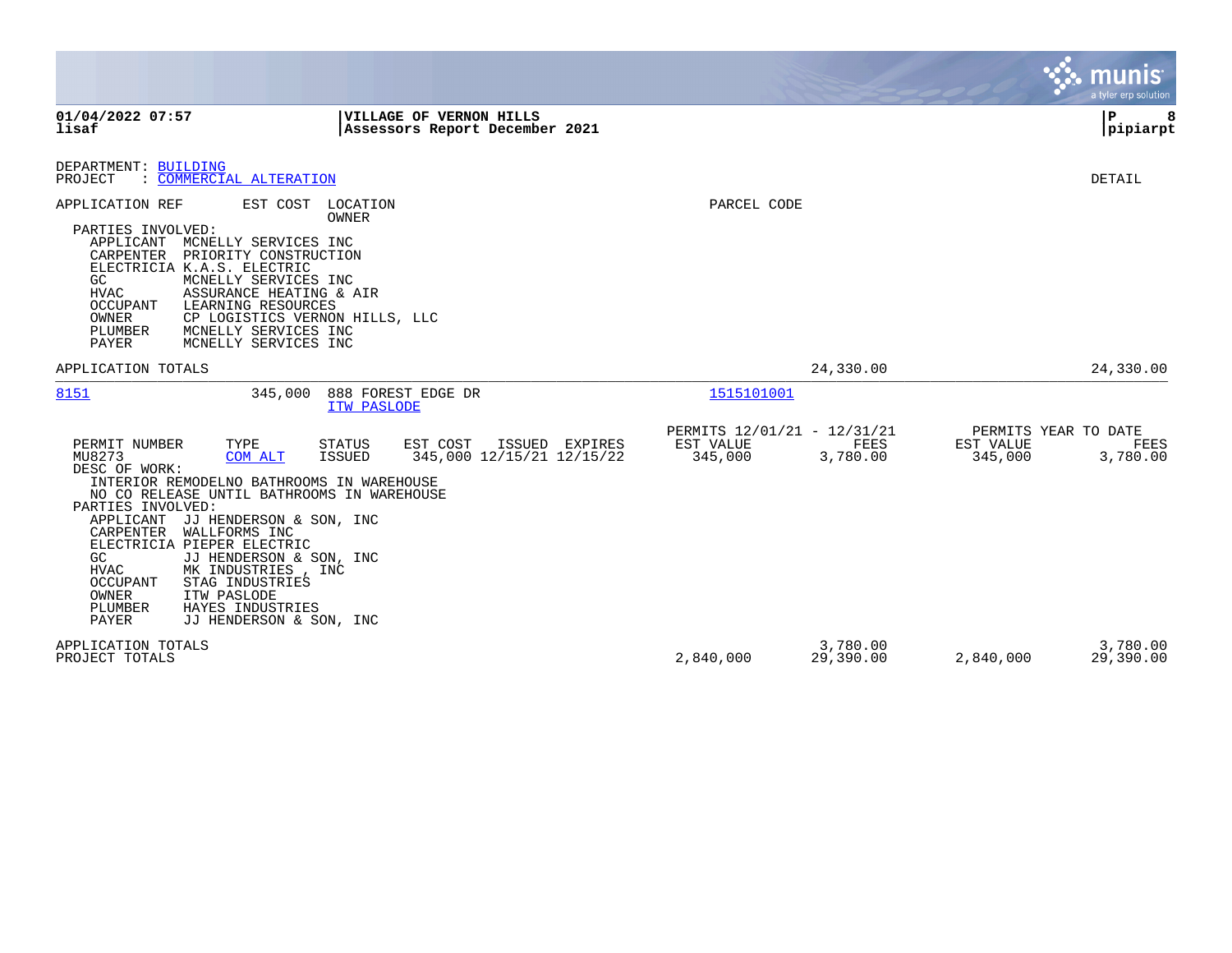**01/04/2022 07:57**
**lisaf**

**VILLAGE OF VERNON HILLS**
**Assessors Report December 2021**

**pipiarpt**

DEPARTMENT: BUILDING
PROJECT : COMMERCIAL ALTERATION

DETAIL

APPLICATION REF | EST COST | LOCATION / OWNER | PARCEL CODE

PARTIES INVOLVED:
- APPLICANT MCNELLY SERVICES INC
- CARPENTER PRIORITY CONSTRUCTION
- ELECTRICIA K.A.S. ELECTRIC
- GC MCNELLY SERVICES INC
- HVAC ASSURANCE HEATING & AIR
- OCCUPANT LEARNING RESOURCES
- OWNER CP LOGISTICS VERNON HILLS, LLC
- PLUMBER MCNELLY SERVICES INC
- PAYER MCNELLY SERVICES INC

APPLICATION TOTALS 24,330.00 24,330.00

---

8151 345,000 888 FOREST EDGE DR
ITW PASLODE
1515101001

| PERMIT NUMBER | TYPE | STATUS | EST COST | ISSUED | EXPIRES | PERMITS 12/01/21 - 12/31/21 EST VALUE | FEES | PERMITS YEAR TO DATE EST VALUE | FEES |
|---|---|---|---|---|---|---|---|---|---|
| MU8273 | COM ALT | ISSUED | 345,000 | 12/15/21 | 12/15/22 | 345,000 | 3,780.00 | 345,000 | 3,780.00 |

DESC OF WORK:
INTERIOR REMODELNO BATHROOMS IN WAREHOUSE
NO CO RELEASE UNTIL BATHROOMS IN WAREHOUSE

PARTIES INVOLVED:
- APPLICANT JJ HENDERSON & SON, INC
- CARPENTER WALLFORMS INC
- ELECTRICIA PIEPER ELECTRIC
- GC JJ HENDERSON & SON, INC
- HVAC MK INDUSTRIES , INC
- OCCUPANT STAG INDUSTRIES
- OWNER ITW PASLODE
- PLUMBER HAYES INDUSTRIES
- PAYER JJ HENDERSON & SON, INC

| | EST VALUE | FEES | EST VALUE | FEES |
|---|---|---|---|---|
| APPLICATION TOTALS | | 3,780.00 | | 3,780.00 |
| PROJECT TOTALS | 2,840,000 | 29,390.00 | 2,840,000 | 29,390.00 |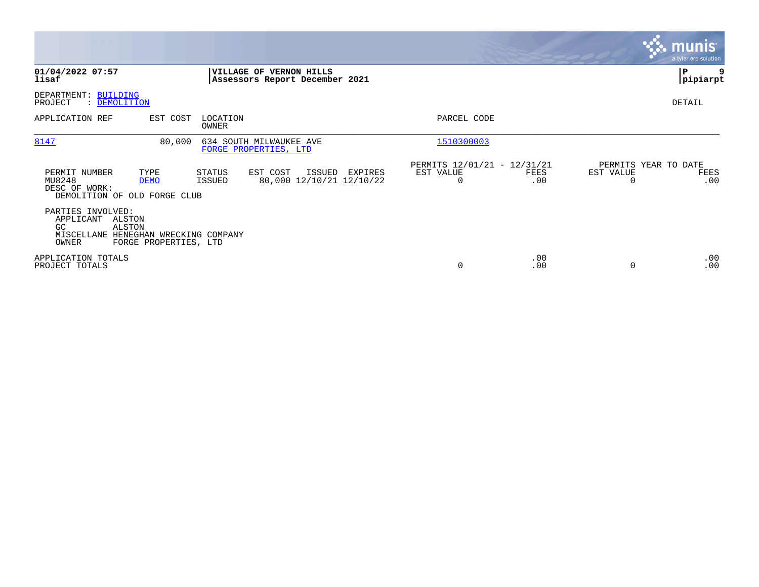**VILLAGE OF VERNON HILLS**
**Assessors Report December 2021**

DEPARTMENT: BUILDING
PROJECT : DEMOLITION

DETAIL

| APPLICATION REF | EST COST | LOCATION / OWNER | PARCEL CODE |
|---|---|---|---|
| 8147 | 80,000 | 634 SOUTH MILWAUKEE AVE / FORGE PROPERTIES, LTD | 1510300003 |

| PERMIT NUMBER | TYPE | STATUS | EST COST | ISSUED | EXPIRES | PERMITS 12/01/21 - 12/31/21 EST VALUE | FEES | PERMITS YEAR TO DATE EST VALUE | FEES |
|---|---|---|---|---|---|---|---|---|---|
| MU8248 | DEMO | ISSUED | 80,000 | 12/10/21 | 12/10/22 | 0 | .00 | 0 | .00 |

DESC OF WORK:
DEMOLITION OF OLD FORGE CLUB

PARTIES INVOLVED:
- APPLICANT ALSTON
- GC ALSTON
- MISCELLANE HENEGHAN WRECKING COMPANY
- OWNER FORGE PROPERTIES, LTD

| | EST VALUE | FEES | EST VALUE | FEES |
|---|---|---|---|---|
| APPLICATION TOTALS | | .00 | | .00 |
| PROJECT TOTALS | 0 | .00 | 0 | .00 |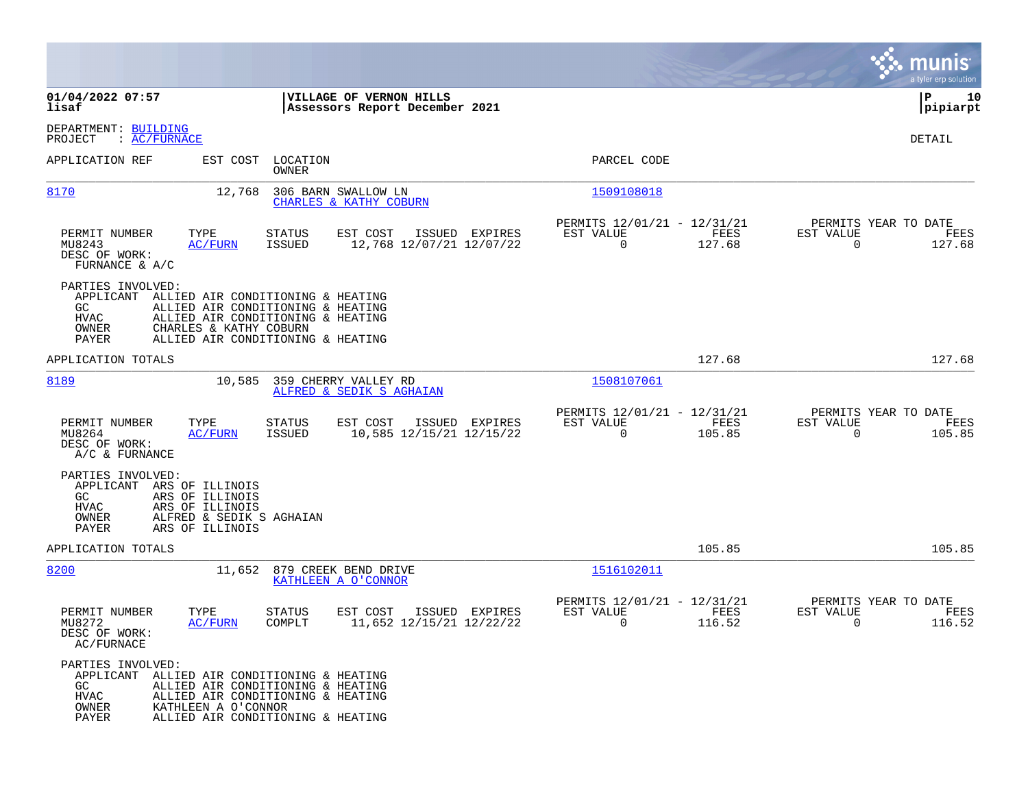**01/04/2022 07:57** | **VILLAGE OF VERNON HILLS**
**lisaf** | **Assessors Report December 2021** | **pipiarpt**

DEPARTMENT: BUILDING
PROJECT : AC/FURNACE

DETAIL

| APPLICATION REF | EST COST | LOCATION / OWNER | PARCEL CODE |
|---|---|---|---|
| 8170 | 12,768 | 306 BARN SWALLOW LN / CHARLES & KATHY COBURN | 1509108018 |

| PERMIT NUMBER | TYPE | STATUS | EST COST | ISSUED | EXPIRES | PERMITS 12/01/21 - 12/31/21 EST VALUE | FEES | PERMITS YEAR TO DATE EST VALUE | FEES |
|---|---|---|---|---|---|---|---|---|---|
| MU8243 | AC/FURN | ISSUED | 12,768 | 12/07/21 | 12/07/22 | 0 | 127.68 | 0 | 127.68 |

DESC OF WORK:
FURNACE & A/C

PARTIES INVOLVED:
- APPLICANT ALLIED AIR CONDITIONING & HEATING
- GC ALLIED AIR CONDITIONING & HEATING
- HVAC ALLIED AIR CONDITIONING & HEATING
- OWNER CHARLES & KATHY COBURN
- PAYER ALLIED AIR CONDITIONING & HEATING

APPLICATION TOTALS 127.68 127.68

| APPLICATION REF | EST COST | LOCATION / OWNER | PARCEL CODE |
|---|---|---|---|
| 8189 | 10,585 | 359 CHERRY VALLEY RD / ALFRED & SEDIK S AGHAIAN | 1508107061 |

| PERMIT NUMBER | TYPE | STATUS | EST COST | ISSUED | EXPIRES | PERMITS 12/01/21 - 12/31/21 EST VALUE | FEES | PERMITS YEAR TO DATE EST VALUE | FEES |
|---|---|---|---|---|---|---|---|---|---|
| MU8264 | AC/FURN | ISSUED | 10,585 | 12/15/21 | 12/15/22 | 0 | 105.85 | 0 | 105.85 |

DESC OF WORK:
A/C & FURNANCE

PARTIES INVOLVED:
- APPLICANT ARS OF ILLINOIS
- GC ARS OF ILLINOIS
- HVAC ARS OF ILLINOIS
- OWNER ALFRED & SEDIK S AGHAIAN
- PAYER ARS OF ILLINOIS

APPLICATION TOTALS 105.85 105.85

| APPLICATION REF | EST COST | LOCATION / OWNER | PARCEL CODE |
|---|---|---|---|
| 8200 | 11,652 | 879 CREEK BEND DRIVE / KATHLEEN A O'CONNOR | 1516102011 |

| PERMIT NUMBER | TYPE | STATUS | EST COST | ISSUED | EXPIRES | PERMITS 12/01/21 - 12/31/21 EST VALUE | FEES | PERMITS YEAR TO DATE EST VALUE | FEES |
|---|---|---|---|---|---|---|---|---|---|
| MU8272 | AC/FURN | COMPLT | 11,652 | 12/15/21 | 12/22/22 | 0 | 116.52 | 0 | 116.52 |

DESC OF WORK:
AC/FURNACE

PARTIES INVOLVED:
- APPLICANT ALLIED AIR CONDITIONING & HEATING
- GC ALLIED AIR CONDITIONING & HEATING
- HVAC ALLIED AIR CONDITIONING & HEATING
- OWNER KATHLEEN A O'CONNOR
- PAYER ALLIED AIR CONDITIONING & HEATING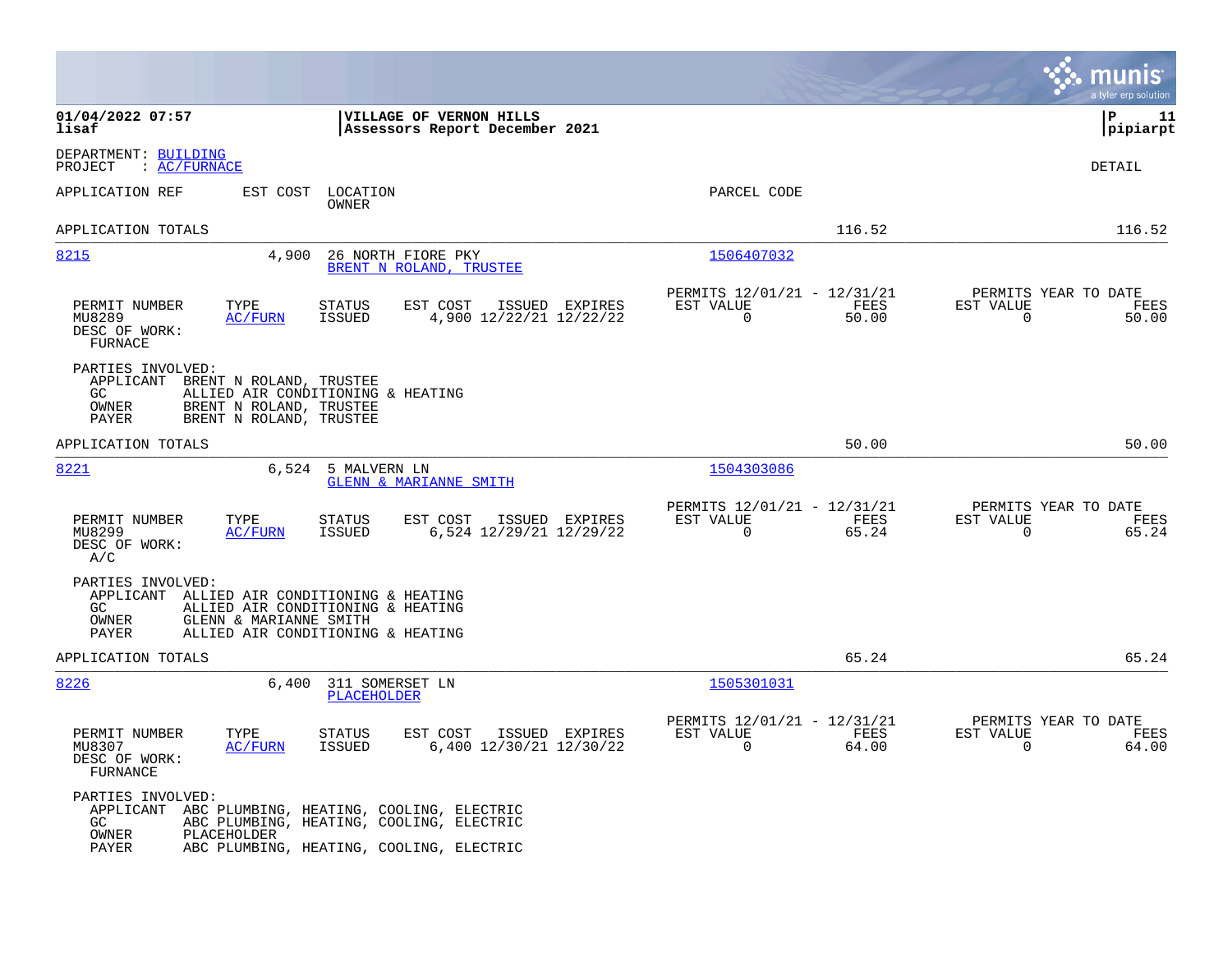**01/04/2022 07:57**
**lisaf**

**VILLAGE OF VERNON HILLS**
**Assessors Report December 2021**

**pipiarpt**

DEPARTMENT: BUILDING
PROJECT : AC/FURNACE

DETAIL

| APPLICATION REF | EST COST | LOCATION / OWNER | PARCEL CODE | | |
|---|---|---|---|---|---|
| APPLICATION TOTALS | | | | 116.52 | 116.52 |

---

**8215** | 4,900 | 26 NORTH FIORE PKY | BRENT N ROLAND, TRUSTEE | 1506407032

| PERMIT NUMBER | TYPE | STATUS | EST COST | ISSUED | EXPIRES | PERMITS 12/01/21 - 12/31/21 EST VALUE | FEES | PERMITS YEAR TO DATE EST VALUE | FEES |
|---|---|---|---|---|---|---|---|---|---|
| MU8289 | AC/FURN | ISSUED | 4,900 | 12/22/21 | 12/22/22 | 0 | 50.00 | 0 | 50.00 |

DESC OF WORK:
FURNACE

PARTIES INVOLVED:
- APPLICANT BRENT N ROLAND, TRUSTEE
- GC ALLIED AIR CONDITIONING & HEATING
- OWNER BRENT N ROLAND, TRUSTEE
- PAYER BRENT N ROLAND, TRUSTEE

APPLICATION TOTALS 50.00 50.00

---

**8221** | 6,524 | 5 MALVERN LN | GLENN & MARIANNE SMITH | 1504303086

| PERMIT NUMBER | TYPE | STATUS | EST COST | ISSUED | EXPIRES | PERMITS 12/01/21 - 12/31/21 EST VALUE | FEES | PERMITS YEAR TO DATE EST VALUE | FEES |
|---|---|---|---|---|---|---|---|---|---|
| MU8299 | AC/FURN | ISSUED | 6,524 | 12/29/21 | 12/29/22 | 0 | 65.24 | 0 | 65.24 |

DESC OF WORK:
A/C

PARTIES INVOLVED:
- APPLICANT ALLIED AIR CONDITIONING & HEATING
- GC ALLIED AIR CONDITIONING & HEATING
- OWNER GLENN & MARIANNE SMITH
- PAYER ALLIED AIR CONDITIONING & HEATING

APPLICATION TOTALS 65.24 65.24

---

**8226** | 6,400 | 311 SOMERSET LN | PLACEHOLDER | 1505301031

| PERMIT NUMBER | TYPE | STATUS | EST COST | ISSUED | EXPIRES | PERMITS 12/01/21 - 12/31/21 EST VALUE | FEES | PERMITS YEAR TO DATE EST VALUE | FEES |
|---|---|---|---|---|---|---|---|---|---|
| MU8307 | AC/FURN | ISSUED | 6,400 | 12/30/21 | 12/30/22 | 0 | 64.00 | 0 | 64.00 |

DESC OF WORK:
FURNANCE

PARTIES INVOLVED:
- APPLICANT ABC PLUMBING, HEATING, COOLING, ELECTRIC
- GC ABC PLUMBING, HEATING, COOLING, ELECTRIC
- OWNER PLACEHOLDER
- PAYER ABC PLUMBING, HEATING, COOLING, ELECTRIC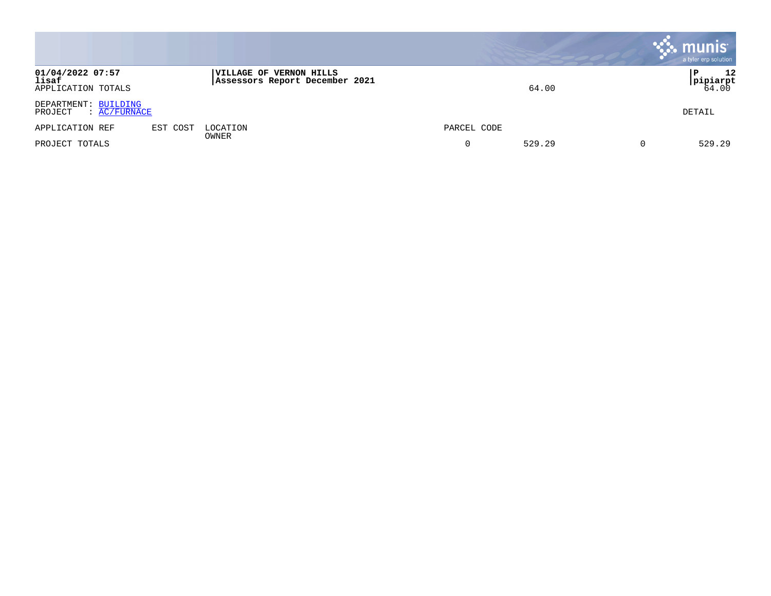APPLICATION TOTALS 64.00 64.00

DEPARTMENT: BUILDING
PROJECT : AC/FURNACE

DETAIL

| APPLICATION REF | EST COST | LOCATION<br>OWNER | PARCEL CODE | | | |
|---|---|---|---|---|---|---|
| PROJECT TOTALS | | | 0 | 529.29 | 0 | 529.29 |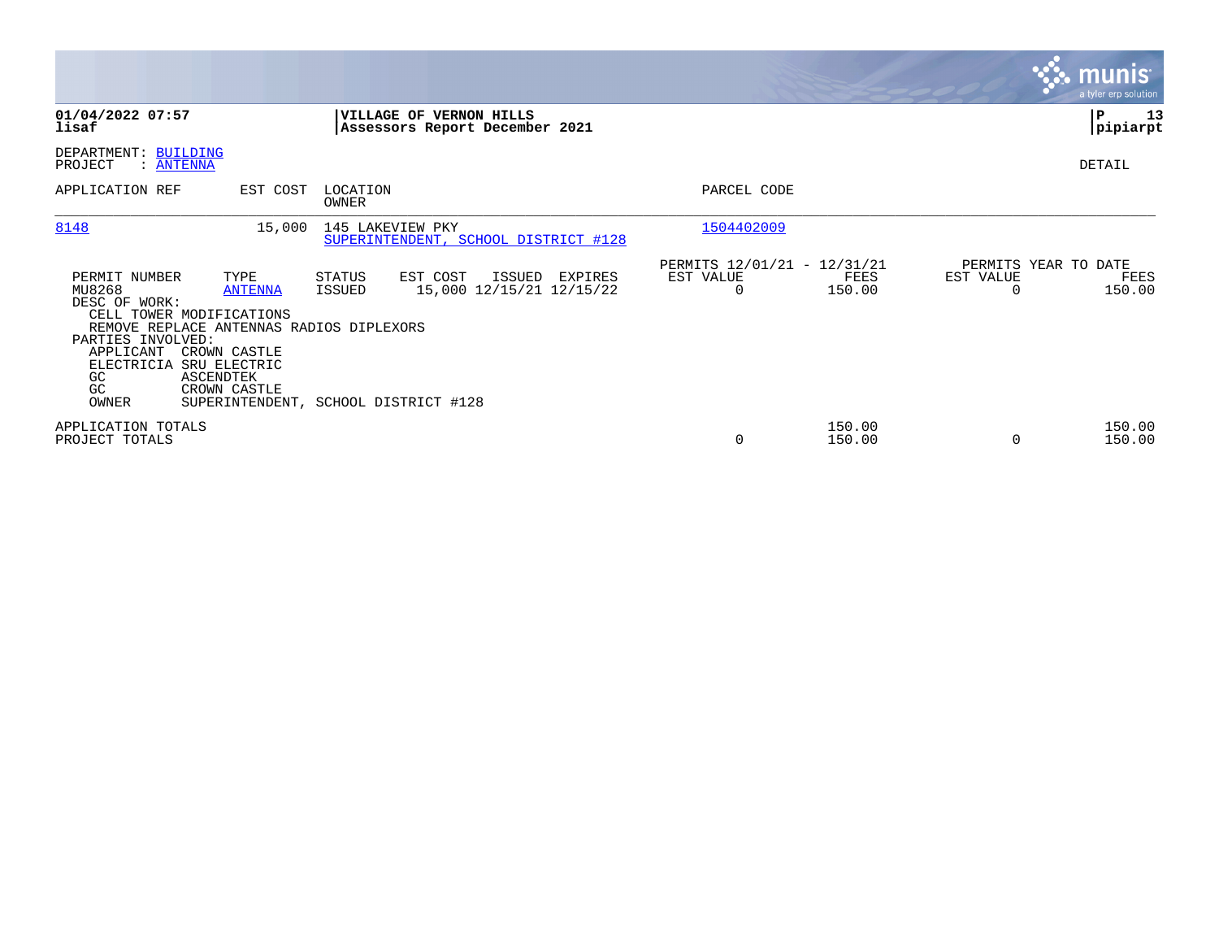**01/04/2022 07:57**
**lisaf**

**VILLAGE OF VERNON HILLS**
**Assessors Report December 2021**

**P 13**
**pipiarpt**

DEPARTMENT: BUILDING
PROJECT : ANTENNA

DETAIL

| APPLICATION REF | EST COST | LOCATION / OWNER | PARCEL CODE |
|---|---|---|---|
| 8148 | 15,000 | 145 LAKEVIEW PKY / SUPERINTENDENT, SCHOOL DISTRICT #128 | 1504402009 |

| PERMIT NUMBER | TYPE | STATUS | EST COST | ISSUED | EXPIRES | PERMITS 12/01/21 - 12/31/21 EST VALUE | FEES | PERMITS YEAR TO DATE EST VALUE | FEES |
|---|---|---|---|---|---|---|---|---|---|
| MU8268 | ANTENNA | ISSUED | 15,000 | 12/15/21 | 12/15/22 | 0 | 150.00 | 0 | 150.00 |

DESC OF WORK:
CELL TOWER MODIFICATIONS
REMOVE REPLACE ANTENNAS RADIOS DIPLEXORS

PARTIES INVOLVED:

| | |
|---|---|
| APPLICANT | CROWN CASTLE |
| ELECTRICIA | SRU ELECTRIC |
| GC | ASCENDTEK |
| GC | CROWN CASTLE |
| OWNER | SUPERINTENDENT, SCHOOL DISTRICT #128 |

| | EST VALUE | FEES | EST VALUE | FEES |
|---|---|---|---|---|
| APPLICATION TOTALS | | 150.00 | | 150.00 |
| PROJECT TOTALS | 0 | 150.00 | 0 | 150.00 |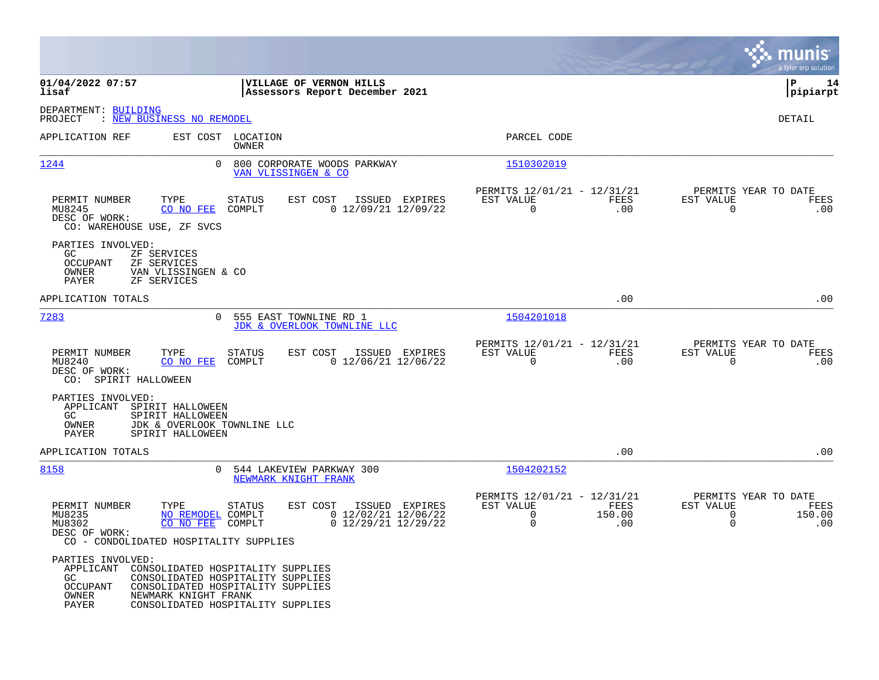**01/04/2022 07:57** | **VILLAGE OF VERNON HILLS** | **P 14**
**lisaf** | **Assessors Report December 2021** | **pipiarpt**

DEPARTMENT: BUILDING
PROJECT : NEW BUSINESS NO REMODEL

DETAIL

| APPLICATION REF | EST COST | LOCATION / OWNER | PARCEL CODE |
|---|---|---|---|
| 1244 | 0 | 800 CORPORATE WOODS PARKWAY / VAN VLISSINGEN & CO | 1510302019 |

| PERMIT NUMBER | TYPE | STATUS | EST COST | ISSUED | EXPIRES | PERMITS 12/01/21 - 12/31/21 EST VALUE | FEES | PERMITS YEAR TO DATE EST VALUE | FEES |
|---|---|---|---|---|---|---|---|---|---|
| MU8245 | CO NO FEE | COMPLT | 0 | 12/09/21 | 12/09/22 | 0 | .00 | 0 | .00 |

DESC OF WORK:
CO: WAREHOUSE USE, ZF SVCS

PARTIES INVOLVED:
- GC ZF SERVICES
- OCCUPANT ZF SERVICES
- OWNER VAN VLISSINGEN & CO
- PAYER ZF SERVICES

APPLICATION TOTALS .00 .00

| APPLICATION REF | EST COST | LOCATION / OWNER | PARCEL CODE |
|---|---|---|---|
| 7283 | 0 | 555 EAST TOWNLINE RD 1 / JDK & OVERLOOK TOWNLINE LLC | 1504201018 |

| PERMIT NUMBER | TYPE | STATUS | EST COST | ISSUED | EXPIRES | PERMITS 12/01/21 - 12/31/21 EST VALUE | FEES | PERMITS YEAR TO DATE EST VALUE | FEES |
|---|---|---|---|---|---|---|---|---|---|
| MU8240 | CO NO FEE | COMPLT | 0 | 12/06/21 | 12/06/22 | 0 | .00 | 0 | .00 |

DESC OF WORK:
CO: SPIRIT HALLOWEEN

PARTIES INVOLVED:
- APPLICANT SPIRIT HALLOWEEN
- GC SPIRIT HALLOWEEN
- OWNER JDK & OVERLOOK TOWNLINE LLC
- PAYER SPIRIT HALLOWEEN

APPLICATION TOTALS .00 .00

| APPLICATION REF | EST COST | LOCATION / OWNER | PARCEL CODE |
|---|---|---|---|
| 8158 | 0 | 544 LAKEVIEW PARKWAY 300 / NEWMARK KNIGHT FRANK | 1504202152 |

| PERMIT NUMBER | TYPE | STATUS | EST COST | ISSUED | EXPIRES | PERMITS 12/01/21 - 12/31/21 EST VALUE | FEES | PERMITS YEAR TO DATE EST VALUE | FEES |
|---|---|---|---|---|---|---|---|---|---|
| MU8235 | NO REMODEL | COMPLT | 0 | 12/02/21 | 12/06/22 | 0 | 150.00 | 0 | 150.00 |
| MU8302 | CO NO FEE | COMPLT | 0 | 12/29/21 | 12/29/22 | 0 | .00 | 0 | .00 |

DESC OF WORK:
CO - CONDOLIDATED HOSPITALITY SUPPLIES

PARTIES INVOLVED:
- APPLICANT CONSOLIDATED HOSPITALITY SUPPLIES
- GC CONSOLIDATED HOSPITALITY SUPPLIES
- OCCUPANT CONSOLIDATED HOSPITALITY SUPPLIES
- OWNER NEWMARK KNIGHT FRANK
- PAYER CONSOLIDATED HOSPITALITY SUPPLIES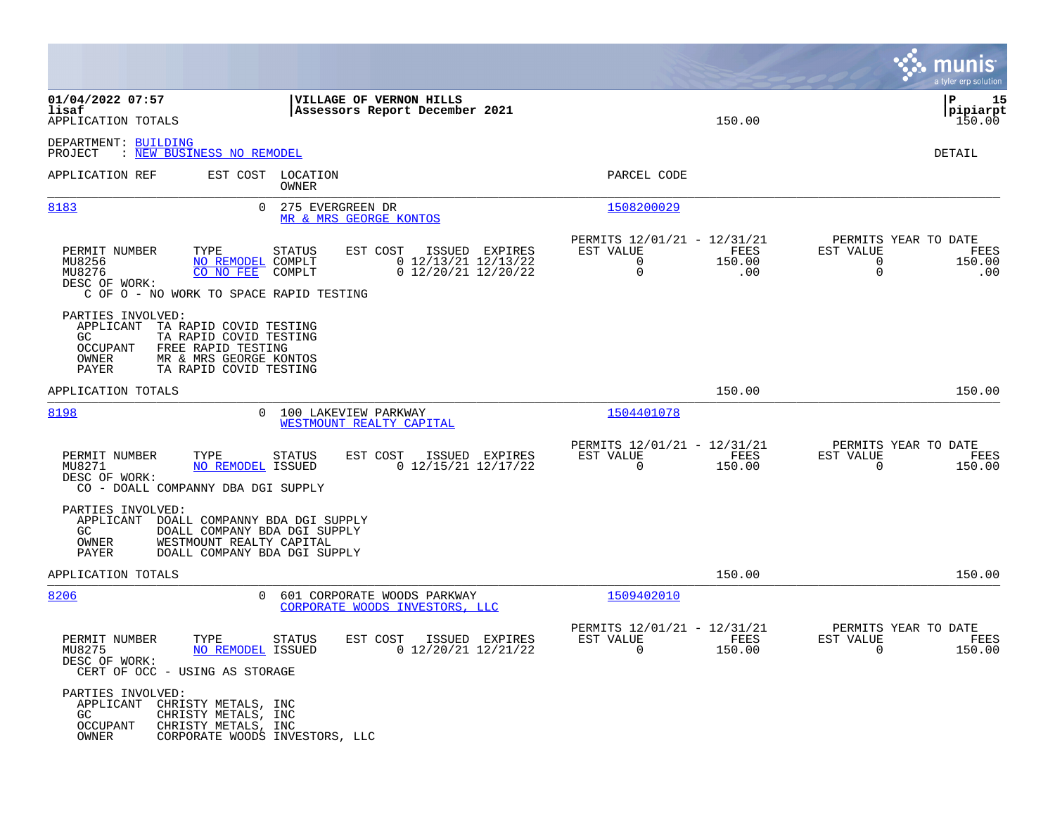01/04/2022 07:57 | VILLAGE OF VERNON HILLS
lisaf | Assessors Report December 2021
APPLICATION TOTALS 150.00 150.00

DEPARTMENT: BUILDING
PROJECT : NEW BUSINESS NO REMODEL

DETAIL

| APPLICATION REF | EST COST | LOCATION / OWNER | PARCEL CODE |
|---|---|---|---|
| 8183 | 0 | 275 EVERGREEN DR / MR & MRS GEORGE KONTOS | 1508200029 |

| PERMIT NUMBER | TYPE | STATUS | EST COST | ISSUED | EXPIRES | PERMITS 12/01/21 - 12/31/21 EST VALUE | FEES | PERMITS YEAR TO DATE EST VALUE | FEES |
|---|---|---|---|---|---|---|---|---|---|
| MU8256 | NO REMODEL | COMPLT | 0 | 12/13/21 | 12/13/22 | 0 | 150.00 | 0 | 150.00 |
| MU8276 | CO NO FEE | COMPLT | 0 | 12/20/21 | 12/20/22 | 0 | .00 | 0 | .00 |

DESC OF WORK:
C OF O - NO WORK TO SPACE RAPID TESTING

PARTIES INVOLVED:
- APPLICANT TA RAPID COVID TESTING
- GC TA RAPID COVID TESTING
- OCCUPANT FREE RAPID TESTING
- OWNER MR & MRS GEORGE KONTOS
- PAYER TA RAPID COVID TESTING

APPLICATION TOTALS 150.00 150.00

| APPLICATION REF | EST COST | LOCATION / OWNER | PARCEL CODE |
|---|---|---|---|
| 8198 | 0 | 100 LAKEVIEW PARKWAY / WESTMOUNT REALTY CAPITAL | 1504401078 |

| PERMIT NUMBER | TYPE | STATUS | EST COST | ISSUED | EXPIRES | PERMITS 12/01/21 - 12/31/21 EST VALUE | FEES | PERMITS YEAR TO DATE EST VALUE | FEES |
|---|---|---|---|---|---|---|---|---|---|
| MU8271 | NO REMODEL | ISSUED | 0 | 12/15/21 | 12/17/22 | 0 | 150.00 | 0 | 150.00 |

DESC OF WORK:
CO - DOALL COMPANNY DBA DGI SUPPLY

PARTIES INVOLVED:
- APPLICANT DOALL COMPANNY BDA DGI SUPPLY
- GC DOALL COMPANY BDA DGI SUPPLY
- OWNER WESTMOUNT REALTY CAPITAL
- PAYER DOALL COMPANY BDA DGI SUPPLY

APPLICATION TOTALS 150.00 150.00

| APPLICATION REF | EST COST | LOCATION / OWNER | PARCEL CODE |
|---|---|---|---|
| 8206 | 0 | 601 CORPORATE WOODS PARKWAY / CORPORATE WOODS INVESTORS, LLC | 1509402010 |

| PERMIT NUMBER | TYPE | STATUS | EST COST | ISSUED | EXPIRES | PERMITS 12/01/21 - 12/31/21 EST VALUE | FEES | PERMITS YEAR TO DATE EST VALUE | FEES |
|---|---|---|---|---|---|---|---|---|---|
| MU8275 | NO REMODEL | ISSUED | 0 | 12/20/21 | 12/21/22 | 0 | 150.00 | 0 | 150.00 |

DESC OF WORK:
CERT OF OCC - USING AS STORAGE

PARTIES INVOLVED:
- APPLICANT CHRISTY METALS, INC
- GC CHRISTY METALS, INC
- OCCUPANT CHRISTY METALS, INC
- OWNER CORPORATE WOODS INVESTORS, LLC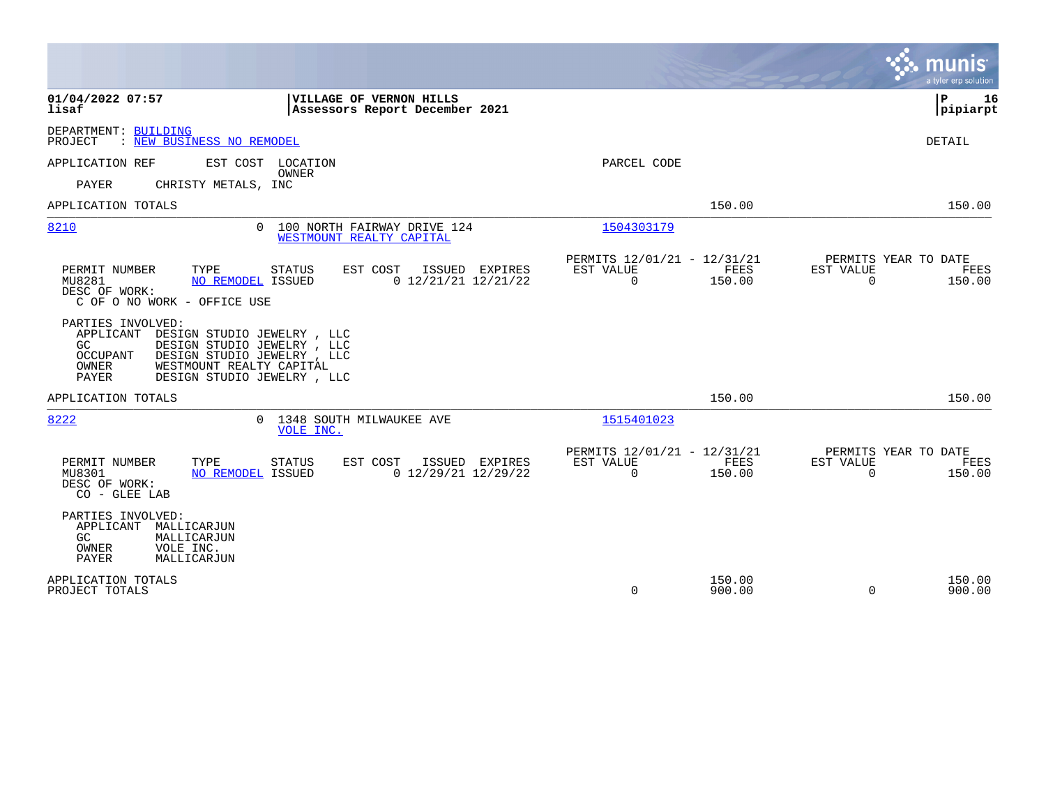01/04/2022 07:57 | VILLAGE OF VERNON HILLS | P 16
lisaf | Assessors Report December 2021 | pipiarpt

DEPARTMENT: BUILDING
PROJECT : NEW BUSINESS NO REMODEL

DETAIL

APPLICATION REF | EST COST | LOCATION / OWNER | PARCEL CODE

PAYER CHRISTY METALS, INC

| APPLICATION TOTALS | | | 150.00 | | 150.00 |
|---|---|---|---|---|---|

**8210** — 0 — 100 NORTH FAIRWAY DRIVE 124 — WESTMOUNT REALTY CAPITAL — 1504303179

| PERMIT NUMBER | TYPE | STATUS | EST COST | ISSUED | EXPIRES | PERMITS 12/01/21 - 12/31/21 EST VALUE | FEES | PERMITS YEAR TO DATE EST VALUE | FEES |
|---|---|---|---|---|---|---|---|---|---|
| MU8281 | NO REMODEL | ISSUED | 0 | 12/21/21 | 12/21/22 | 0 | 150.00 | 0 | 150.00 |

DESC OF WORK:
C OF O NO WORK - OFFICE USE

PARTIES INVOLVED:
- APPLICANT DESIGN STUDIO JEWELRY , LLC
- GC DESIGN STUDIO JEWELRY , LLC
- OCCUPANT DESIGN STUDIO JEWELRY , LLC
- OWNER WESTMOUNT REALTY CAPITAL
- PAYER DESIGN STUDIO JEWELRY , LLC

| APPLICATION TOTALS | | | 150.00 | | 150.00 |
|---|---|---|---|---|---|

**8222** — 0 — 1348 SOUTH MILWAUKEE AVE — VOLE INC. — 1515401023

| PERMIT NUMBER | TYPE | STATUS | EST COST | ISSUED | EXPIRES | PERMITS 12/01/21 - 12/31/21 EST VALUE | FEES | PERMITS YEAR TO DATE EST VALUE | FEES |
|---|---|---|---|---|---|---|---|---|---|
| MU8301 | NO REMODEL | ISSUED | 0 | 12/29/21 | 12/29/22 | 0 | 150.00 | 0 | 150.00 |

DESC OF WORK:
CO - GLEE LAB

PARTIES INVOLVED:
- APPLICANT MALLICARJUN
- GC MALLICARJUN
- OWNER VOLE INC.
- PAYER MALLICARJUN

| | EST VALUE | FEES | EST VALUE | FEES |
|---|---|---|---|---|
| APPLICATION TOTALS | | 150.00 | | 150.00 |
| PROJECT TOTALS | 0 | 900.00 | 0 | 900.00 |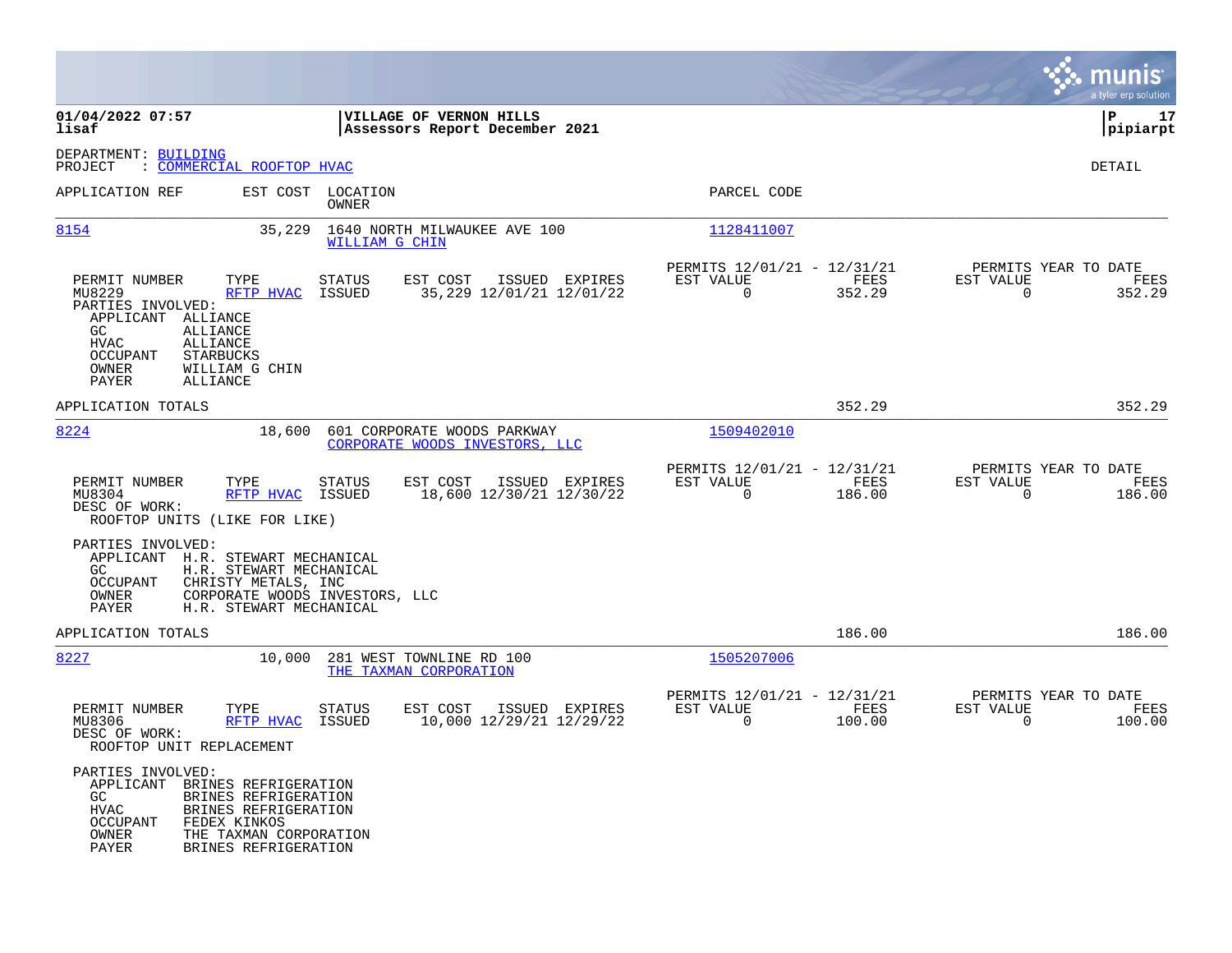**01/04/2022 07:57**
**lisaf**

**VILLAGE OF VERNON HILLS**
**Assessors Report December 2021**

**P 17**
**pipiarpt**

DEPARTMENT: BUILDING
PROJECT : COMMERCIAL ROOFTOP HVAC

DETAIL

| APPLICATION REF | EST COST | LOCATION / OWNER | PARCEL CODE |
|---|---|---|---|
| 8154 | 35,229 | 1640 NORTH MILWAUKEE AVE 100 / WILLIAM G CHIN | 1128411007 |

| PERMIT NUMBER | TYPE | STATUS | EST COST | ISSUED | EXPIRES | PERMITS 12/01/21 - 12/31/21 EST VALUE | FEES | PERMITS YEAR TO DATE EST VALUE | FEES |
|---|---|---|---|---|---|---|---|---|---|
| MU8229 | RFTP HVAC | ISSUED | 35,229 | 12/01/21 | 12/01/22 | 0 | 352.29 | 0 | 352.29 |

PARTIES INVOLVED:
- APPLICANT ALLIANCE
- GC ALLIANCE
- HVAC ALLIANCE
- OCCUPANT STARBUCKS
- OWNER WILLIAM G CHIN
- PAYER ALLIANCE

APPLICATION TOTALS: 352.29 | 352.29

| APPLICATION REF | EST COST | LOCATION / OWNER | PARCEL CODE |
|---|---|---|---|
| 8224 | 18,600 | 601 CORPORATE WOODS PARKWAY / CORPORATE WOODS INVESTORS, LLC | 1509402010 |

| PERMIT NUMBER | TYPE | STATUS | EST COST | ISSUED | EXPIRES | PERMITS 12/01/21 - 12/31/21 EST VALUE | FEES | PERMITS YEAR TO DATE EST VALUE | FEES |
|---|---|---|---|---|---|---|---|---|---|
| MU8304 | RFTP HVAC | ISSUED | 18,600 | 12/30/21 | 12/30/22 | 0 | 186.00 | 0 | 186.00 |

DESC OF WORK:
ROOFTOP UNITS (LIKE FOR LIKE)

PARTIES INVOLVED:
- APPLICANT H.R. STEWART MECHANICAL
- GC H.R. STEWART MECHANICAL
- OCCUPANT CHRISTY METALS, INC
- OWNER CORPORATE WOODS INVESTORS, LLC
- PAYER H.R. STEWART MECHANICAL

APPLICATION TOTALS: 186.00 | 186.00

| APPLICATION REF | EST COST | LOCATION / OWNER | PARCEL CODE |
|---|---|---|---|
| 8227 | 10,000 | 281 WEST TOWNLINE RD 100 / THE TAXMAN CORPORATION | 1505207006 |

| PERMIT NUMBER | TYPE | STATUS | EST COST | ISSUED | EXPIRES | PERMITS 12/01/21 - 12/31/21 EST VALUE | FEES | PERMITS YEAR TO DATE EST VALUE | FEES |
|---|---|---|---|---|---|---|---|---|---|
| MU8306 | RFTP HVAC | ISSUED | 10,000 | 12/29/21 | 12/29/22 | 0 | 100.00 | 0 | 100.00 |

DESC OF WORK:
ROOFTOP UNIT REPLACEMENT

PARTIES INVOLVED:
- APPLICANT BRINES REFRIGERATION
- GC BRINES REFRIGERATION
- HVAC BRINES REFRIGERATION
- OCCUPANT FEDEX KINKOS
- OWNER THE TAXMAN CORPORATION
- PAYER BRINES REFRIGERATION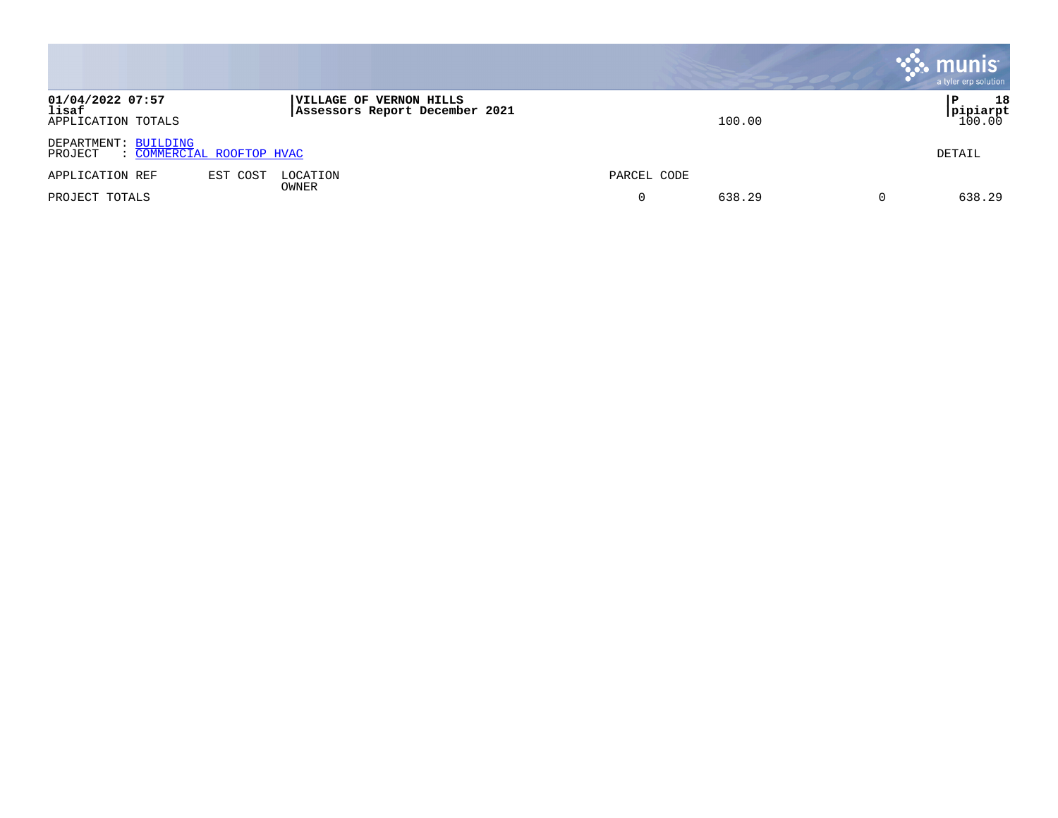**01/04/2022 07:57**
**lisaf**
APPLICATION TOTALS

**VILLAGE OF VERNON HILLS**
**Assessors Report December 2021**

100.00 | 100.00

**P 18**
**pipiarpt**

DEPARTMENT: BUILDING
PROJECT : COMMERCIAL ROOFTOP HVAC

DETAIL

| APPLICATION REF | EST COST | LOCATION<br>OWNER | PARCEL CODE | | | |
|---|---|---|---|---|---|---|
| PROJECT TOTALS | | | 0 | 638.29 | 0 | 638.29 |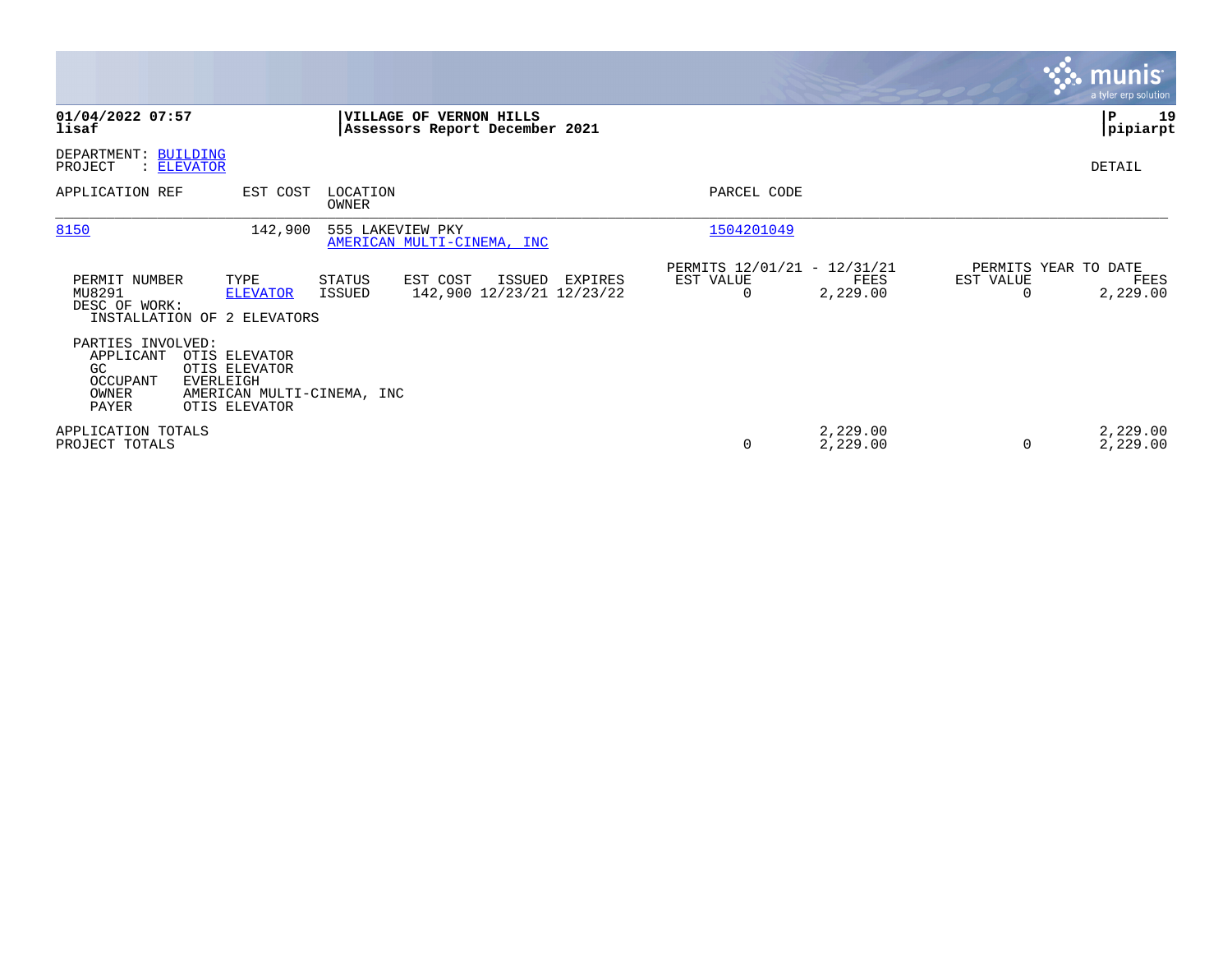**01/04/2022 07:57**
**lisaf**

**VILLAGE OF VERNON HILLS**
**Assessors Report December 2021**

**P 19**
**pipiarpt**

DEPARTMENT: BUILDING
PROJECT : ELEVATOR

DETAIL

| APPLICATION REF | EST COST | LOCATION / OWNER | PARCEL CODE |
|---|---|---|---|
| 8150 | 142,900 | 555 LAKEVIEW PKY / AMERICAN MULTI-CINEMA, INC | 1504201049 |

| PERMIT NUMBER | TYPE | STATUS | EST COST | ISSUED | EXPIRES | PERMITS 12/01/21 - 12/31/21 EST VALUE | FEES | PERMITS YEAR TO DATE EST VALUE | FEES |
|---|---|---|---|---|---|---|---|---|---|
| MU8291 | ELEVATOR | ISSUED | 142,900 | 12/23/21 | 12/23/22 | 0 | 2,229.00 | 0 | 2,229.00 |

DESC OF WORK:
INSTALLATION OF 2 ELEVATORS

PARTIES INVOLVED:

| | |
|---|---|
| APPLICANT | OTIS ELEVATOR |
| GC | OTIS ELEVATOR |
| OCCUPANT | EVERLEIGH |
| OWNER | AMERICAN MULTI-CINEMA, INC |
| PAYER | OTIS ELEVATOR |

| | EST VALUE | FEES | EST VALUE | FEES |
|---|---|---|---|---|
| APPLICATION TOTALS | | 2,229.00 | | 2,229.00 |
| PROJECT TOTALS | 0 | 2,229.00 | 0 | 2,229.00 |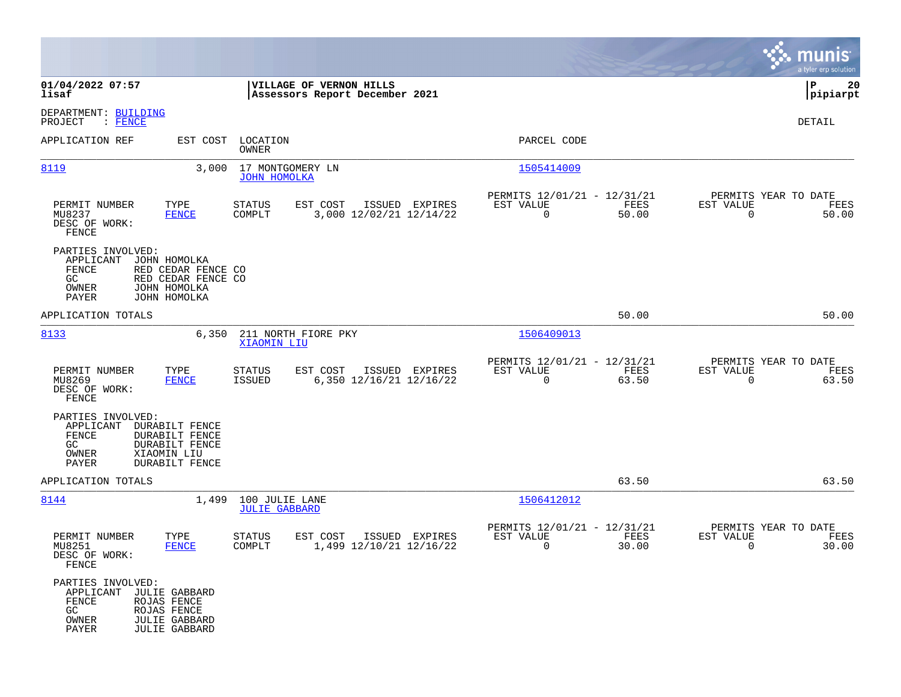**01/04/2022 07:57**
**lisaf**

**VILLAGE OF VERNON HILLS**
**Assessors Report December 2021**

**P 20**
**pipiarpt**

DEPARTMENT: BUILDING
PROJECT : FENCE

DETAIL

| APPLICATION REF | EST COST | LOCATION / OWNER | PARCEL CODE |
|---|---|---|---|
| 8119 | 3,000 | 17 MONTGOMERY LN / JOHN HOMOLKA | 1505414009 |

| PERMIT NUMBER | TYPE | STATUS | EST COST | ISSUED | EXPIRES | PERMITS 12/01/21 - 12/31/21 EST VALUE | FEES | PERMITS YEAR TO DATE EST VALUE | FEES |
|---|---|---|---|---|---|---|---|---|---|
| MU8237 | FENCE | COMPLT | 3,000 | 12/02/21 | 12/14/22 | 0 | 50.00 | 0 | 50.00 |

DESC OF WORK:
FENCE

PARTIES INVOLVED:
APPLICANT JOHN HOMOLKA
FENCE RED CEDAR FENCE CO
GC RED CEDAR FENCE CO
OWNER JOHN HOMOLKA
PAYER JOHN HOMOLKA

APPLICATION TOTALS 50.00 50.00

| APPLICATION REF | EST COST | LOCATION / OWNER | PARCEL CODE |
|---|---|---|---|
| 8133 | 6,350 | 211 NORTH FIORE PKY / XIAOMIN LIU | 1506409013 |

| PERMIT NUMBER | TYPE | STATUS | EST COST | ISSUED | EXPIRES | PERMITS 12/01/21 - 12/31/21 EST VALUE | FEES | PERMITS YEAR TO DATE EST VALUE | FEES |
|---|---|---|---|---|---|---|---|---|---|
| MU8269 | FENCE | ISSUED | 6,350 | 12/16/21 | 12/16/22 | 0 | 63.50 | 0 | 63.50 |

DESC OF WORK:
FENCE

PARTIES INVOLVED:
APPLICANT DURABILT FENCE
FENCE DURABILT FENCE
GC DURABILT FENCE
OWNER XIAOMIN LIU
PAYER DURABILT FENCE

APPLICATION TOTALS 63.50 63.50

| APPLICATION REF | EST COST | LOCATION / OWNER | PARCEL CODE |
|---|---|---|---|
| 8144 | 1,499 | 100 JULIE LANE / JULIE GABBARD | 1506412012 |

| PERMIT NUMBER | TYPE | STATUS | EST COST | ISSUED | EXPIRES | PERMITS 12/01/21 - 12/31/21 EST VALUE | FEES | PERMITS YEAR TO DATE EST VALUE | FEES |
|---|---|---|---|---|---|---|---|---|---|
| MU8251 | FENCE | COMPLT | 1,499 | 12/10/21 | 12/16/22 | 0 | 30.00 | 0 | 30.00 |

DESC OF WORK:
FENCE

PARTIES INVOLVED:
APPLICANT JULIE GABBARD
FENCE ROJAS FENCE
GC ROJAS FENCE
OWNER JULIE GABBARD
PAYER JULIE GABBARD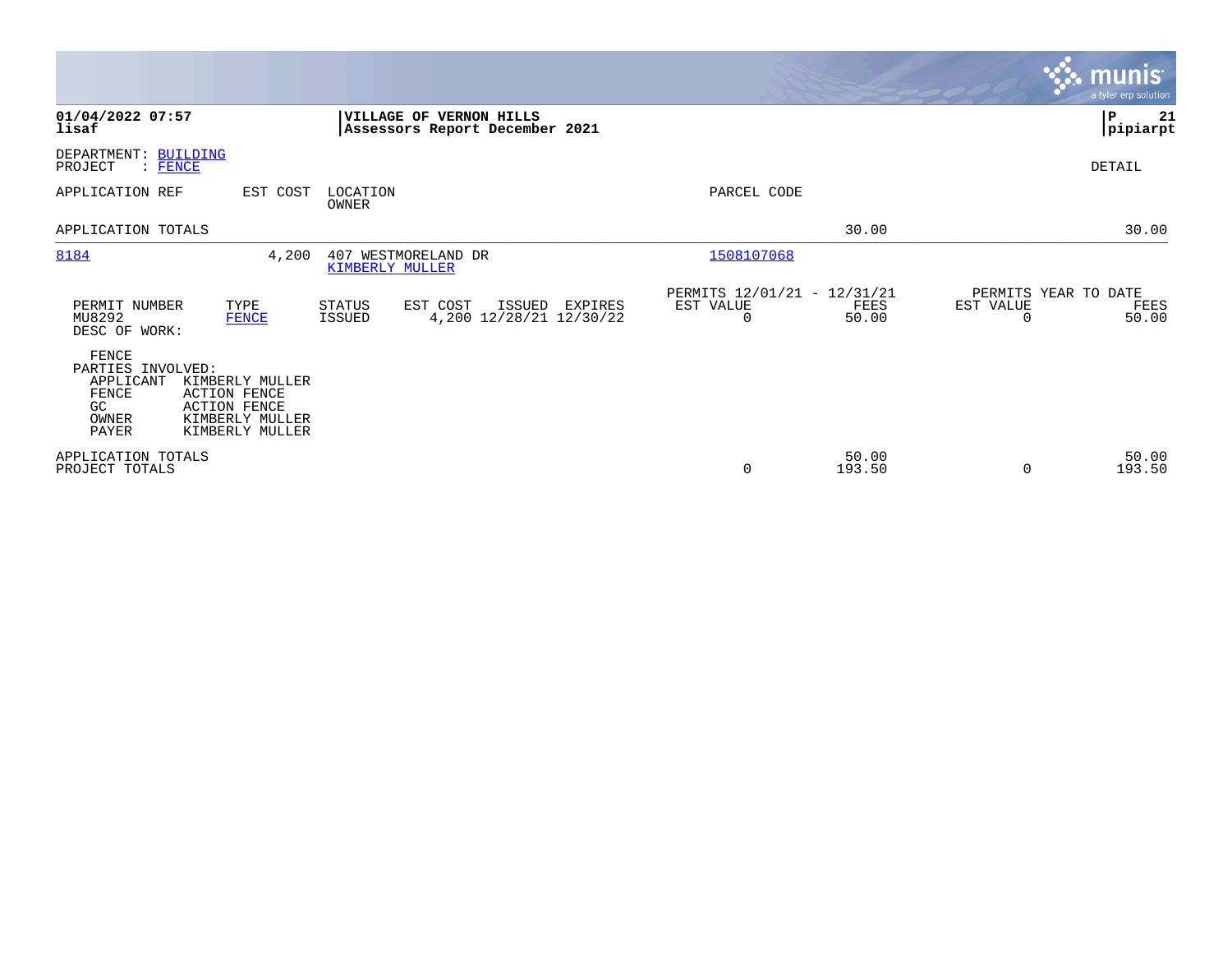**01/04/2022 07:57**
**lisaf**

**VILLAGE OF VERNON HILLS**
**Assessors Report December 2021**

**P 21**
**pipiarpt**

DEPARTMENT: BUILDING
PROJECT : FENCE

DETAIL

| APPLICATION REF | EST COST | LOCATION / OWNER | PARCEL CODE | | |
|---|---|---|---|---|---|
| APPLICATION TOTALS | | | | 30.00 | 30.00 |
| 8184 | 4,200 | 407 WESTMORELAND DR / KIMBERLY MULLER | 1508107068 | | |

| PERMIT NUMBER | TYPE | STATUS | EST COST | ISSUED | EXPIRES | PERMITS 12/01/21 - 12/31/21 EST VALUE | FEES | PERMITS YEAR TO DATE EST VALUE | FEES |
|---|---|---|---|---|---|---|---|---|---|
| MU8292 | FENCE | ISSUED | 4,200 | 12/28/21 | 12/30/22 | 0 | 50.00 | 0 | 50.00 |

DESC OF WORK:

FENCE

PARTIES INVOLVED:

| | |
|---|---|
| APPLICANT | KIMBERLY MULLER |
| FENCE | ACTION FENCE |
| GC | ACTION FENCE |
| OWNER | KIMBERLY MULLER |
| PAYER | KIMBERLY MULLER |

| | EST VALUE | FEES | EST VALUE | FEES |
|---|---|---|---|---|
| APPLICATION TOTALS | | 50.00 | | 50.00 |
| PROJECT TOTALS | 0 | 193.50 | 0 | 193.50 |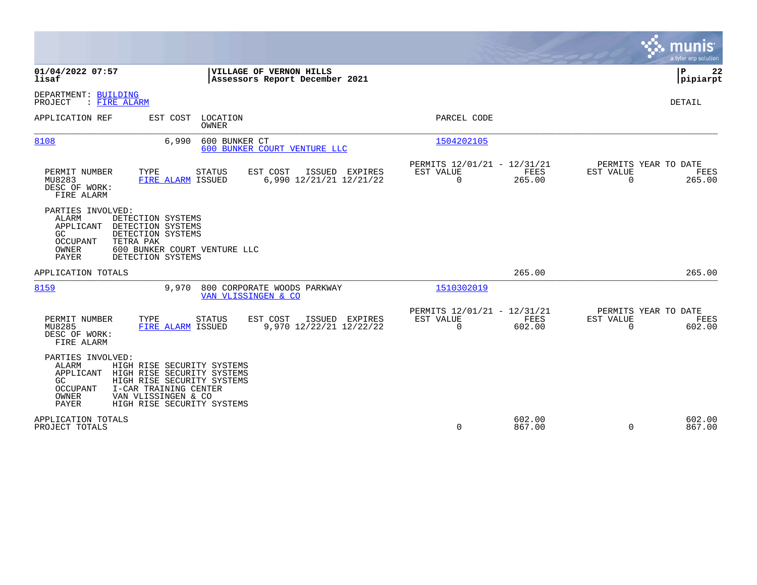**01/04/2022 07:57**
**lisaf**

**VILLAGE OF VERNON HILLS**
**Assessors Report December 2021**

**P 22**
**pipiarpt**

DEPARTMENT: BUILDING
PROJECT : FIRE ALARM

DETAIL

| APPLICATION REF | EST COST | LOCATION / OWNER | PARCEL CODE |
|---|---|---|---|
| 8108 | 6,990 | 600 BUNKER CT / 600 BUNKER COURT VENTURE LLC | 1504202105 |

| PERMIT NUMBER | TYPE | STATUS | EST COST | ISSUED | EXPIRES | PERMITS 12/01/21 - 12/31/21 EST VALUE | FEES | PERMITS YEAR TO DATE EST VALUE | FEES |
|---|---|---|---|---|---|---|---|---|---|
| MU8283 | FIRE ALARM | ISSUED | 6,990 | 12/21/21 | 12/21/22 | 0 | 265.00 | 0 | 265.00 |

DESC OF WORK:
FIRE ALARM

PARTIES INVOLVED:

| | |
|---|---|
| ALARM | DETECTION SYSTEMS |
| APPLICANT | DETECTION SYSTEMS |
| GC | DETECTION SYSTEMS |
| OCCUPANT | TETRA PAK |
| OWNER | 600 BUNKER COURT VENTURE LLC |
| PAYER | DETECTION SYSTEMS |

APPLICATION TOTALS — 265.00 — 265.00

| APPLICATION REF | EST COST | LOCATION / OWNER | PARCEL CODE |
|---|---|---|---|
| 8159 | 9,970 | 800 CORPORATE WOODS PARKWAY / VAN VLISSINGEN & CO | 1510302019 |

| PERMIT NUMBER | TYPE | STATUS | EST COST | ISSUED | EXPIRES | PERMITS 12/01/21 - 12/31/21 EST VALUE | FEES | PERMITS YEAR TO DATE EST VALUE | FEES |
|---|---|---|---|---|---|---|---|---|---|
| MU8285 | FIRE ALARM | ISSUED | 9,970 | 12/22/21 | 12/22/22 | 0 | 602.00 | 0 | 602.00 |

DESC OF WORK:
FIRE ALARM

PARTIES INVOLVED:

| | |
|---|---|
| ALARM | HIGH RISE SECURITY SYSTEMS |
| APPLICANT | HIGH RISE SECURITY SYSTEMS |
| GC | HIGH RISE SECURITY SYSTEMS |
| OCCUPANT | I-CAR TRAINING CENTER |
| OWNER | VAN VLISSINGEN & CO |
| PAYER | HIGH RISE SECURITY SYSTEMS |

| | PERIOD EST VALUE | PERIOD FEES | YTD EST VALUE | YTD FEES |
|---|---|---|---|---|
| APPLICATION TOTALS | | 602.00 | | 602.00 |
| PROJECT TOTALS | 0 | 867.00 | 0 | 867.00 |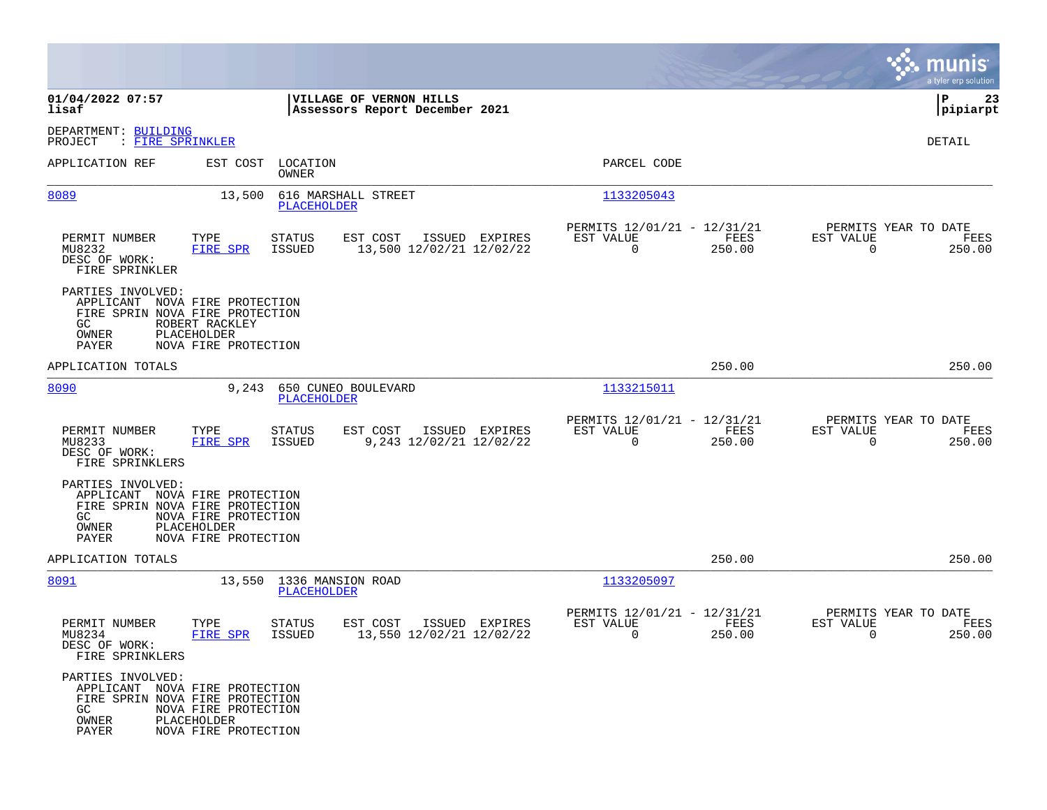01/04/2022 07:57 | VILLAGE OF VERNON HILLS | P 23
lisaf | Assessors Report December 2021 | pipiarpt

DEPARTMENT: BUILDING
PROJECT : FIRE SPRINKLER

DETAIL

| APPLICATION REF | EST COST | LOCATION / OWNER | PARCEL CODE |
|---|---|---|---|
| 8089 | 13,500 | 616 MARSHALL STREET / PLACEHOLDER | 1133205043 |

| PERMIT NUMBER | TYPE | STATUS | EST COST | ISSUED | EXPIRES | PERMITS 12/01/21 - 12/31/21 EST VALUE | FEES | PERMITS YEAR TO DATE EST VALUE | FEES |
|---|---|---|---|---|---|---|---|---|---|
| MU8232 | FIRE SPR | ISSUED | 13,500 | 12/02/21 | 12/02/22 | 0 | 250.00 | 0 | 250.00 |

DESC OF WORK:
FIRE SPRINKLER

PARTIES INVOLVED:
- APPLICANT NOVA FIRE PROTECTION
- FIRE SPRIN NOVA FIRE PROTECTION
- GC ROBERT RACKLEY
- OWNER PLACEHOLDER
- PAYER NOVA FIRE PROTECTION

APPLICATION TOTALS: 250.00 | 250.00

| APPLICATION REF | EST COST | LOCATION / OWNER | PARCEL CODE |
|---|---|---|---|
| 8090 | 9,243 | 650 CUNEO BOULEVARD / PLACEHOLDER | 1133215011 |

| PERMIT NUMBER | TYPE | STATUS | EST COST | ISSUED | EXPIRES | PERMITS 12/01/21 - 12/31/21 EST VALUE | FEES | PERMITS YEAR TO DATE EST VALUE | FEES |
|---|---|---|---|---|---|---|---|---|---|
| MU8233 | FIRE SPR | ISSUED | 9,243 | 12/02/21 | 12/02/22 | 0 | 250.00 | 0 | 250.00 |

DESC OF WORK:
FIRE SPRINKLERS

PARTIES INVOLVED:
- APPLICANT NOVA FIRE PROTECTION
- FIRE SPRIN NOVA FIRE PROTECTION
- GC NOVA FIRE PROTECTION
- OWNER PLACEHOLDER
- PAYER NOVA FIRE PROTECTION

APPLICATION TOTALS: 250.00 | 250.00

| APPLICATION REF | EST COST | LOCATION / OWNER | PARCEL CODE |
|---|---|---|---|
| 8091 | 13,550 | 1336 MANSION ROAD / PLACEHOLDER | 1133205097 |

| PERMIT NUMBER | TYPE | STATUS | EST COST | ISSUED | EXPIRES | PERMITS 12/01/21 - 12/31/21 EST VALUE | FEES | PERMITS YEAR TO DATE EST VALUE | FEES |
|---|---|---|---|---|---|---|---|---|---|
| MU8234 | FIRE SPR | ISSUED | 13,550 | 12/02/21 | 12/02/22 | 0 | 250.00 | 0 | 250.00 |

DESC OF WORK:
FIRE SPRINKLERS

PARTIES INVOLVED:
- APPLICANT NOVA FIRE PROTECTION
- FIRE SPRIN NOVA FIRE PROTECTION
- GC NOVA FIRE PROTECTION
- OWNER PLACEHOLDER
- PAYER NOVA FIRE PROTECTION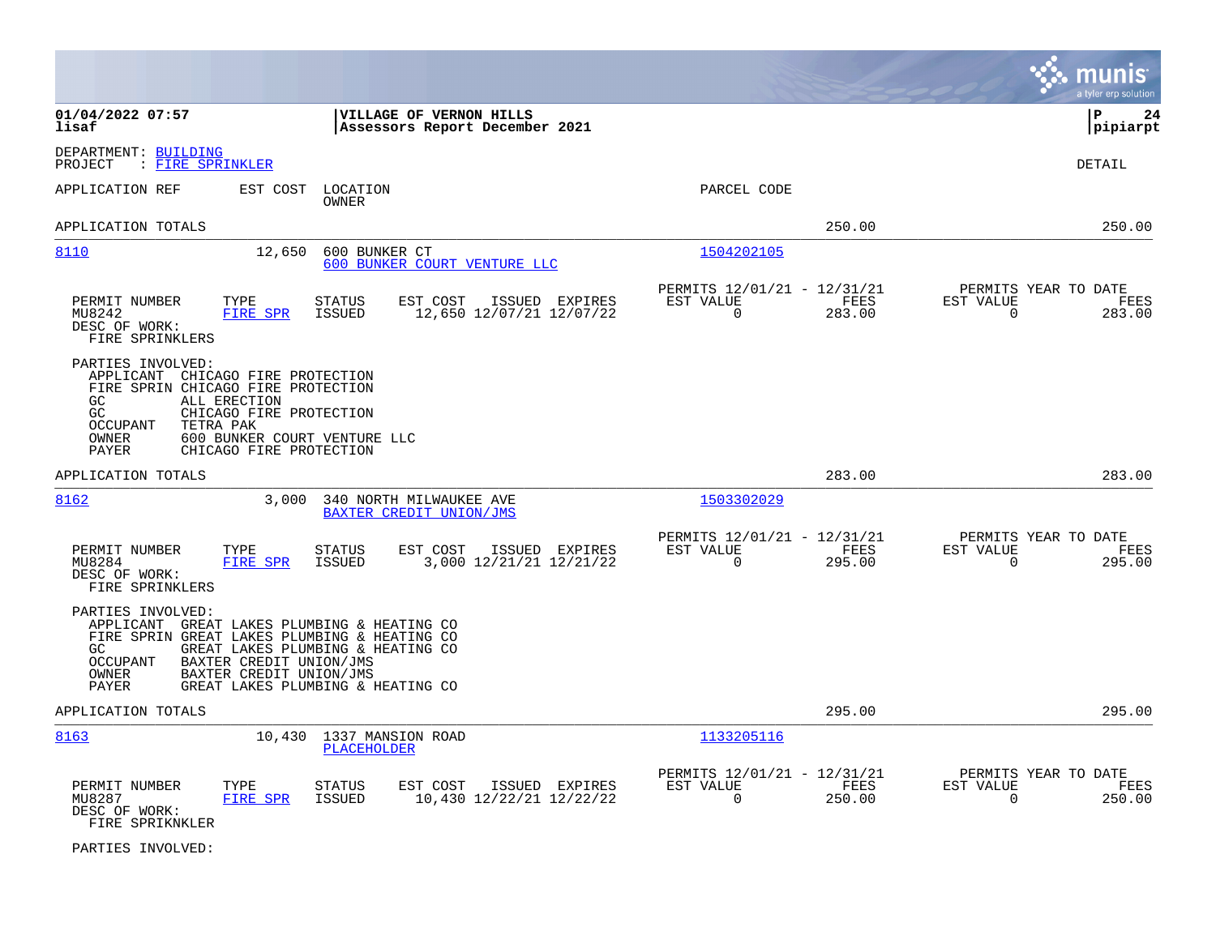**VILLAGE OF VERNON HILLS**
**Assessors Report December 2021**

01/04/2022 07:57
lisaf

pipiarpt

DEPARTMENT: BUILDING
PROJECT : FIRE SPRINKLER

DETAIL

| APPLICATION REF | EST COST | LOCATION / OWNER | PARCEL CODE | | |
|---|---|---|---|---|---|
| APPLICATION TOTALS | | | | 250.00 | 250.00 |

**8110** — 12,650 — 600 BUNKER CT — 600 BUNKER COURT VENTURE LLC — Parcel: 1504202105

| PERMIT NUMBER | TYPE | STATUS | EST COST | ISSUED | EXPIRES | PERMITS 12/01/21 - 12/31/21 EST VALUE | FEES | PERMITS YEAR TO DATE EST VALUE | FEES |
|---|---|---|---|---|---|---|---|---|---|
| MU8242 | FIRE SPR | ISSUED | 12,650 | 12/07/21 | 12/07/22 | 0 | 283.00 | 0 | 283.00 |

DESC OF WORK:
FIRE SPRINKLERS

PARTIES INVOLVED:
- APPLICANT CHICAGO FIRE PROTECTION
- FIRE SPRIN CHICAGO FIRE PROTECTION
- GC ALL ERECTION
- GC CHICAGO FIRE PROTECTION
- OCCUPANT TETRA PAK
- OWNER 600 BUNKER COURT VENTURE LLC
- PAYER CHICAGO FIRE PROTECTION

APPLICATION TOTALS — 283.00 — 283.00

**8162** — 3,000 — 340 NORTH MILWAUKEE AVE — BAXTER CREDIT UNION/JMS — Parcel: 1503302029

| PERMIT NUMBER | TYPE | STATUS | EST COST | ISSUED | EXPIRES | PERMITS 12/01/21 - 12/31/21 EST VALUE | FEES | PERMITS YEAR TO DATE EST VALUE | FEES |
|---|---|---|---|---|---|---|---|---|---|
| MU8284 | FIRE SPR | ISSUED | 3,000 | 12/21/21 | 12/21/22 | 0 | 295.00 | 0 | 295.00 |

DESC OF WORK:
FIRE SPRINKLERS

PARTIES INVOLVED:
- APPLICANT GREAT LAKES PLUMBING & HEATING CO
- FIRE SPRIN GREAT LAKES PLUMBING & HEATING CO
- GC GREAT LAKES PLUMBING & HEATING CO
- OCCUPANT BAXTER CREDIT UNION/JMS
- OWNER BAXTER CREDIT UNION/JMS
- PAYER GREAT LAKES PLUMBING & HEATING CO

APPLICATION TOTALS — 295.00 — 295.00

**8163** — 10,430 — 1337 MANSION ROAD — PLACEHOLDER — Parcel: 1133205116

| PERMIT NUMBER | TYPE | STATUS | EST COST | ISSUED | EXPIRES | PERMITS 12/01/21 - 12/31/21 EST VALUE | FEES | PERMITS YEAR TO DATE EST VALUE | FEES |
|---|---|---|---|---|---|---|---|---|---|
| MU8287 | FIRE SPR | ISSUED | 10,430 | 12/22/21 | 12/22/22 | 0 | 250.00 | 0 | 250.00 |

DESC OF WORK:
FIRE SPRIKNKLER

PARTIES INVOLVED: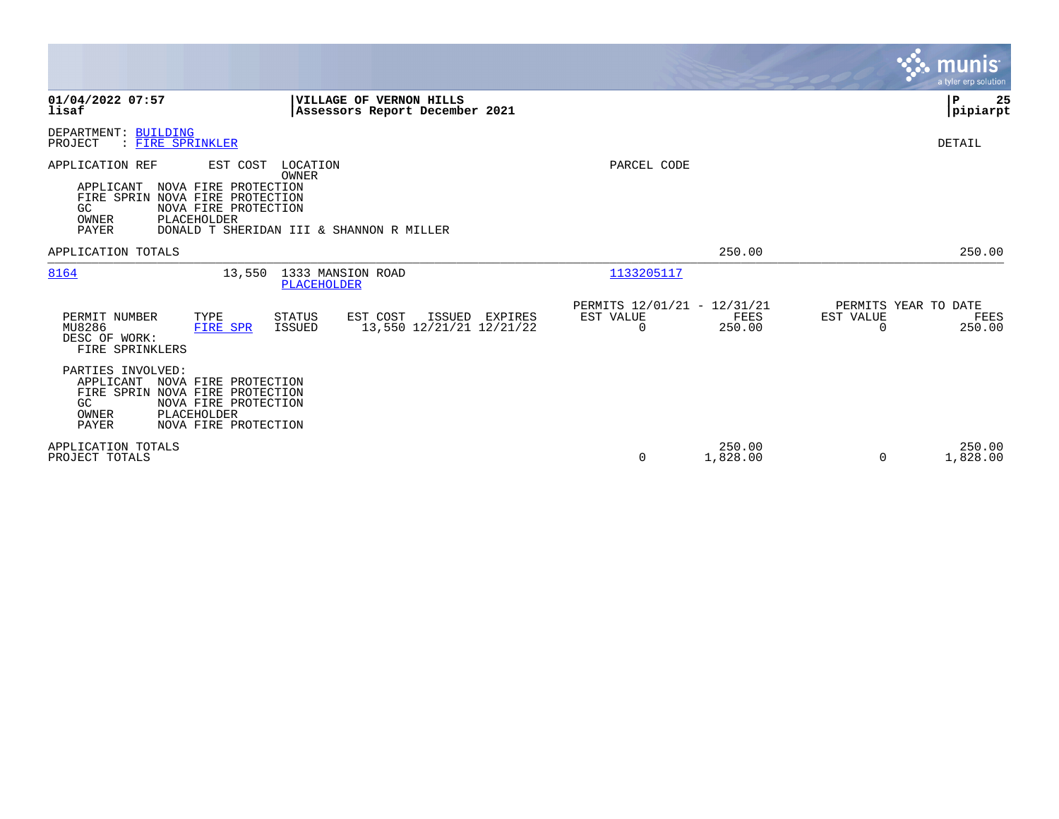**01/04/2022 07:57** | **VILLAGE OF VERNON HILLS** | **P 25**
**lisaf** | **Assessors Report December 2021** | **pipiarpt**

DEPARTMENT: BUILDING
PROJECT : FIRE SPRINKLER

DETAIL

| APPLICATION REF | EST COST | LOCATION / OWNER | PARCEL CODE |
|---|---|---|---|

APPLICANT NOVA FIRE PROTECTION
FIRE SPRIN NOVA FIRE PROTECTION
GC NOVA FIRE PROTECTION
OWNER PLACEHOLDER
PAYER DONALD T SHERIDAN III & SHANNON R MILLER

| APPLICATION TOTALS | | 250.00 | | 250.00 |
|---|---|---|---|---|

| APPLICATION REF | EST COST | LOCATION / OWNER | PARCEL CODE |
|---|---|---|---|
| 8164 | 13,550 | 1333 MANSION ROAD / PLACEHOLDER | 1133205117 |

| PERMIT NUMBER | TYPE | STATUS | EST COST | ISSUED | EXPIRES | PERMITS 12/01/21 - 12/31/21 EST VALUE | FEES | PERMITS YEAR TO DATE EST VALUE | FEES |
|---|---|---|---|---|---|---|---|---|---|
| MU8286 | FIRE SPR | ISSUED | 13,550 | 12/21/21 | 12/21/22 | 0 | 250.00 | 0 | 250.00 |

DESC OF WORK:
FIRE SPRINKLERS

PARTIES INVOLVED:
APPLICANT NOVA FIRE PROTECTION
FIRE SPRIN NOVA FIRE PROTECTION
GC NOVA FIRE PROTECTION
OWNER PLACEHOLDER
PAYER NOVA FIRE PROTECTION

| | EST VALUE | FEES | EST VALUE | FEES |
|---|---|---|---|---|
| APPLICATION TOTALS | | 250.00 | | 250.00 |
| PROJECT TOTALS | 0 | 1,828.00 | 0 | 1,828.00 |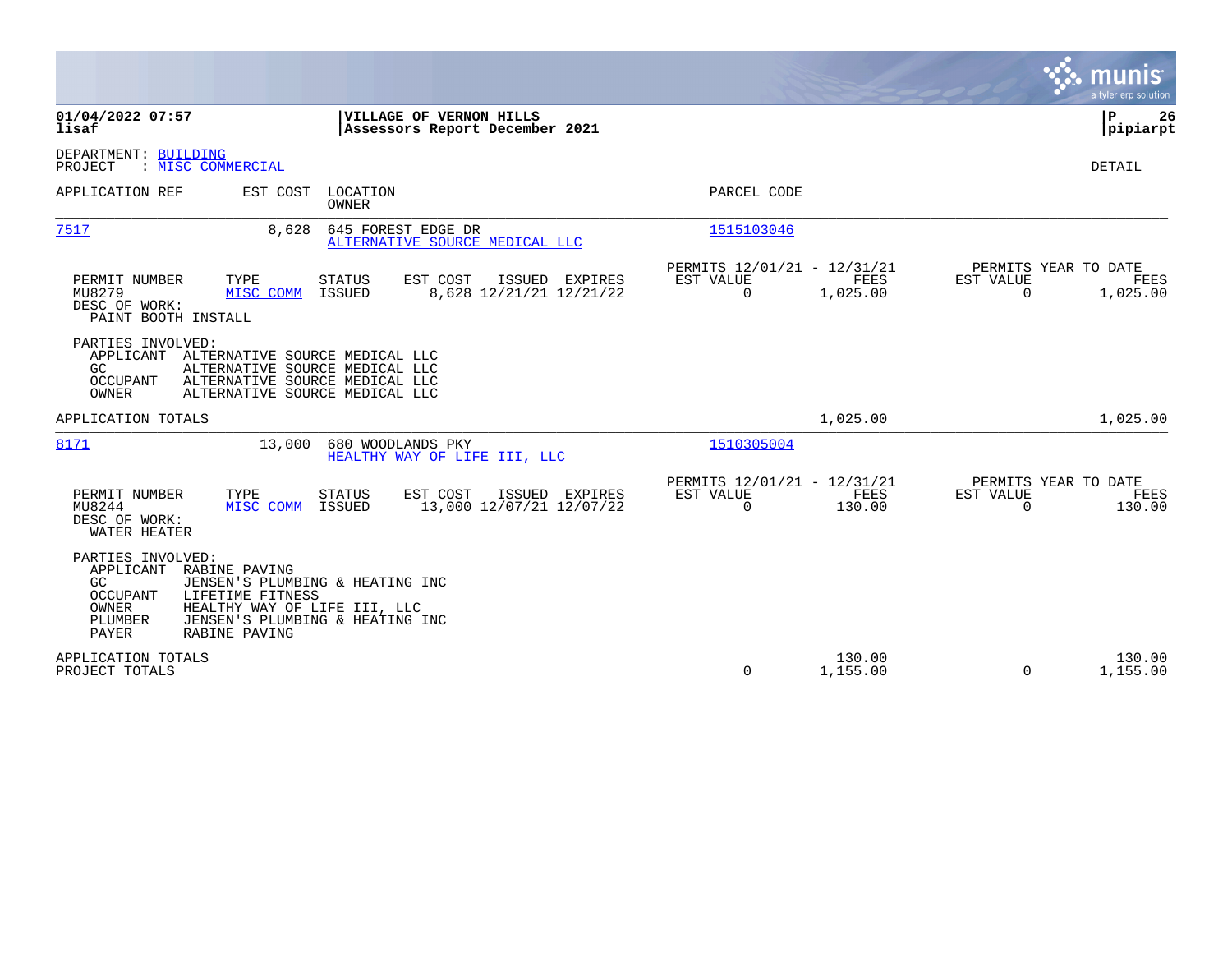**01/04/2022 07:57**
**lisaf**

**VILLAGE OF VERNON HILLS**
**Assessors Report December 2021**

**P 26**
**pipiarpt**

DEPARTMENT: BUILDING
PROJECT : MISC COMMERCIAL

DETAIL

| APPLICATION REF | EST COST | LOCATION / OWNER | PARCEL CODE |
|---|---|---|---|
| 7517 | 8,628 | 645 FOREST EDGE DR / ALTERNATIVE SOURCE MEDICAL LLC | 1515103046 |

| PERMIT NUMBER | TYPE | STATUS | EST COST | ISSUED | EXPIRES | PERMITS 12/01/21 - 12/31/21 EST VALUE | PERMITS 12/01/21 - 12/31/21 FEES | PERMITS YEAR TO DATE EST VALUE | PERMITS YEAR TO DATE FEES |
|---|---|---|---|---|---|---|---|---|---|
| MU8279 | MISC COMM | ISSUED | 8,628 | 12/21/21 | 12/21/22 | 0 | 1,025.00 | 0 | 1,025.00 |

DESC OF WORK:
PAINT BOOTH INSTALL

PARTIES INVOLVED:
- APPLICANT ALTERNATIVE SOURCE MEDICAL LLC
- GC ALTERNATIVE SOURCE MEDICAL LLC
- OCCUPANT ALTERNATIVE SOURCE MEDICAL LLC
- OWNER ALTERNATIVE SOURCE MEDICAL LLC

APPLICATION TOTALS: 1,025.00 | 1,025.00

| APPLICATION REF | EST COST | LOCATION / OWNER | PARCEL CODE |
|---|---|---|---|
| 8171 | 13,000 | 680 WOODLANDS PKY / HEALTHY WAY OF LIFE III, LLC | 1510305004 |

| PERMIT NUMBER | TYPE | STATUS | EST COST | ISSUED | EXPIRES | PERMITS 12/01/21 - 12/31/21 EST VALUE | PERMITS 12/01/21 - 12/31/21 FEES | PERMITS YEAR TO DATE EST VALUE | PERMITS YEAR TO DATE FEES |
|---|---|---|---|---|---|---|---|---|---|
| MU8244 | MISC COMM | ISSUED | 13,000 | 12/07/21 | 12/07/22 | 0 | 130.00 | 0 | 130.00 |

DESC OF WORK:
WATER HEATER

PARTIES INVOLVED:
- APPLICANT RABINE PAVING
- GC JENSEN'S PLUMBING & HEATING INC
- OCCUPANT LIFETIME FITNESS
- OWNER HEALTHY WAY OF LIFE III, LLC
- PLUMBER JENSEN'S PLUMBING & HEATING INC
- PAYER RABINE PAVING

| | EST VALUE | FEES | YTD EST VALUE | YTD FEES |
|---|---|---|---|---|
| APPLICATION TOTALS | | 130.00 | | 130.00 |
| PROJECT TOTALS | 0 | 1,155.00 | 0 | 1,155.00 |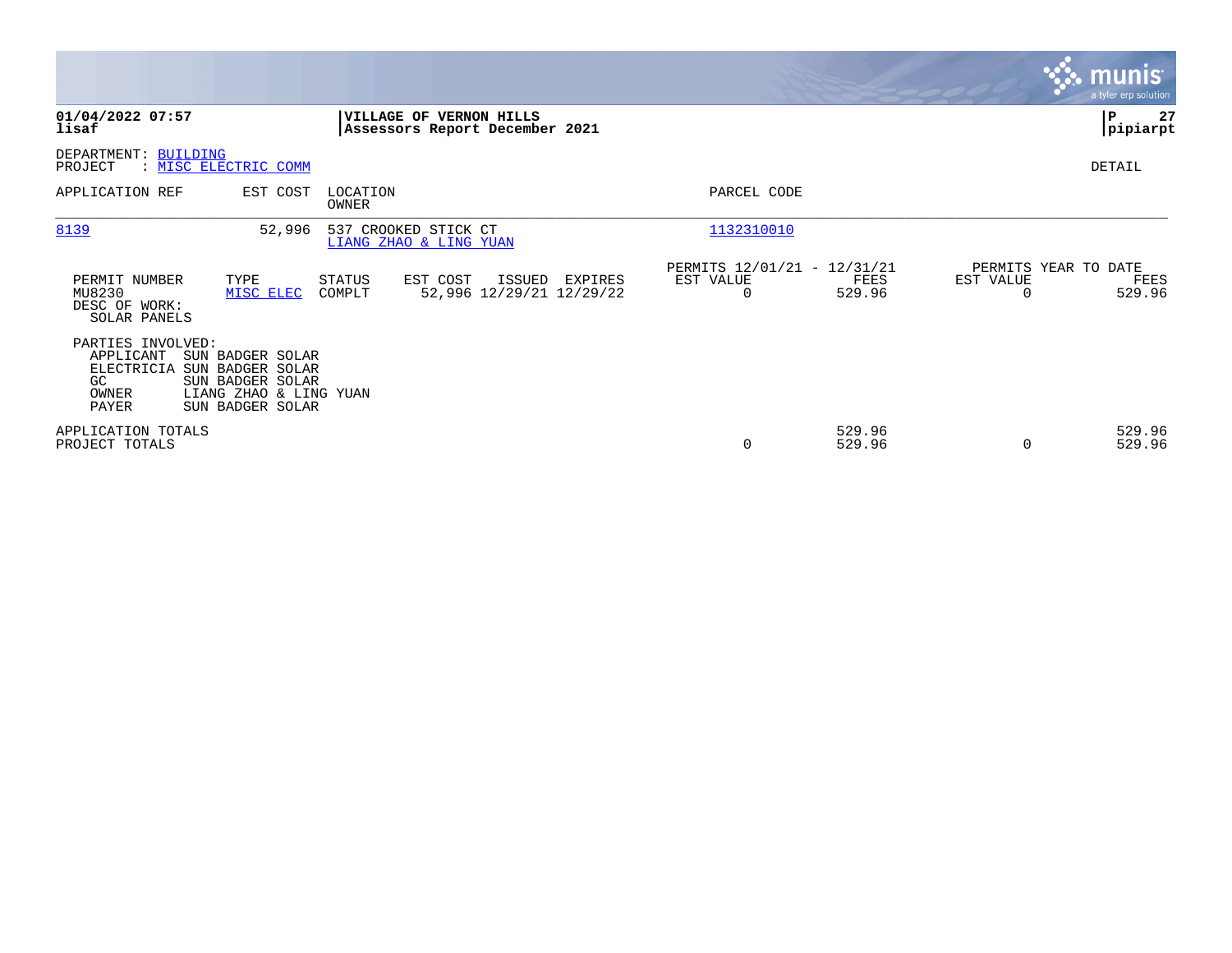**01/04/2022 07:57**
**lisaf**

**VILLAGE OF VERNON HILLS**
**Assessors Report December 2021**

**P 27**
**pipiarpt**

DEPARTMENT: BUILDING
PROJECT : MISC ELECTRIC COMM

DETAIL

| APPLICATION REF | EST COST | LOCATION / OWNER | PARCEL CODE |
|---|---|---|---|
| 8139 | 52,996 | 537 CROOKED STICK CT / LIANG ZHAO & LING YUAN | 1132310010 |

| PERMIT NUMBER | TYPE | STATUS | EST COST | ISSUED | EXPIRES | PERMITS 12/01/21 - 12/31/21 EST VALUE | FEES | PERMITS YEAR TO DATE EST VALUE | FEES |
|---|---|---|---|---|---|---|---|---|---|
| MU8230 | MISC ELEC | COMPLT | 52,996 | 12/29/21 | 12/29/22 | 0 | 529.96 | 0 | 529.96 |

DESC OF WORK:
SOLAR PANELS

PARTIES INVOLVED:

| | |
|---|---|
| APPLICANT | SUN BADGER SOLAR |
| ELECTRICIA | SUN BADGER SOLAR |
| GC | SUN BADGER SOLAR |
| OWNER | LIANG ZHAO & LING YUAN |
| PAYER | SUN BADGER SOLAR |

| | EST VALUE | FEES | EST VALUE | FEES |
|---|---|---|---|---|
| APPLICATION TOTALS | | 529.96 | | 529.96 |
| PROJECT TOTALS | 0 | 529.96 | 0 | 529.96 |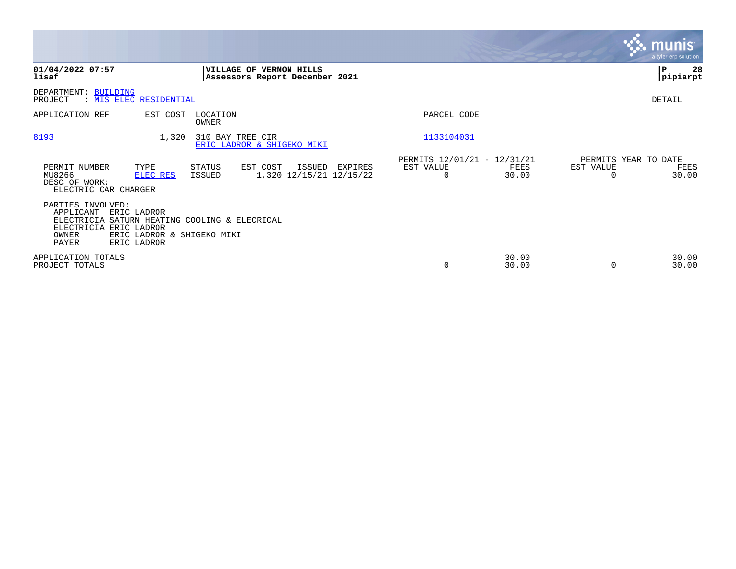**01/04/2022 07:57**
**lisaf**

**VILLAGE OF VERNON HILLS**
**Assessors Report December 2021**

**pipiarpt**

DEPARTMENT: BUILDING
PROJECT : MIS ELEC RESIDENTIAL

DETAIL

| APPLICATION REF | EST COST | LOCATION / OWNER | PARCEL CODE |
|---|---|---|---|
| 8193 | 1,320 | 310 BAY TREE CIR / ERIC LADROR & SHIGEKO MIKI | 1133104031 |

| PERMIT NUMBER | TYPE | STATUS | EST COST | ISSUED | EXPIRES | PERMITS 12/01/21 - 12/31/21 EST VALUE | FEES | PERMITS YEAR TO DATE EST VALUE | FEES |
|---|---|---|---|---|---|---|---|---|---|
| MU8266 | ELEC RES | ISSUED | 1,320 | 12/15/21 | 12/15/22 | 0 | 30.00 | 0 | 30.00 |

DESC OF WORK:
ELECTRIC CAR CHARGER

PARTIES INVOLVED:

| | |
|---|---|
| APPLICANT | ERIC LADROR |
| ELECTRICIA | SATURN HEATING COOLING & ELECRICAL |
| ELECTRICIA | ERIC LADROR |
| OWNER | ERIC LADROR & SHIGEKO MIKI |
| PAYER | ERIC LADROR |

| | EST VALUE | FEES | EST VALUE | FEES |
|---|---|---|---|---|
| APPLICATION TOTALS | | 30.00 | | 30.00 |
| PROJECT TOTALS | 0 | 30.00 | 0 | 30.00 |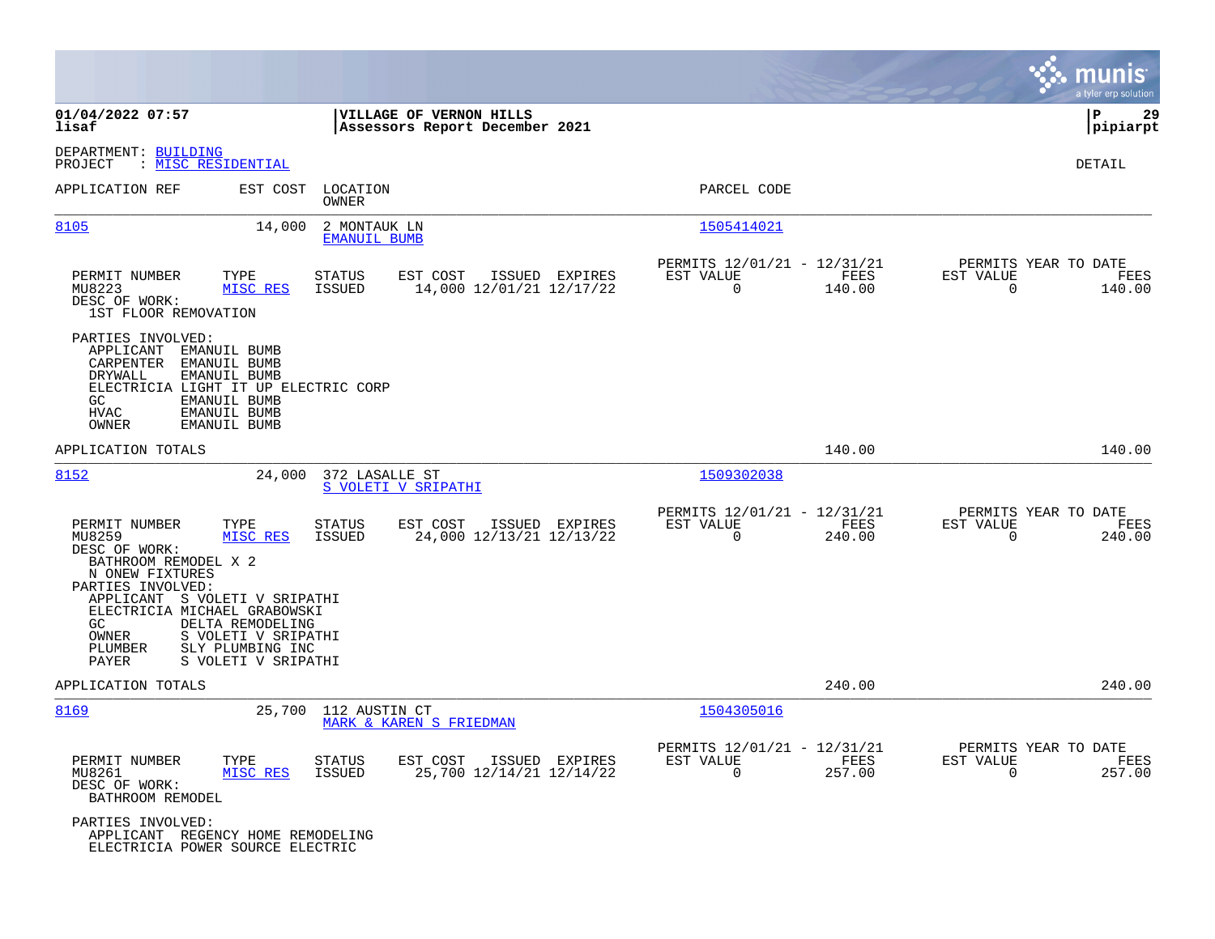**01/04/2022 07:57** | **VILLAGE OF VERNON HILLS** | **P 29**
**lisaf** | **Assessors Report December 2021** | **pipiarpt**

DEPARTMENT: BUILDING
PROJECT : MISC RESIDENTIAL

DETAIL

| APPLICATION REF | EST COST | LOCATION / OWNER | PARCEL CODE |
|---|---|---|---|
| 8105 | 14,000 | 2 MONTAUK LN / EMANUIL BUMB | 1505414021 |

| PERMIT NUMBER | TYPE | STATUS | EST COST | ISSUED | EXPIRES | PERMITS 12/01/21 - 12/31/21 EST VALUE | FEES | PERMITS YEAR TO DATE EST VALUE | FEES |
|---|---|---|---|---|---|---|---|---|---|
| MU8223 | MISC RES | ISSUED | 14,000 | 12/01/21 | 12/17/22 | 0 | 140.00 | 0 | 140.00 |

DESC OF WORK:
1ST FLOOR REMOVATION

PARTIES INVOLVED:
- APPLICANT EMANUIL BUMB
- CARPENTER EMANUIL BUMB
- DRYWALL EMANUIL BUMB
- ELECTRICIA LIGHT IT UP ELECTRIC CORP
- GC EMANUIL BUMB
- HVAC EMANUIL BUMB
- OWNER EMANUIL BUMB

APPLICATION TOTALS: 140.00 | 140.00

| APPLICATION REF | EST COST | LOCATION / OWNER | PARCEL CODE |
|---|---|---|---|
| 8152 | 24,000 | 372 LASALLE ST / S VOLETI V SRIPATHI | 1509302038 |

| PERMIT NUMBER | TYPE | STATUS | EST COST | ISSUED | EXPIRES | PERMITS 12/01/21 - 12/31/21 EST VALUE | FEES | PERMITS YEAR TO DATE EST VALUE | FEES |
|---|---|---|---|---|---|---|---|---|---|
| MU8259 | MISC RES | ISSUED | 24,000 | 12/13/21 | 12/13/22 | 0 | 240.00 | 0 | 240.00 |

DESC OF WORK:
BATHROOM REMODEL X 2
N ONEW FIXTURES

PARTIES INVOLVED:
- APPLICANT S VOLETI V SRIPATHI
- ELECTRICIA MICHAEL GRABOWSKI
- GC DELTA REMODELING
- OWNER S VOLETI V SRIPATHI
- PLUMBER SLY PLUMBING INC
- PAYER S VOLETI V SRIPATHI

APPLICATION TOTALS: 240.00 | 240.00

| APPLICATION REF | EST COST | LOCATION / OWNER | PARCEL CODE |
|---|---|---|---|
| 8169 | 25,700 | 112 AUSTIN CT / MARK & KAREN S FRIEDMAN | 1504305016 |

| PERMIT NUMBER | TYPE | STATUS | EST COST | ISSUED | EXPIRES | PERMITS 12/01/21 - 12/31/21 EST VALUE | FEES | PERMITS YEAR TO DATE EST VALUE | FEES |
|---|---|---|---|---|---|---|---|---|---|
| MU8261 | MISC RES | ISSUED | 25,700 | 12/14/21 | 12/14/22 | 0 | 257.00 | 0 | 257.00 |

DESC OF WORK:
BATHROOM REMODEL

PARTIES INVOLVED:
- APPLICANT REGENCY HOME REMODELING
- ELECTRICIA POWER SOURCE ELECTRIC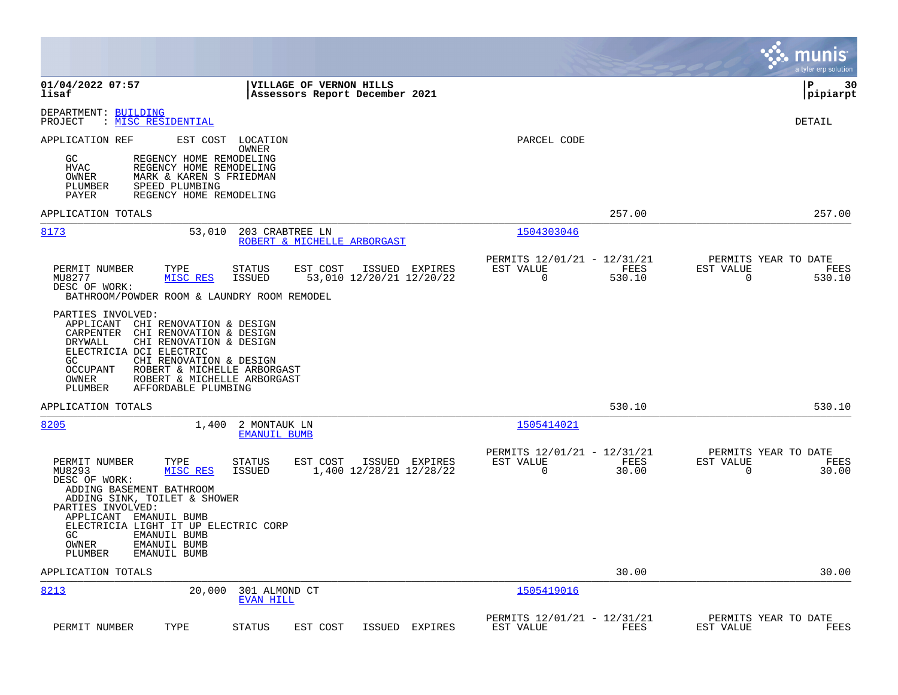**01/04/2022 07:57**
**lisaf**

**VILLAGE OF VERNON HILLS**
**Assessors Report December 2021**

**pipiarpt**

DEPARTMENT: BUILDING
PROJECT : MISC RESIDENTIAL

DETAIL

APPLICATION REF EST COST LOCATION PARCEL CODE
OWNER

GC REGENCY HOME REMODELING
HVAC REGENCY HOME REMODELING
OWNER MARK & KAREN S FRIEDMAN
PLUMBER SPEED PLUMBING
PAYER REGENCY HOME REMODELING

APPLICATION TOTALS 257.00 257.00

---

**8173** 53,010 203 CRABTREE LN — 1504303046
ROBERT & MICHELLE ARBORGAST

| PERMIT NUMBER | TYPE | STATUS | EST COST | ISSUED | EXPIRES | PERMITS 12/01/21 - 12/31/21 EST VALUE | FEES | PERMITS YEAR TO DATE EST VALUE | FEES |
|---|---|---|---|---|---|---|---|---|---|
| MU8277 | MISC RES | ISSUED | 53,010 | 12/20/21 | 12/20/22 | 0 | 530.10 | 0 | 530.10 |

DESC OF WORK:
BATHROOM/POWDER ROOM & LAUNDRY ROOM REMODEL

PARTIES INVOLVED:
APPLICANT CHI RENOVATION & DESIGN
CARPENTER CHI RENOVATION & DESIGN
DRYWALL CHI RENOVATION & DESIGN
ELECTRICIA DCI ELECTRIC
GC CHI RENOVATION & DESIGN
OCCUPANT ROBERT & MICHELLE ARBORGAST
OWNER ROBERT & MICHELLE ARBORGAST
PLUMBER AFFORDABLE PLUMBING

APPLICATION TOTALS 530.10 530.10

---

**8205** 1,400 2 MONTAUK LN — 1505414021
EMANUIL BUMB

| PERMIT NUMBER | TYPE | STATUS | EST COST | ISSUED | EXPIRES | PERMITS 12/01/21 - 12/31/21 EST VALUE | FEES | PERMITS YEAR TO DATE EST VALUE | FEES |
|---|---|---|---|---|---|---|---|---|---|
| MU8293 | MISC RES | ISSUED | 1,400 | 12/28/21 | 12/28/22 | 0 | 30.00 | 0 | 30.00 |

DESC OF WORK:
ADDING BASEMENT BATHROOM
ADDING SINK, TOILET & SHOWER

PARTIES INVOLVED:
APPLICANT EMANUIL BUMB
ELECTRICIA LIGHT IT UP ELECTRIC CORP
GC EMANUIL BUMB
OWNER EMANUIL BUMB
PLUMBER EMANUIL BUMB

APPLICATION TOTALS 30.00 30.00

---

**8213** 20,000 301 ALMOND CT — 1505419016
EVAN HILL

| PERMIT NUMBER | TYPE | STATUS | EST COST | ISSUED | EXPIRES | PERMITS 12/01/21 - 12/31/21 EST VALUE | FEES | PERMITS YEAR TO DATE EST VALUE | FEES |
|---|---|---|---|---|---|---|---|---|---|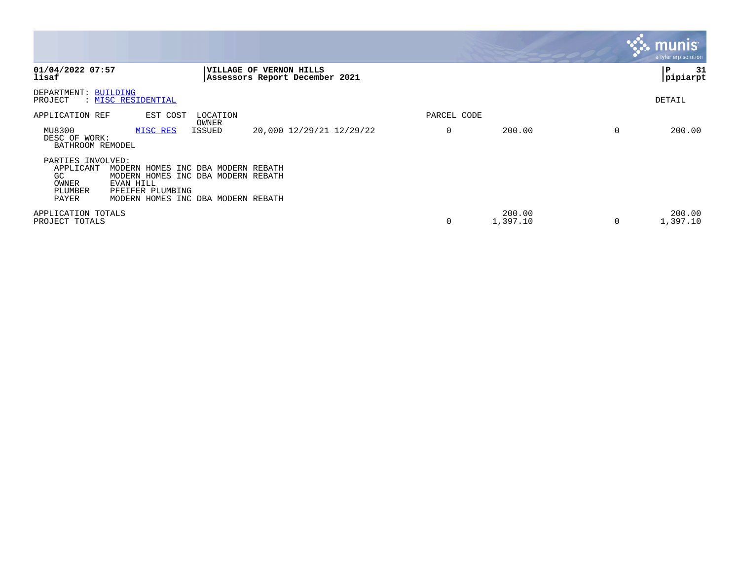**01/04/2022 07:57**
**lisaf**

**VILLAGE OF VERNON HILLS**
**Assessors Report December 2021**

**P 31**
**pipiarpt**

DEPARTMENT: BUILDING
PROJECT : MISC RESIDENTIAL

DETAIL

| APPLICATION REF | EST COST | LOCATION OWNER | | PARCEL CODE | | | |
|---|---|---|---|---|---|---|---|
| MU8300 | MISC RES | ISSUED | 20,000 12/29/21 12/29/22 | 0 | 200.00 | 0 | 200.00 |

DESC OF WORK:
BATHROOM REMODEL

PARTIES INVOLVED:

| | |
|---|---|
| APPLICANT | MODERN HOMES INC DBA MODERN REBATH |
| GC | MODERN HOMES INC DBA MODERN REBATH |
| OWNER | EVAN HILL |
| PLUMBER | PFEIFER PLUMBING |
| PAYER | MODERN HOMES INC DBA MODERN REBATH |

| | | | | |
|---|---|---|---|---|
| APPLICATION TOTALS | | 200.00 | | 200.00 |
| PROJECT TOTALS | 0 | 1,397.10 | 0 | 1,397.10 |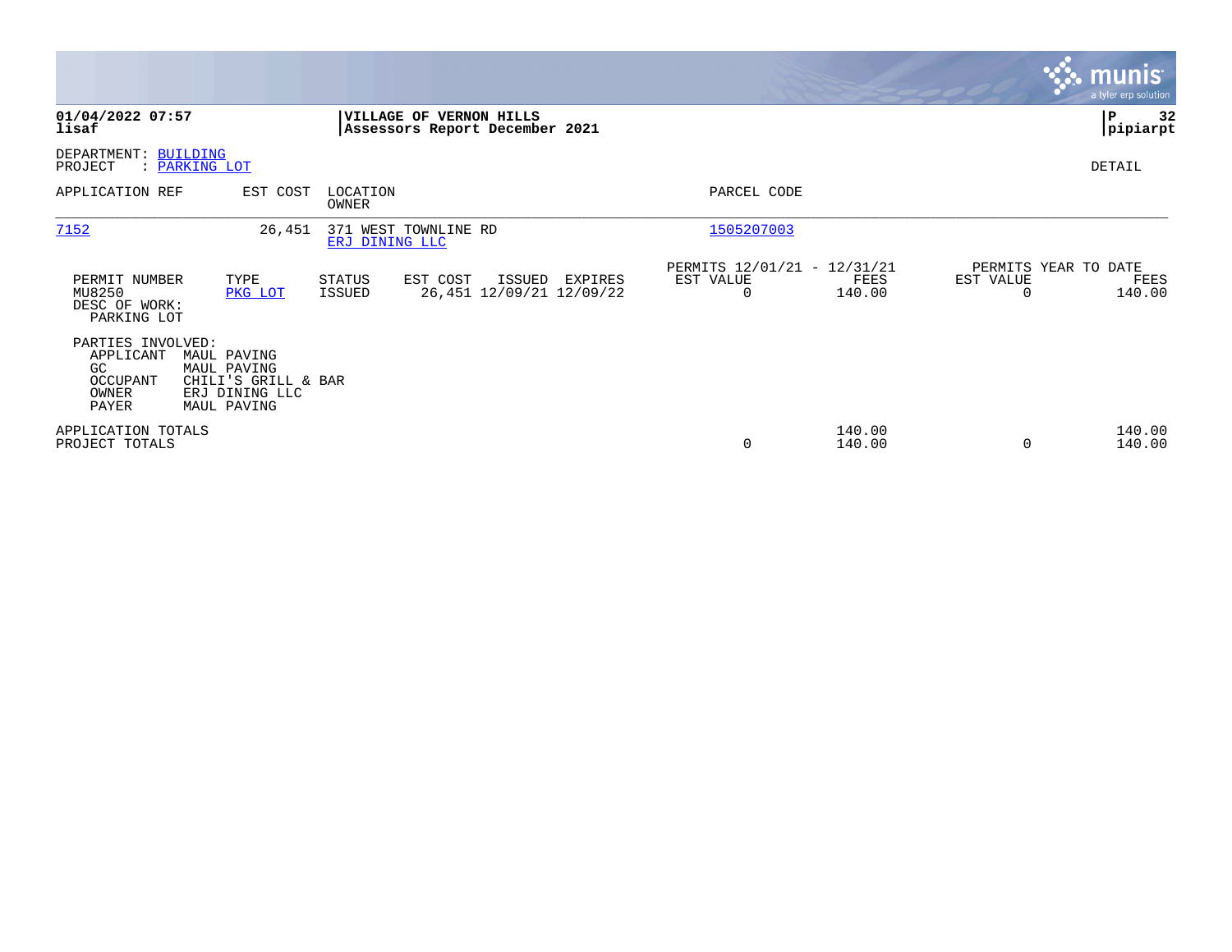**VILLAGE OF VERNON HILLS**
**Assessors Report December 2021**

01/04/2022 07:57
lisaf

pipiarpt

DEPARTMENT: BUILDING
PROJECT : PARKING LOT

DETAIL

| APPLICATION REF | EST COST | LOCATION / OWNER | PARCEL CODE |
|---|---|---|---|
| 7152 | 26,451 | 371 WEST TOWNLINE RD / ERJ DINING LLC | 1505207003 |

| PERMIT NUMBER | TYPE | STATUS | EST COST | ISSUED | EXPIRES | PERMITS 12/01/21 - 12/31/21 EST VALUE | FEES | PERMITS YEAR TO DATE EST VALUE | FEES |
|---|---|---|---|---|---|---|---|---|---|
| MU8250 | PKG LOT | ISSUED | 26,451 | 12/09/21 | 12/09/22 | 0 | 140.00 | 0 | 140.00 |

DESC OF WORK:
PARKING LOT

PARTIES INVOLVED:

| Role | Name |
|---|---|
| APPLICANT | MAUL PAVING |
| GC | MAUL PAVING |
| OCCUPANT | CHILI'S GRILL & BAR |
| OWNER | ERJ DINING LLC |
| PAYER | MAUL PAVING |

| | EST VALUE | FEES | EST VALUE | FEES |
|---|---|---|---|---|
| APPLICATION TOTALS | | 140.00 | | 140.00 |
| PROJECT TOTALS | 0 | 140.00 | 0 | 140.00 |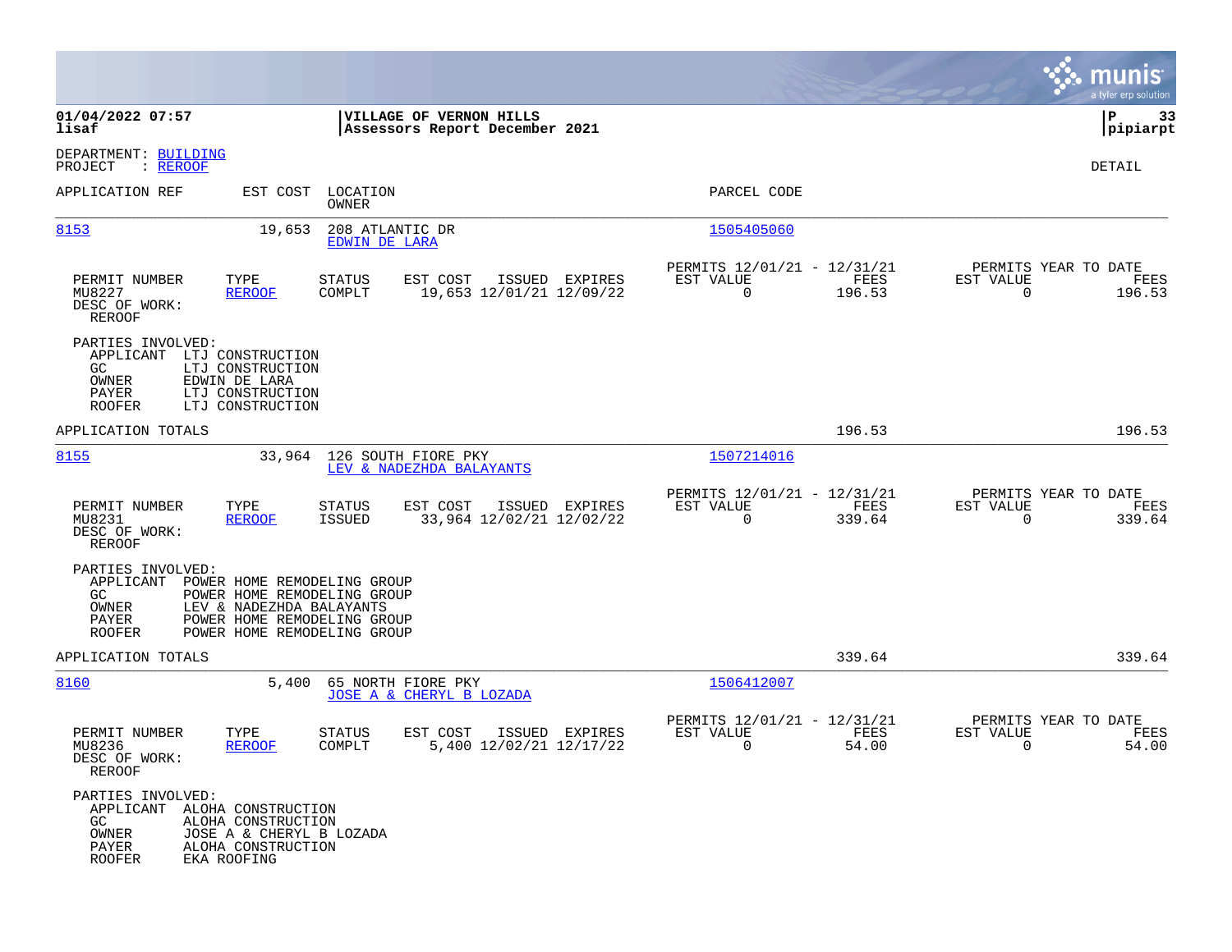**01/04/2022 07:57** **VILLAGE OF VERNON HILLS**
**lisaf** **Assessors Report December 2021**

DEPARTMENT: BUILDING
PROJECT : REROOF

DETAIL

| APPLICATION REF | EST COST | LOCATION / OWNER | PARCEL CODE |
|---|---|---|---|
| 8153 | 19,653 | 208 ATLANTIC DR / EDWIN DE LARA | 1505405060 |

| PERMIT NUMBER | TYPE | STATUS | EST COST | ISSUED | EXPIRES | PERMITS 12/01/21 - 12/31/21 EST VALUE | FEES | PERMITS YEAR TO DATE EST VALUE | FEES |
|---|---|---|---|---|---|---|---|---|---|
| MU8227 | REROOF | COMPLT | 19,653 | 12/01/21 | 12/09/22 | 0 | 196.53 | 0 | 196.53 |

DESC OF WORK:
REROOF

PARTIES INVOLVED:
- APPLICANT LTJ CONSTRUCTION
- GC LTJ CONSTRUCTION
- OWNER EDWIN DE LARA
- PAYER LTJ CONSTRUCTION
- ROOFER LTJ CONSTRUCTION

APPLICATION TOTALS 196.53 196.53

| APPLICATION REF | EST COST | LOCATION / OWNER | PARCEL CODE |
|---|---|---|---|
| 8155 | 33,964 | 126 SOUTH FIORE PKY / LEV & NADEZHDA BALAYANTS | 1507214016 |

| PERMIT NUMBER | TYPE | STATUS | EST COST | ISSUED | EXPIRES | PERMITS 12/01/21 - 12/31/21 EST VALUE | FEES | PERMITS YEAR TO DATE EST VALUE | FEES |
|---|---|---|---|---|---|---|---|---|---|
| MU8231 | REROOF | ISSUED | 33,964 | 12/02/21 | 12/02/22 | 0 | 339.64 | 0 | 339.64 |

DESC OF WORK:
REROOF

PARTIES INVOLVED:
- APPLICANT POWER HOME REMODELING GROUP
- GC POWER HOME REMODELING GROUP
- OWNER LEV & NADEZHDA BALAYANTS
- PAYER POWER HOME REMODELING GROUP
- ROOFER POWER HOME REMODELING GROUP

APPLICATION TOTALS 339.64 339.64

| APPLICATION REF | EST COST | LOCATION / OWNER | PARCEL CODE |
|---|---|---|---|
| 8160 | 5,400 | 65 NORTH FIORE PKY / JOSE A & CHERYL B LOZADA | 1506412007 |

| PERMIT NUMBER | TYPE | STATUS | EST COST | ISSUED | EXPIRES | PERMITS 12/01/21 - 12/31/21 EST VALUE | FEES | PERMITS YEAR TO DATE EST VALUE | FEES |
|---|---|---|---|---|---|---|---|---|---|
| MU8236 | REROOF | COMPLT | 5,400 | 12/02/21 | 12/17/22 | 0 | 54.00 | 0 | 54.00 |

DESC OF WORK:
REROOF

PARTIES INVOLVED:
- APPLICANT ALOHA CONSTRUCTION
- GC ALOHA CONSTRUCTION
- OWNER JOSE A & CHERYL B LOZADA
- PAYER ALOHA CONSTRUCTION
- ROOFER EKA ROOFING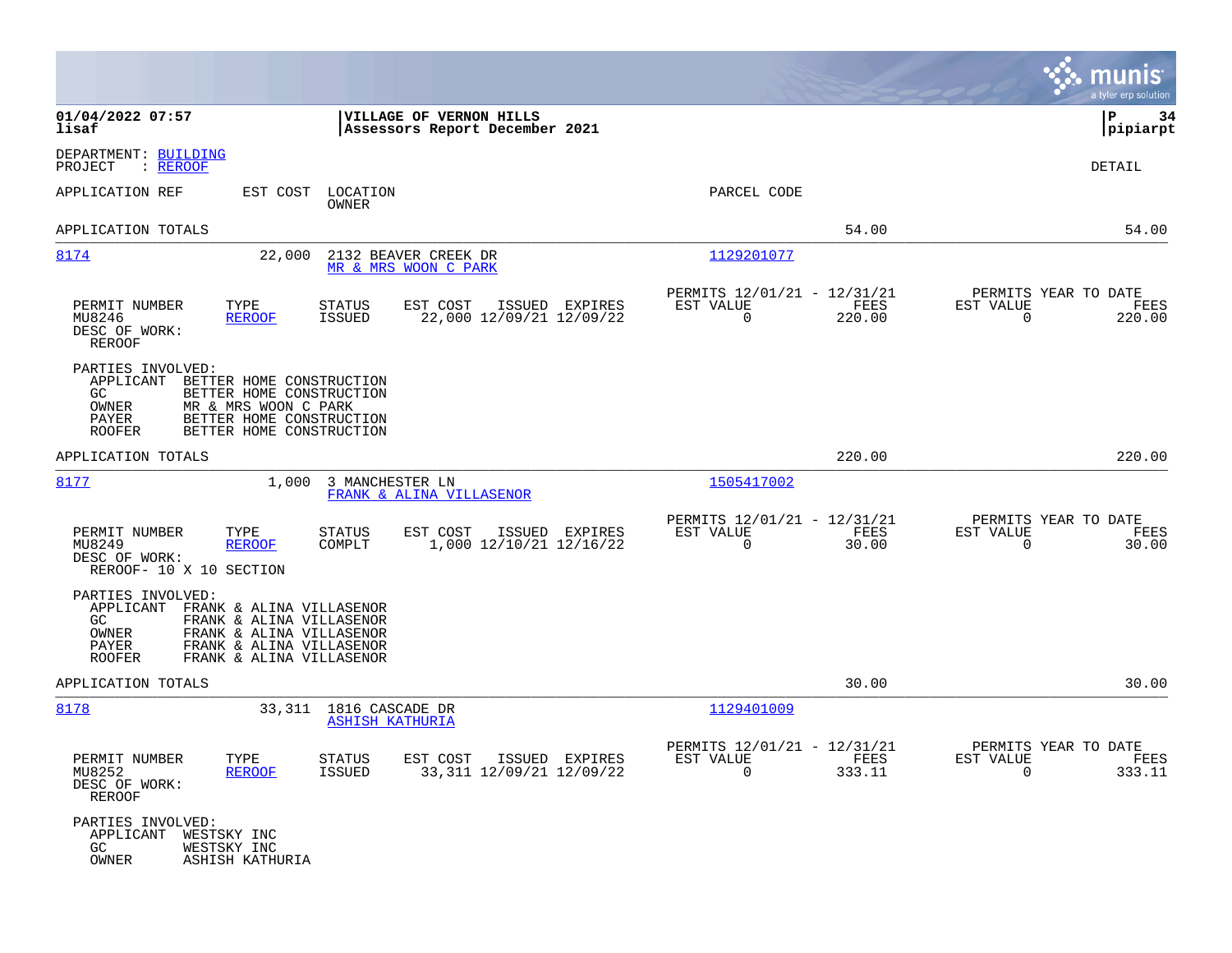DEPARTMENT: BUILDING
PROJECT : REROOF

DETAIL

| APPLICATION REF | EST COST | LOCATION / OWNER | PARCEL CODE | | |
|---|---|---|---|---|---|
| APPLICATION TOTALS | | | | 54.00 | 54.00 |

**8174** — 22,000 — 2132 BEAVER CREEK DR — MR & MRS WOON C PARK — 1129201077

| PERMIT NUMBER | TYPE | STATUS | EST COST | ISSUED | EXPIRES | PERMITS 12/01/21 - 12/31/21 EST VALUE | FEES | PERMITS YEAR TO DATE EST VALUE | FEES |
|---|---|---|---|---|---|---|---|---|---|
| MU8246 | REROOF | ISSUED | 22,000 | 12/09/21 | 12/09/22 | 0 | 220.00 | 0 | 220.00 |

DESC OF WORK:
REROOF

PARTIES INVOLVED:
- APPLICANT BETTER HOME CONSTRUCTION
- GC BETTER HOME CONSTRUCTION
- OWNER MR & MRS WOON C PARK
- PAYER BETTER HOME CONSTRUCTION
- ROOFER BETTER HOME CONSTRUCTION

APPLICATION TOTALS — 220.00 — 220.00

**8177** — 1,000 — 3 MANCHESTER LN — FRANK & ALINA VILLASENOR — 1505417002

| PERMIT NUMBER | TYPE | STATUS | EST COST | ISSUED | EXPIRES | PERMITS 12/01/21 - 12/31/21 EST VALUE | FEES | PERMITS YEAR TO DATE EST VALUE | FEES |
|---|---|---|---|---|---|---|---|---|---|
| MU8249 | REROOF | COMPLT | 1,000 | 12/10/21 | 12/16/22 | 0 | 30.00 | 0 | 30.00 |

DESC OF WORK:
REROOF- 10 X 10 SECTION

PARTIES INVOLVED:
- APPLICANT FRANK & ALINA VILLASENOR
- GC FRANK & ALINA VILLASENOR
- OWNER FRANK & ALINA VILLASENOR
- PAYER FRANK & ALINA VILLASENOR
- ROOFER FRANK & ALINA VILLASENOR

APPLICATION TOTALS — 30.00 — 30.00

**8178** — 33,311 — 1816 CASCADE DR — ASHISH KATHURIA — 1129401009

| PERMIT NUMBER | TYPE | STATUS | EST COST | ISSUED | EXPIRES | PERMITS 12/01/21 - 12/31/21 EST VALUE | FEES | PERMITS YEAR TO DATE EST VALUE | FEES |
|---|---|---|---|---|---|---|---|---|---|
| MU8252 | REROOF | ISSUED | 33,311 | 12/09/21 | 12/09/22 | 0 | 333.11 | 0 | 333.11 |

DESC OF WORK:
REROOF

PARTIES INVOLVED:
- APPLICANT WESTSKY INC
- GC WESTSKY INC
- OWNER ASHISH KATHURIA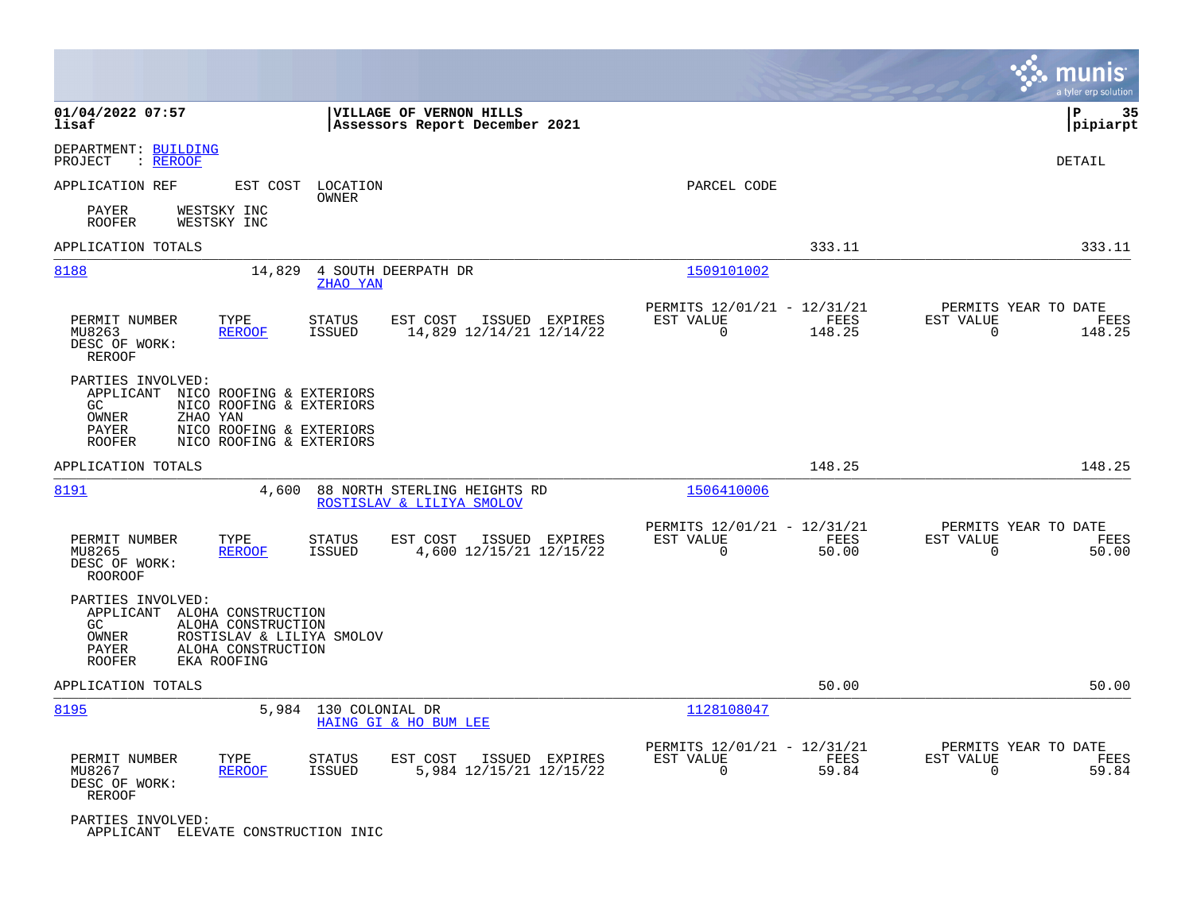01/04/2022 07:57 | VILLAGE OF VERNON HILLS
lisaf | Assessors Report December 2021

DEPARTMENT: BUILDING
PROJECT : REROOF

DETAIL

APPLICATION REF EST COST LOCATION PARCEL CODE
OWNER

PAYER WESTSKY INC
ROOFER WESTSKY INC

APPLICATION TOTALS 333.11 333.11

---

**8188** 14,829 4 SOUTH DEERPATH DR — ZHAO YAN — 1509101002

| PERMIT NUMBER | TYPE | STATUS | EST COST | ISSUED | EXPIRES | PERMITS 12/01/21 - 12/31/21 EST VALUE | FEES | PERMITS YEAR TO DATE EST VALUE | FEES |
|---|---|---|---|---|---|---|---|---|---|
| MU8263 | REROOF | ISSUED | 14,829 | 12/14/21 | 12/14/22 | 0 | 148.25 | 0 | 148.25 |

DESC OF WORK:
REROOF

PARTIES INVOLVED:
APPLICANT NICO ROOFING & EXTERIORS
GC NICO ROOFING & EXTERIORS
OWNER ZHAO YAN
PAYER NICO ROOFING & EXTERIORS
ROOFER NICO ROOFING & EXTERIORS

APPLICATION TOTALS 148.25 148.25

---

**8191** 4,600 88 NORTH STERLING HEIGHTS RD — ROSTISLAV & LILIYA SMOLOV — 1506410006

| PERMIT NUMBER | TYPE | STATUS | EST COST | ISSUED | EXPIRES | PERMITS 12/01/21 - 12/31/21 EST VALUE | FEES | PERMITS YEAR TO DATE EST VALUE | FEES |
|---|---|---|---|---|---|---|---|---|---|
| MU8265 | REROOF | ISSUED | 4,600 | 12/15/21 | 12/15/22 | 0 | 50.00 | 0 | 50.00 |

DESC OF WORK:
ROOROOF

PARTIES INVOLVED:
APPLICANT ALOHA CONSTRUCTION
GC ALOHA CONSTRUCTION
OWNER ROSTISLAV & LILIYA SMOLOV
PAYER ALOHA CONSTRUCTION
ROOFER EKA ROOFING

APPLICATION TOTALS 50.00 50.00

---

**8195** 5,984 130 COLONIAL DR — HAING GI & HO BUM LEE — 1128108047

| PERMIT NUMBER | TYPE | STATUS | EST COST | ISSUED | EXPIRES | PERMITS 12/01/21 - 12/31/21 EST VALUE | FEES | PERMITS YEAR TO DATE EST VALUE | FEES |
|---|---|---|---|---|---|---|---|---|---|
| MU8267 | REROOF | ISSUED | 5,984 | 12/15/21 | 12/15/22 | 0 | 59.84 | 0 | 59.84 |

DESC OF WORK:
REROOF

PARTIES INVOLVED:
APPLICANT ELEVATE CONSTRUCTION INIC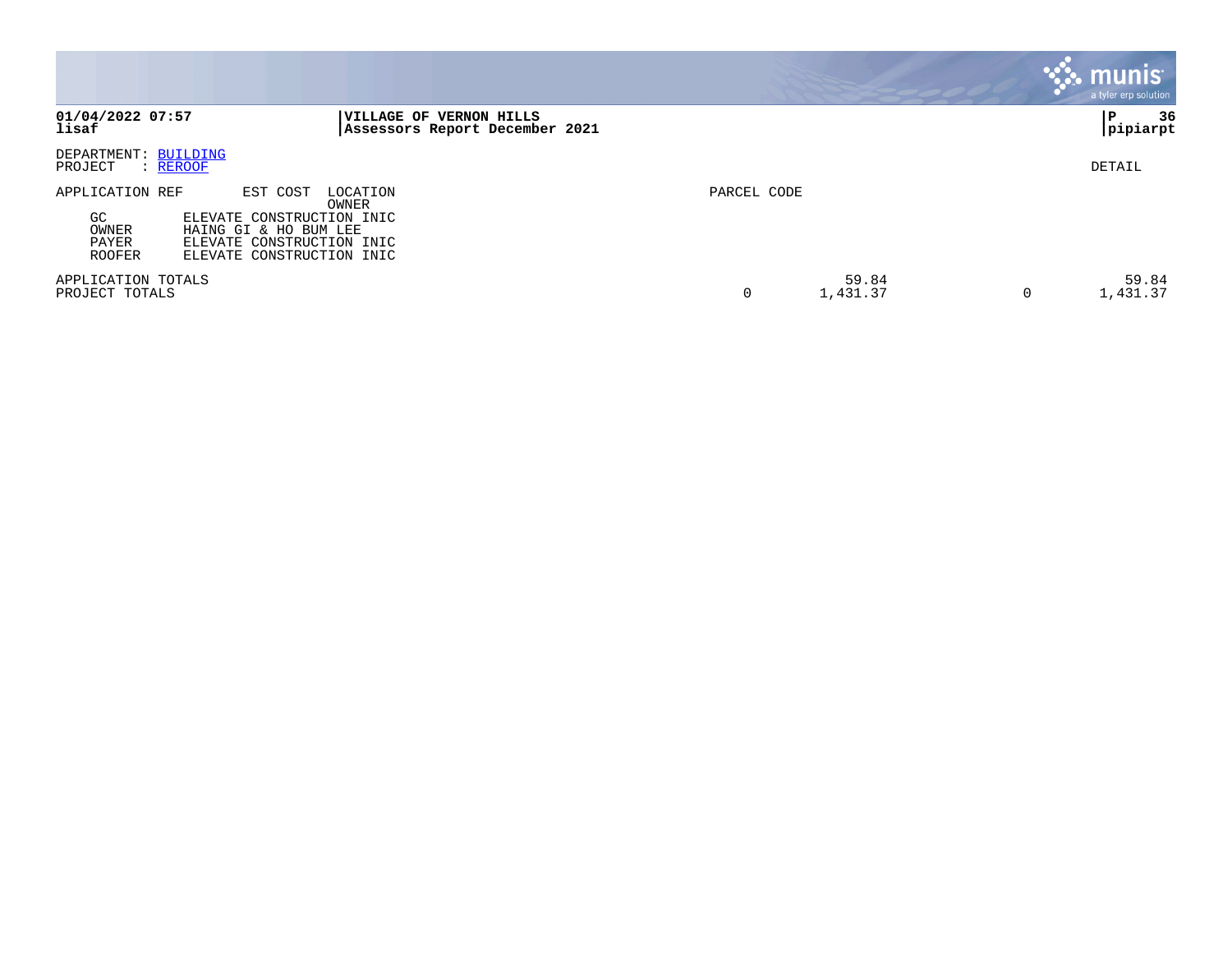**VILLAGE OF VERNON HILLS**
**Assessors Report December 2021**

DEPARTMENT: BUILDING
PROJECT : REROOF

DETAIL

| APPLICATION REF | EST COST | LOCATION / OWNER | PARCEL CODE | | | |
|---|---|---|---|---|---|---|
| GC | ELEVATE CONSTRUCTION INIC | | | | | |
| OWNER | HAING GI & HO BUM LEE | | | | | |
| PAYER | ELEVATE CONSTRUCTION INIC | | | | | |
| ROOFER | ELEVATE CONSTRUCTION INIC | | | | | |
| APPLICATION TOTALS | | | | 59.84 | | 59.84 |
| PROJECT TOTALS | | | 0 | 1,431.37 | 0 | 1,431.37 |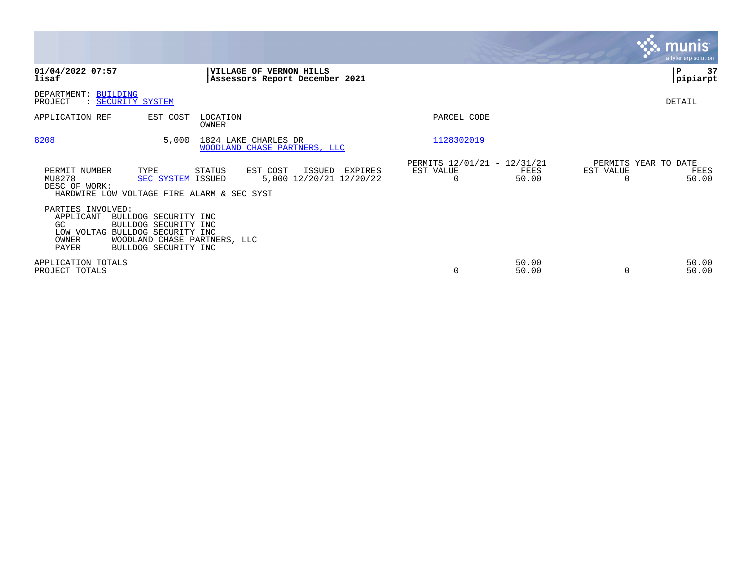**01/04/2022 07:57**
**lisaf**

**VILLAGE OF VERNON HILLS**
**Assessors Report December 2021**

**pipiarpt**

DEPARTMENT: BUILDING
PROJECT : SECURITY SYSTEM

DETAIL

| APPLICATION REF | EST COST | LOCATION / OWNER | PARCEL CODE |
|---|---|---|---|
| 8208 | 5,000 | 1824 LAKE CHARLES DR / WOODLAND CHASE PARTNERS, LLC | 1128302019 |

| PERMIT NUMBER | TYPE | STATUS | EST COST | ISSUED | EXPIRES | PERMITS 12/01/21 - 12/31/21 EST VALUE | FEES | PERMITS YEAR TO DATE EST VALUE | FEES |
|---|---|---|---|---|---|---|---|---|---|
| MU8278 | SEC SYSTEM | ISSUED | 5,000 | 12/20/21 | 12/20/22 | 0 | 50.00 | 0 | 50.00 |

DESC OF WORK:
HARDWIRE LOW VOLTAGE FIRE ALARM & SEC SYST

PARTIES INVOLVED:

| | |
|---|---|
| APPLICANT | BULLDOG SECURITY INC |
| GC | BULLDOG SECURITY INC |
| LOW VOLTAG | BULLDOG SECURITY INC |
| OWNER | WOODLAND CHASE PARTNERS, LLC |
| PAYER | BULLDOG SECURITY INC |

| | EST VALUE | FEES | EST VALUE | FEES |
|---|---|---|---|---|
| APPLICATION TOTALS | | 50.00 | | 50.00 |
| PROJECT TOTALS | 0 | 50.00 | 0 | 50.00 |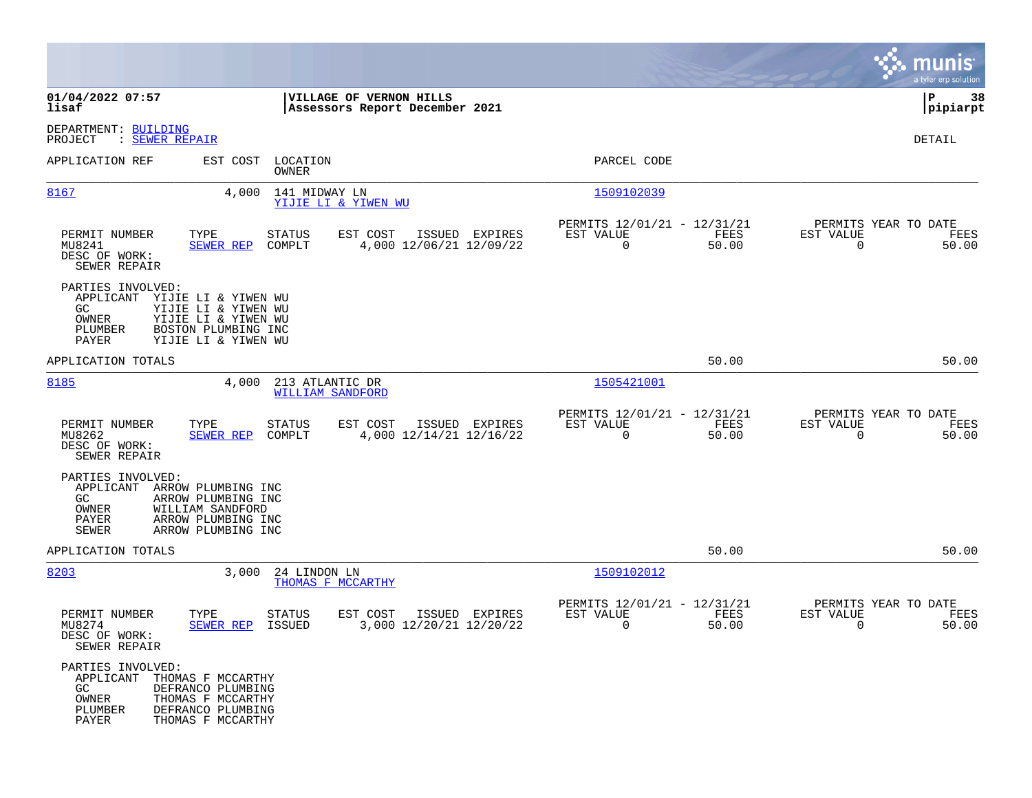**01/04/2022 07:57**
**lisaf**

**VILLAGE OF VERNON HILLS**
**Assessors Report December 2021**

**P 38**
**pipiarpt**

DEPARTMENT: BUILDING
PROJECT : SEWER REPAIR

DETAIL

| APPLICATION REF | EST COST | LOCATION / OWNER | PARCEL CODE |
|---|---|---|---|
| 8167 | 4,000 | 141 MIDWAY LN / YIJIE LI & YIWEN WU | 1509102039 |

| PERMIT NUMBER | TYPE | STATUS | EST COST | ISSUED | EXPIRES | PERMITS 12/01/21 - 12/31/21 EST VALUE | FEES | PERMITS YEAR TO DATE EST VALUE | FEES |
|---|---|---|---|---|---|---|---|---|---|
| MU8241 | SEWER REP | COMPLT | 4,000 | 12/06/21 | 12/09/22 | 0 | 50.00 | 0 | 50.00 |

DESC OF WORK:
SEWER REPAIR

PARTIES INVOLVED:
- APPLICANT YIJIE LI & YIWEN WU
- GC YIJIE LI & YIWEN WU
- OWNER YIJIE LI & YIWEN WU
- PLUMBER BOSTON PLUMBING INC
- PAYER YIJIE LI & YIWEN WU

APPLICATION TOTALS 50.00 50.00

| APPLICATION REF | EST COST | LOCATION / OWNER | PARCEL CODE |
|---|---|---|---|
| 8185 | 4,000 | 213 ATLANTIC DR / WILLIAM SANDFORD | 1505421001 |

| PERMIT NUMBER | TYPE | STATUS | EST COST | ISSUED | EXPIRES | PERMITS 12/01/21 - 12/31/21 EST VALUE | FEES | PERMITS YEAR TO DATE EST VALUE | FEES |
|---|---|---|---|---|---|---|---|---|---|
| MU8262 | SEWER REP | COMPLT | 4,000 | 12/14/21 | 12/16/22 | 0 | 50.00 | 0 | 50.00 |

DESC OF WORK:
SEWER REPAIR

PARTIES INVOLVED:
- APPLICANT ARROW PLUMBING INC
- GC ARROW PLUMBING INC
- OWNER WILLIAM SANDFORD
- PAYER ARROW PLUMBING INC
- SEWER ARROW PLUMBING INC

APPLICATION TOTALS 50.00 50.00

| APPLICATION REF | EST COST | LOCATION / OWNER | PARCEL CODE |
|---|---|---|---|
| 8203 | 3,000 | 24 LINDON LN / THOMAS F MCCARTHY | 1509102012 |

| PERMIT NUMBER | TYPE | STATUS | EST COST | ISSUED | EXPIRES | PERMITS 12/01/21 - 12/31/21 EST VALUE | FEES | PERMITS YEAR TO DATE EST VALUE | FEES |
|---|---|---|---|---|---|---|---|---|---|
| MU8274 | SEWER REP | ISSUED | 3,000 | 12/20/21 | 12/20/22 | 0 | 50.00 | 0 | 50.00 |

DESC OF WORK:
SEWER REPAIR

PARTIES INVOLVED:
- APPLICANT THOMAS F MCCARTHY
- GC DEFRANCO PLUMBING
- OWNER THOMAS F MCCARTHY
- PLUMBER DEFRANCO PLUMBING
- PAYER THOMAS F MCCARTHY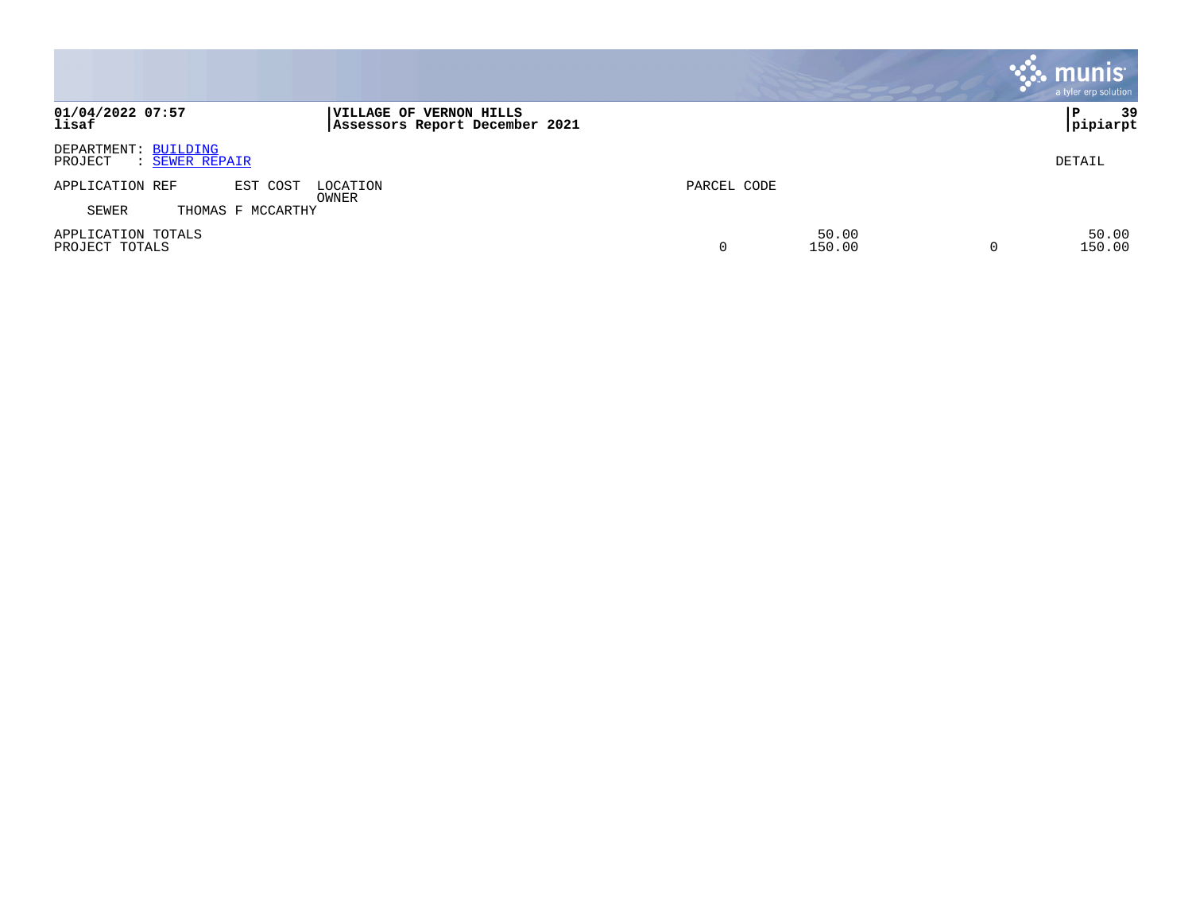**VILLAGE OF VERNON HILLS**
**Assessors Report December 2021**

DEPARTMENT: BUILDING
PROJECT : SEWER REPAIR

DETAIL

| APPLICATION REF | EST COST | LOCATION / OWNER | PARCEL CODE | | | |
|---|---|---|---|---|---|---|
| SEWER | | THOMAS F MCCARTHY | | | | |
| APPLICATION TOTALS | | | | 50.00 | | 50.00 |
| PROJECT TOTALS | | | 0 | 150.00 | 0 | 150.00 |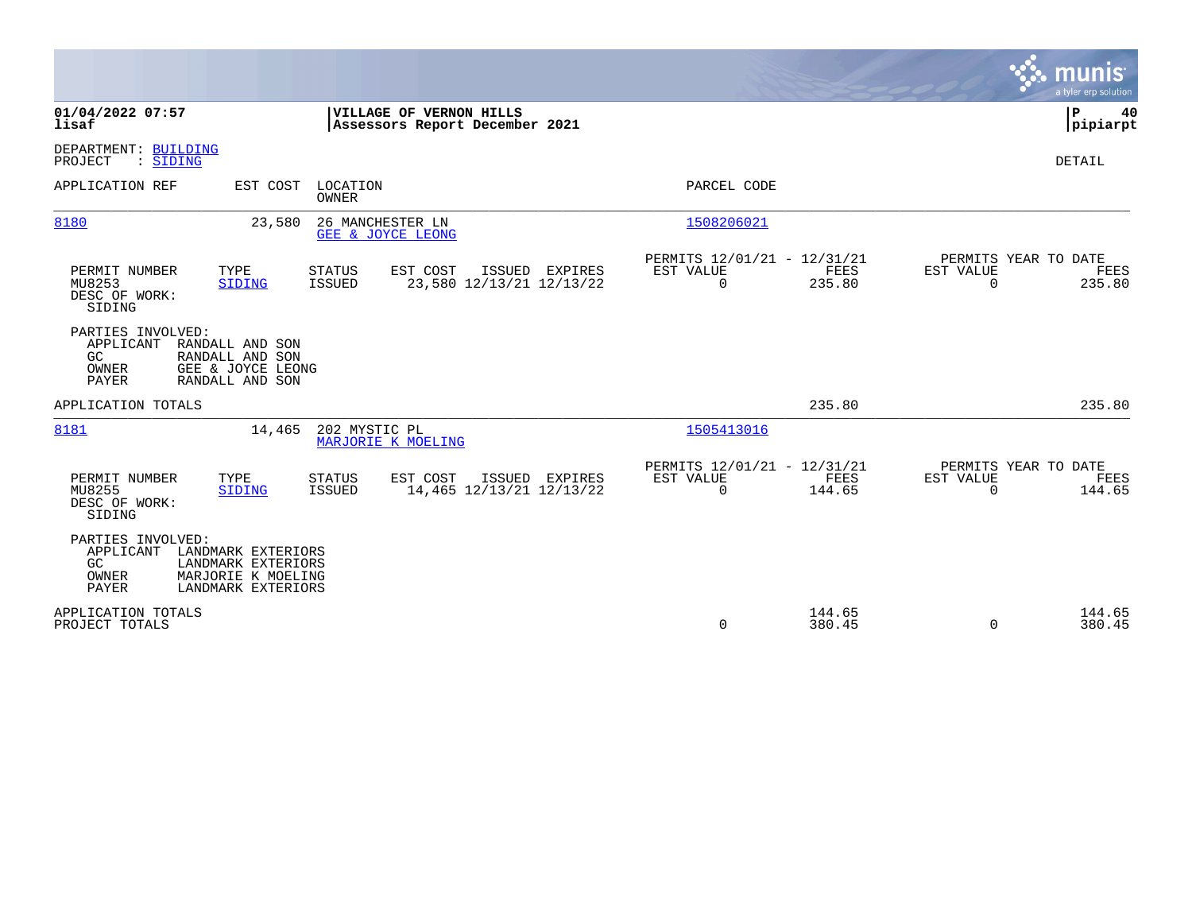**01/04/2022 07:57**
**lisaf**

**VILLAGE OF VERNON HILLS**
**Assessors Report December 2021**

**pipiarpt**

DEPARTMENT: BUILDING
PROJECT : SIDING

DETAIL

| APPLICATION REF | EST COST | LOCATION / OWNER | PARCEL CODE |
|---|---|---|---|
| 8180 | 23,580 | 26 MANCHESTER LN / GEE & JOYCE LEONG | 1508206021 |

| PERMIT NUMBER | TYPE | STATUS | EST COST | ISSUED | EXPIRES | PERMITS 12/01/21 - 12/31/21 EST VALUE | FEES | PERMITS YEAR TO DATE EST VALUE | FEES |
|---|---|---|---|---|---|---|---|---|---|
| MU8253 | SIDING | ISSUED | 23,580 | 12/13/21 | 12/13/22 | 0 | 235.80 | 0 | 235.80 |

DESC OF WORK:
SIDING

PARTIES INVOLVED:
- APPLICANT RANDALL AND SON
- GC RANDALL AND SON
- OWNER GEE & JOYCE LEONG
- PAYER RANDALL AND SON

APPLICATION TOTALS 235.80 235.80

| APPLICATION REF | EST COST | LOCATION / OWNER | PARCEL CODE |
|---|---|---|---|
| 8181 | 14,465 | 202 MYSTIC PL / MARJORIE K MOELING | 1505413016 |

| PERMIT NUMBER | TYPE | STATUS | EST COST | ISSUED | EXPIRES | PERMITS 12/01/21 - 12/31/21 EST VALUE | FEES | PERMITS YEAR TO DATE EST VALUE | FEES |
|---|---|---|---|---|---|---|---|---|---|
| MU8255 | SIDING | ISSUED | 14,465 | 12/13/21 | 12/13/22 | 0 | 144.65 | 0 | 144.65 |

DESC OF WORK:
SIDING

PARTIES INVOLVED:
- APPLICANT LANDMARK EXTERIORS
- GC LANDMARK EXTERIORS
- OWNER MARJORIE K MOELING
- PAYER LANDMARK EXTERIORS

| | EST VALUE | FEES | YTD EST VALUE | YTD FEES |
|---|---|---|---|---|
| APPLICATION TOTALS | | 144.65 | | 144.65 |
| PROJECT TOTALS | 0 | 380.45 | 0 | 380.45 |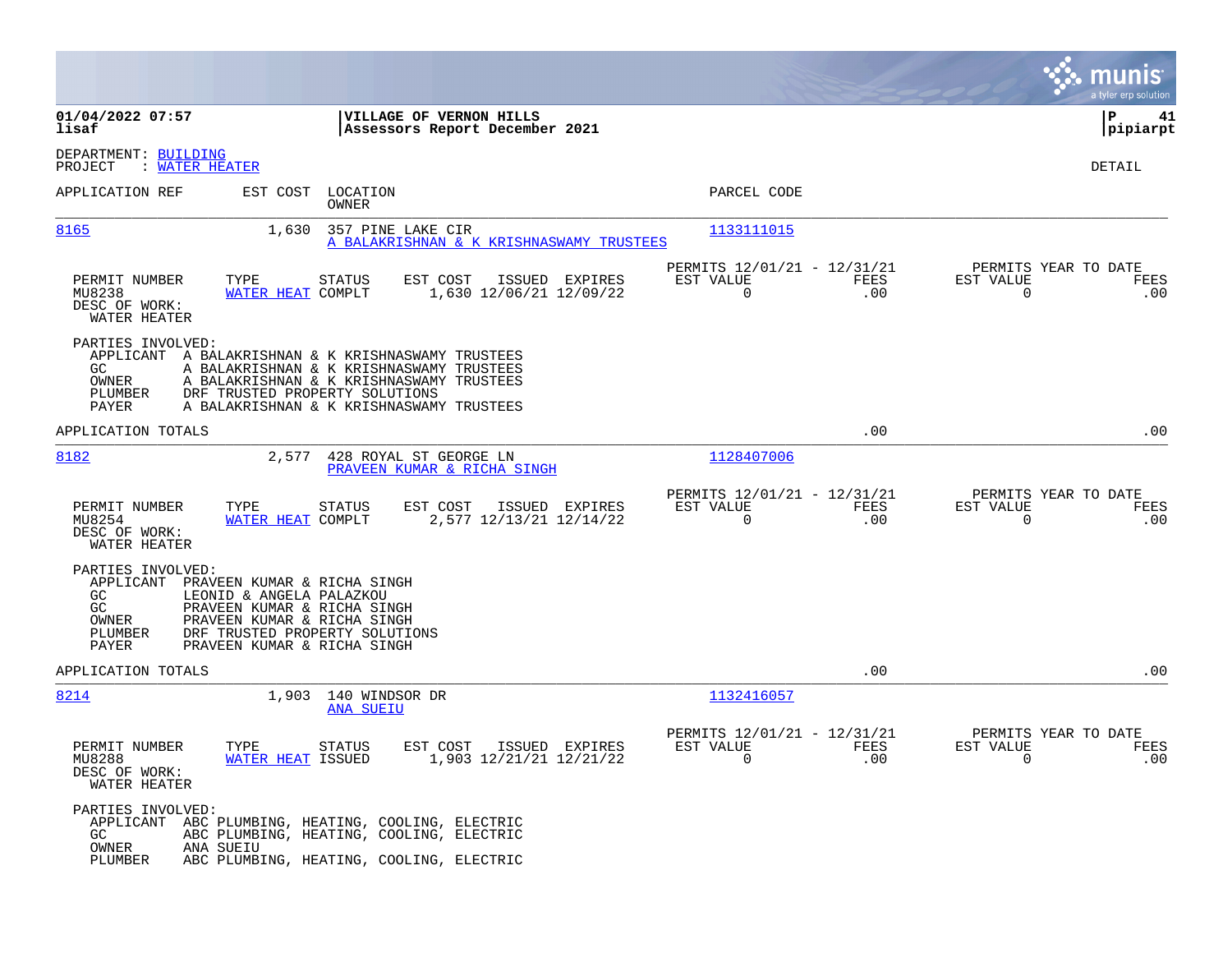**VILLAGE OF VERNON HILLS**
**Assessors Report December 2021**

01/04/2022 07:57
lisaf

P 41
pipiarpt

DEPARTMENT: BUILDING
PROJECT : WATER HEATER

DETAIL

| APPLICATION REF | EST COST | LOCATION / OWNER | PARCEL CODE |
|---|---|---|---|
| 8165 | 1,630 | 357 PINE LAKE CIR / A BALAKRISHNAN & K KRISHNASWAMY TRUSTEES | 1133111015 |

| PERMIT NUMBER | TYPE | STATUS | EST COST | ISSUED | EXPIRES | PERMITS 12/01/21 - 12/31/21 EST VALUE | FEES | PERMITS YEAR TO DATE EST VALUE | FEES |
|---|---|---|---|---|---|---|---|---|---|
| MU8238 | WATER HEAT | COMPLT | 1,630 | 12/06/21 | 12/09/22 | 0 | .00 | 0 | .00 |

DESC OF WORK:
WATER HEATER

PARTIES INVOLVED:
- APPLICANT A BALAKRISHNAN & K KRISHNASWAMY TRUSTEES
- GC A BALAKRISHNAN & K KRISHNASWAMY TRUSTEES
- OWNER A BALAKRISHNAN & K KRISHNASWAMY TRUSTEES
- PLUMBER DRF TRUSTED PROPERTY SOLUTIONS
- PAYER A BALAKRISHNAN & K KRISHNASWAMY TRUSTEES

APPLICATION TOTALS .00 .00

| APPLICATION REF | EST COST | LOCATION / OWNER | PARCEL CODE |
|---|---|---|---|
| 8182 | 2,577 | 428 ROYAL ST GEORGE LN / PRAVEEN KUMAR & RICHA SINGH | 1128407006 |

| PERMIT NUMBER | TYPE | STATUS | EST COST | ISSUED | EXPIRES | PERMITS 12/01/21 - 12/31/21 EST VALUE | FEES | PERMITS YEAR TO DATE EST VALUE | FEES |
|---|---|---|---|---|---|---|---|---|---|
| MU8254 | WATER HEAT | COMPLT | 2,577 | 12/13/21 | 12/14/22 | 0 | .00 | 0 | .00 |

DESC OF WORK:
WATER HEATER

PARTIES INVOLVED:
- APPLICANT PRAVEEN KUMAR & RICHA SINGH
- GC LEONID & ANGELA PALAZKOU
- GC PRAVEEN KUMAR & RICHA SINGH
- OWNER PRAVEEN KUMAR & RICHA SINGH
- PLUMBER DRF TRUSTED PROPERTY SOLUTIONS
- PAYER PRAVEEN KUMAR & RICHA SINGH

APPLICATION TOTALS .00 .00

| APPLICATION REF | EST COST | LOCATION / OWNER | PARCEL CODE |
|---|---|---|---|
| 8214 | 1,903 | 140 WINDSOR DR / ANA SUEIU | 1132416057 |

| PERMIT NUMBER | TYPE | STATUS | EST COST | ISSUED | EXPIRES | PERMITS 12/01/21 - 12/31/21 EST VALUE | FEES | PERMITS YEAR TO DATE EST VALUE | FEES |
|---|---|---|---|---|---|---|---|---|---|
| MU8288 | WATER HEAT | ISSUED | 1,903 | 12/21/21 | 12/21/22 | 0 | .00 | 0 | .00 |

DESC OF WORK:
WATER HEATER

PARTIES INVOLVED:
- APPLICANT ABC PLUMBING, HEATING, COOLING, ELECTRIC
- GC ABC PLUMBING, HEATING, COOLING, ELECTRIC
- OWNER ANA SUEIU
- PLUMBER ABC PLUMBING, HEATING, COOLING, ELECTRIC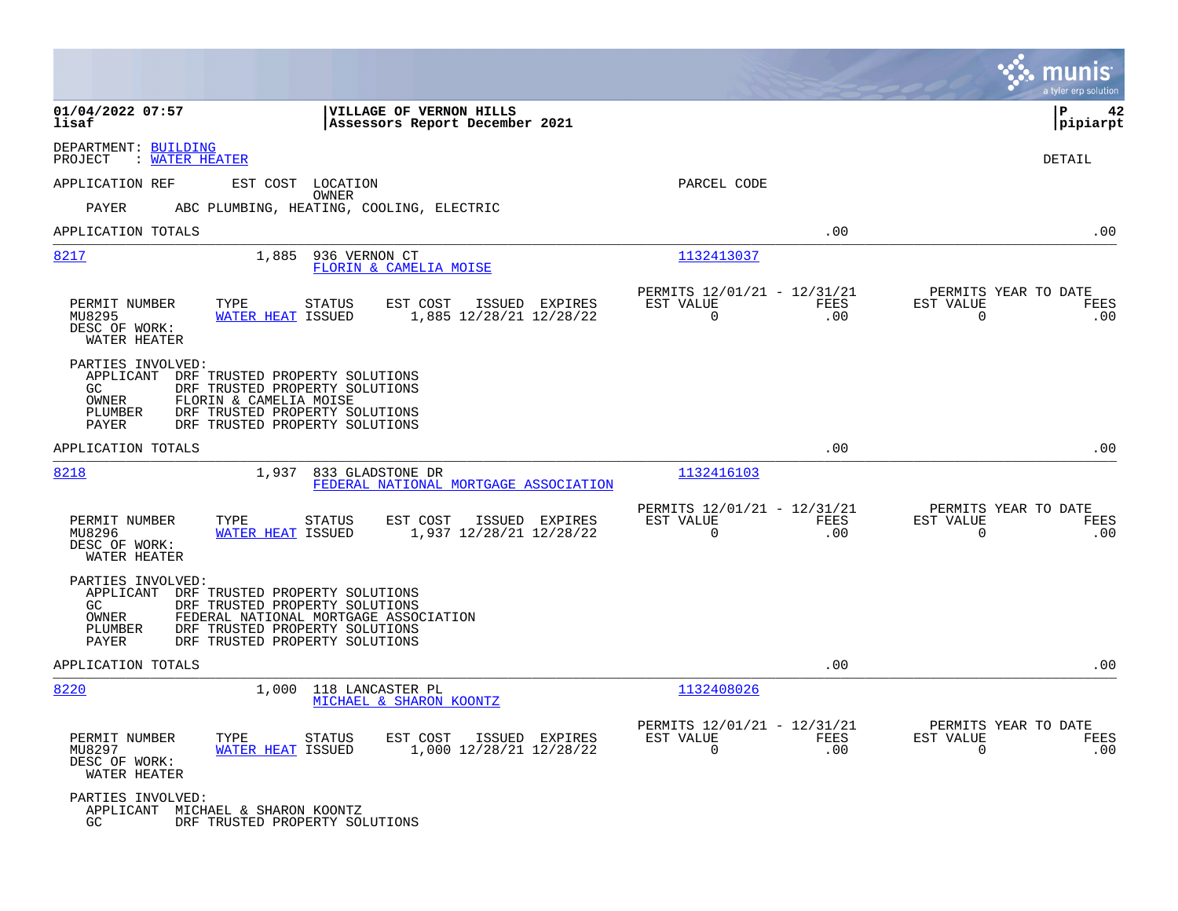01/04/2022 07:57 | VILLAGE OF VERNON HILLS | P 42
lisaf | Assessors Report December 2021 | pipiarpt

DEPARTMENT: BUILDING
PROJECT : WATER HEATER

DETAIL

APPLICATION REF EST COST LOCATION OWNER PARCEL CODE
PAYER ABC PLUMBING, HEATING, COOLING, ELECTRIC

APPLICATION TOTALS .00 .00

---

**8217** 1,885 936 VERNON CT — FLORIN & CAMELIA MOISE — 1132413037

| PERMIT NUMBER | TYPE | STATUS | EST COST | ISSUED | EXPIRES | PERMITS 12/01/21 - 12/31/21 EST VALUE | FEES | PERMITS YEAR TO DATE EST VALUE | FEES |
|---|---|---|---|---|---|---|---|---|---|
| MU8295 | WATER HEAT | ISSUED | 1,885 | 12/28/21 | 12/28/22 | 0 | .00 | 0 | .00 |

DESC OF WORK:
WATER HEATER

PARTIES INVOLVED:
APPLICANT DRF TRUSTED PROPERTY SOLUTIONS
GC DRF TRUSTED PROPERTY SOLUTIONS
OWNER FLORIN & CAMELIA MOISE
PLUMBER DRF TRUSTED PROPERTY SOLUTIONS
PAYER DRF TRUSTED PROPERTY SOLUTIONS

APPLICATION TOTALS .00 .00

---

**8218** 1,937 833 GLADSTONE DR — FEDERAL NATIONAL MORTGAGE ASSOCIATION — 1132416103

| PERMIT NUMBER | TYPE | STATUS | EST COST | ISSUED | EXPIRES | PERMITS 12/01/21 - 12/31/21 EST VALUE | FEES | PERMITS YEAR TO DATE EST VALUE | FEES |
|---|---|---|---|---|---|---|---|---|---|
| MU8296 | WATER HEAT | ISSUED | 1,937 | 12/28/21 | 12/28/22 | 0 | .00 | 0 | .00 |

DESC OF WORK:
WATER HEATER

PARTIES INVOLVED:
APPLICANT DRF TRUSTED PROPERTY SOLUTIONS
GC DRF TRUSTED PROPERTY SOLUTIONS
OWNER FEDERAL NATIONAL MORTGAGE ASSOCIATION
PLUMBER DRF TRUSTED PROPERTY SOLUTIONS
PAYER DRF TRUSTED PROPERTY SOLUTIONS

APPLICATION TOTALS .00 .00

---

**8220** 1,000 118 LANCASTER PL — MICHAEL & SHARON KOONTZ — 1132408026

| PERMIT NUMBER | TYPE | STATUS | EST COST | ISSUED | EXPIRES | PERMITS 12/01/21 - 12/31/21 EST VALUE | FEES | PERMITS YEAR TO DATE EST VALUE | FEES |
|---|---|---|---|---|---|---|---|---|---|
| MU8297 | WATER HEAT | ISSUED | 1,000 | 12/28/21 | 12/28/22 | 0 | .00 | 0 | .00 |

DESC OF WORK:
WATER HEATER

PARTIES INVOLVED:
APPLICANT MICHAEL & SHARON KOONTZ
GC DRF TRUSTED PROPERTY SOLUTIONS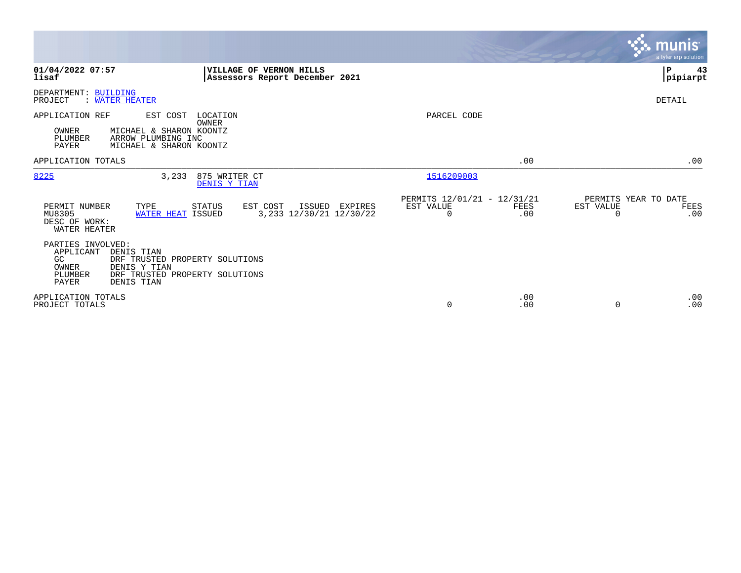**01/04/2022 07:57**
**lisaf**

**VILLAGE OF VERNON HILLS**
**Assessors Report December 2021**

**pipiarpt**

DEPARTMENT: BUILDING
PROJECT : WATER HEATER

DETAIL

APPLICATION REF | EST COST | LOCATION / OWNER | PARCEL CODE

OWNER: MICHAEL & SHARON KOONTZ
PLUMBER: ARROW PLUMBING INC
PAYER: MICHAEL & SHARON KOONTZ

APPLICATION TOTALS .00 .00

---

| APPLICATION REF | EST COST | LOCATION / OWNER | PARCEL CODE |
|---|---|---|---|
| 8225 | 3,233 | 875 WRITER CT / DENIS Y TIAN | 1516209003 |

| PERMIT NUMBER | TYPE | STATUS | EST COST | ISSUED | EXPIRES | PERMITS 12/01/21 - 12/31/21 EST VALUE | FEES | PERMITS YEAR TO DATE EST VALUE | FEES |
|---|---|---|---|---|---|---|---|---|---|
| MU8305 | WATER HEAT | ISSUED | 3,233 | 12/30/21 | 12/30/22 | 0 | .00 | 0 | .00 |

DESC OF WORK:
WATER HEATER

PARTIES INVOLVED:
- APPLICANT: DENIS TIAN
- GC: DRF TRUSTED PROPERTY SOLUTIONS
- OWNER: DENIS Y TIAN
- PLUMBER: DRF TRUSTED PROPERTY SOLUTIONS
- PAYER: DENIS TIAN

| | EST VALUE | FEES | EST VALUE | FEES |
|---|---|---|---|---|
| APPLICATION TOTALS | | .00 | | .00 |
| PROJECT TOTALS | 0 | .00 | 0 | .00 |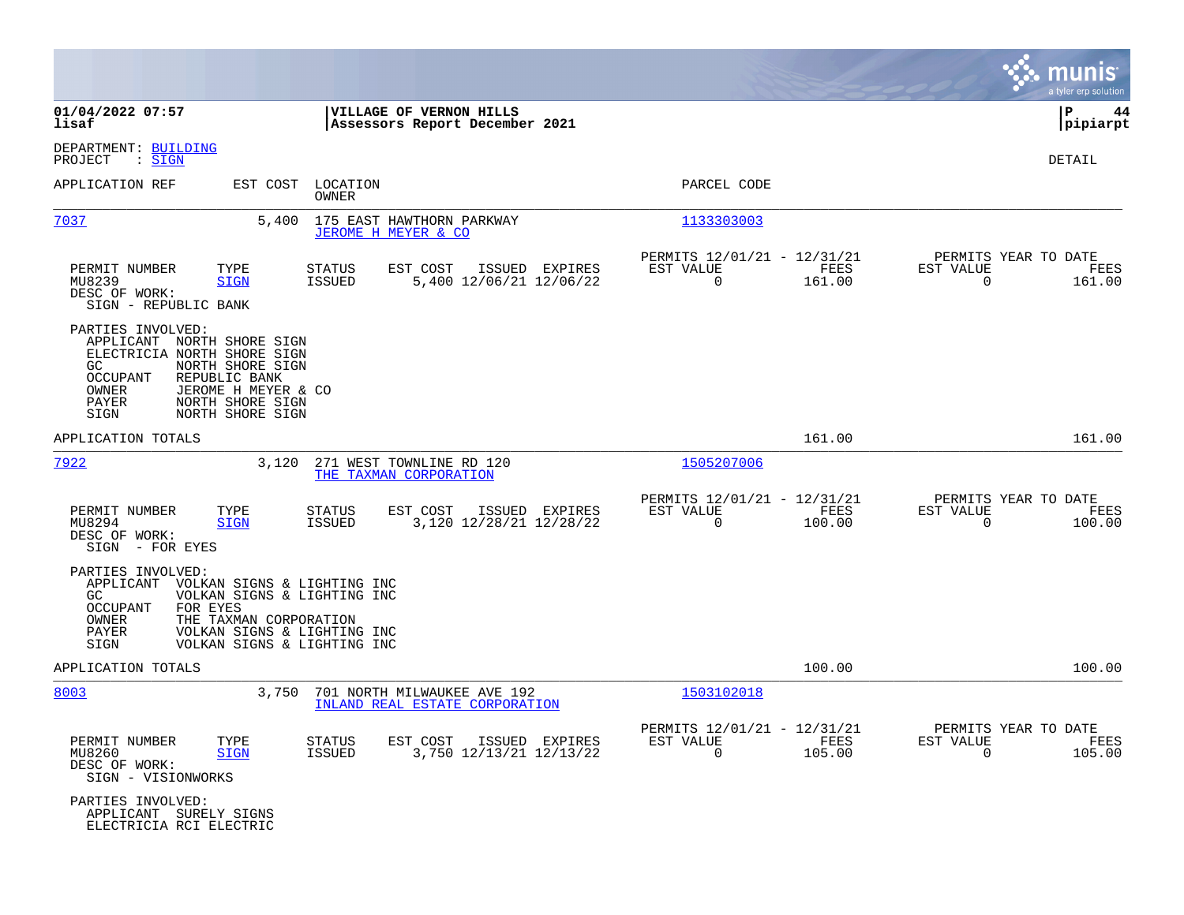**01/04/2022 07:57** | **VILLAGE OF VERNON HILLS** | **P 44**
**lisaf** | **Assessors Report December 2021** | **pipiarpt**

DEPARTMENT: BUILDING
PROJECT : SIGN

DETAIL

| APPLICATION REF | EST COST | LOCATION / OWNER | PARCEL CODE |
|---|---|---|---|
| 7037 | 5,400 | 175 EAST HAWTHORN PARKWAY / JEROME H MEYER & CO | 1133303003 |

| PERMIT NUMBER | TYPE | STATUS | EST COST | ISSUED | EXPIRES | PERMITS 12/01/21 - 12/31/21 EST VALUE | FEES | PERMITS YEAR TO DATE EST VALUE | FEES |
|---|---|---|---|---|---|---|---|---|---|
| MU8239 | SIGN | ISSUED | 5,400 | 12/06/21 | 12/06/22 | 0 | 161.00 | 0 | 161.00 |

DESC OF WORK:
SIGN - REPUBLIC BANK

PARTIES INVOLVED:
- APPLICANT NORTH SHORE SIGN
- ELECTRICIA NORTH SHORE SIGN
- GC NORTH SHORE SIGN
- OCCUPANT REPUBLIC BANK
- OWNER JEROME H MEYER & CO
- PAYER NORTH SHORE SIGN
- SIGN NORTH SHORE SIGN

APPLICATION TOTALS: 161.00 | 161.00

| APPLICATION REF | EST COST | LOCATION / OWNER | PARCEL CODE |
|---|---|---|---|
| 7922 | 3,120 | 271 WEST TOWNLINE RD 120 / THE TAXMAN CORPORATION | 1505207006 |

| PERMIT NUMBER | TYPE | STATUS | EST COST | ISSUED | EXPIRES | PERMITS 12/01/21 - 12/31/21 EST VALUE | FEES | PERMITS YEAR TO DATE EST VALUE | FEES |
|---|---|---|---|---|---|---|---|---|---|
| MU8294 | SIGN | ISSUED | 3,120 | 12/28/21 | 12/28/22 | 0 | 100.00 | 0 | 100.00 |

DESC OF WORK:
SIGN - FOR EYES

PARTIES INVOLVED:
- APPLICANT VOLKAN SIGNS & LIGHTING INC
- GC VOLKAN SIGNS & LIGHTING INC
- OCCUPANT FOR EYES
- OWNER THE TAXMAN CORPORATION
- PAYER VOLKAN SIGNS & LIGHTING INC
- SIGN VOLKAN SIGNS & LIGHTING INC

APPLICATION TOTALS: 100.00 | 100.00

| APPLICATION REF | EST COST | LOCATION / OWNER | PARCEL CODE |
|---|---|---|---|
| 8003 | 3,750 | 701 NORTH MILWAUKEE AVE 192 / INLAND REAL ESTATE CORPORATION | 1503102018 |

| PERMIT NUMBER | TYPE | STATUS | EST COST | ISSUED | EXPIRES | PERMITS 12/01/21 - 12/31/21 EST VALUE | FEES | PERMITS YEAR TO DATE EST VALUE | FEES |
|---|---|---|---|---|---|---|---|---|---|
| MU8260 | SIGN | ISSUED | 3,750 | 12/13/21 | 12/13/22 | 0 | 105.00 | 0 | 105.00 |

DESC OF WORK:
SIGN - VISIONWORKS

PARTIES INVOLVED:
- APPLICANT SURELY SIGNS
- ELECTRICIA RCI ELECTRIC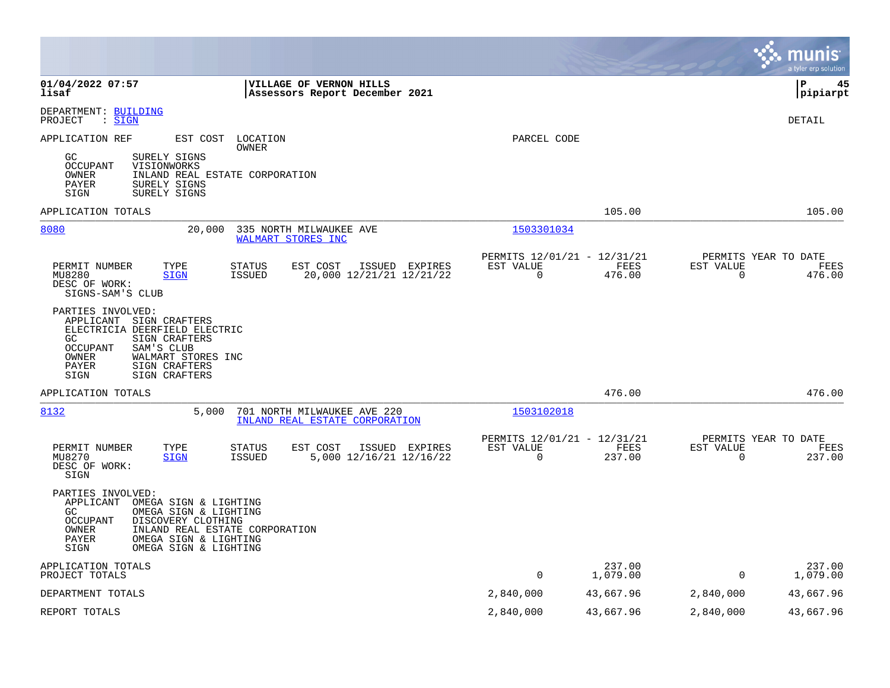**01/04/2022 07:57**
**lisaf**

**VILLAGE OF VERNON HILLS**
**Assessors Report December 2021**

**P 45**
**pipiarpt**

DEPARTMENT: BUILDING
PROJECT : SIGN

DETAIL

APPLICATION REF | EST COST | LOCATION / OWNER | PARCEL CODE

GC SURELY SIGNS
OCCUPANT VISIONWORKS
OWNER INLAND REAL ESTATE CORPORATION
PAYER SURELY SIGNS
SIGN SURELY SIGNS

APPLICATION TOTALS 105.00 105.00

---

**8080** 20,000 335 NORTH MILWAUKEE AVE
WALMART STORES INC
PARCEL CODE: 1503301034

| PERMIT NUMBER | TYPE | STATUS | EST COST | ISSUED | EXPIRES | PERMITS 12/01/21 - 12/31/21 EST VALUE | FEES | PERMITS YEAR TO DATE EST VALUE | FEES |
|---|---|---|---|---|---|---|---|---|---|
| MU8280 | SIGN | ISSUED | 20,000 | 12/21/21 | 12/21/22 | 0 | 476.00 | 0 | 476.00 |

DESC OF WORK:
SIGNS-SAM'S CLUB

PARTIES INVOLVED:
APPLICANT SIGN CRAFTERS
ELECTRICIA DEERFIELD ELECTRIC
GC SIGN CRAFTERS
OCCUPANT SAM'S CLUB
OWNER WALMART STORES INC
PAYER SIGN CRAFTERS
SIGN SIGN CRAFTERS

APPLICATION TOTALS 476.00 476.00

---

**8132** 5,000 701 NORTH MILWAUKEE AVE 220
INLAND REAL ESTATE CORPORATION
PARCEL CODE: 1503102018

| PERMIT NUMBER | TYPE | STATUS | EST COST | ISSUED | EXPIRES | PERMITS 12/01/21 - 12/31/21 EST VALUE | FEES | PERMITS YEAR TO DATE EST VALUE | FEES |
|---|---|---|---|---|---|---|---|---|---|
| MU8270 | SIGN | ISSUED | 5,000 | 12/16/21 | 12/16/22 | 0 | 237.00 | 0 | 237.00 |

DESC OF WORK:
SIGN

PARTIES INVOLVED:
APPLICANT OMEGA SIGN & LIGHTING
GC OMEGA SIGN & LIGHTING
OCCUPANT DISCOVERY CLOTHING
OWNER INLAND REAL ESTATE CORPORATION
PAYER OMEGA SIGN & LIGHTING
SIGN OMEGA SIGN & LIGHTING

| | EST VALUE | FEES | EST VALUE | FEES |
|---|---|---|---|---|
| APPLICATION TOTALS | | 237.00 | | 237.00 |
| PROJECT TOTALS | 0 | 1,079.00 | 0 | 1,079.00 |
| DEPARTMENT TOTALS | 2,840,000 | 43,667.96 | 2,840,000 | 43,667.96 |
| REPORT TOTALS | 2,840,000 | 43,667.96 | 2,840,000 | 43,667.96 |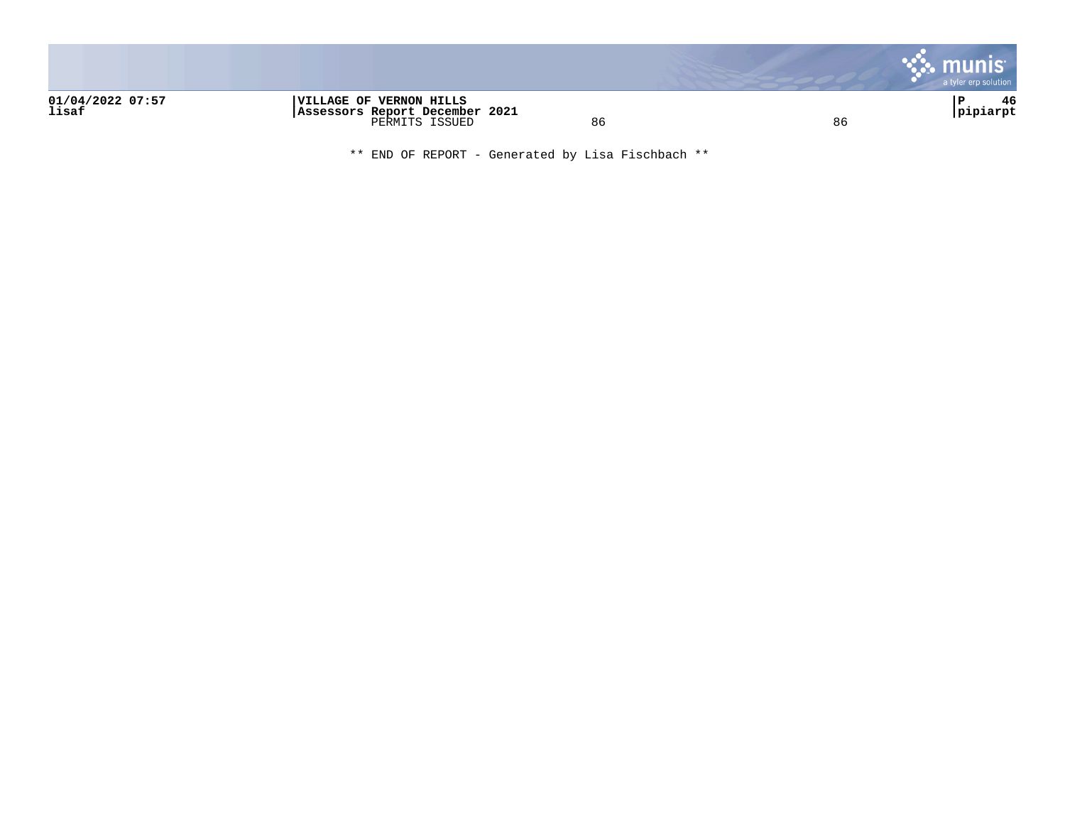| | | |
|---|---|---|
| PERMITS ISSUED | 86 | 86 |

** END OF REPORT - Generated by Lisa Fischbach **